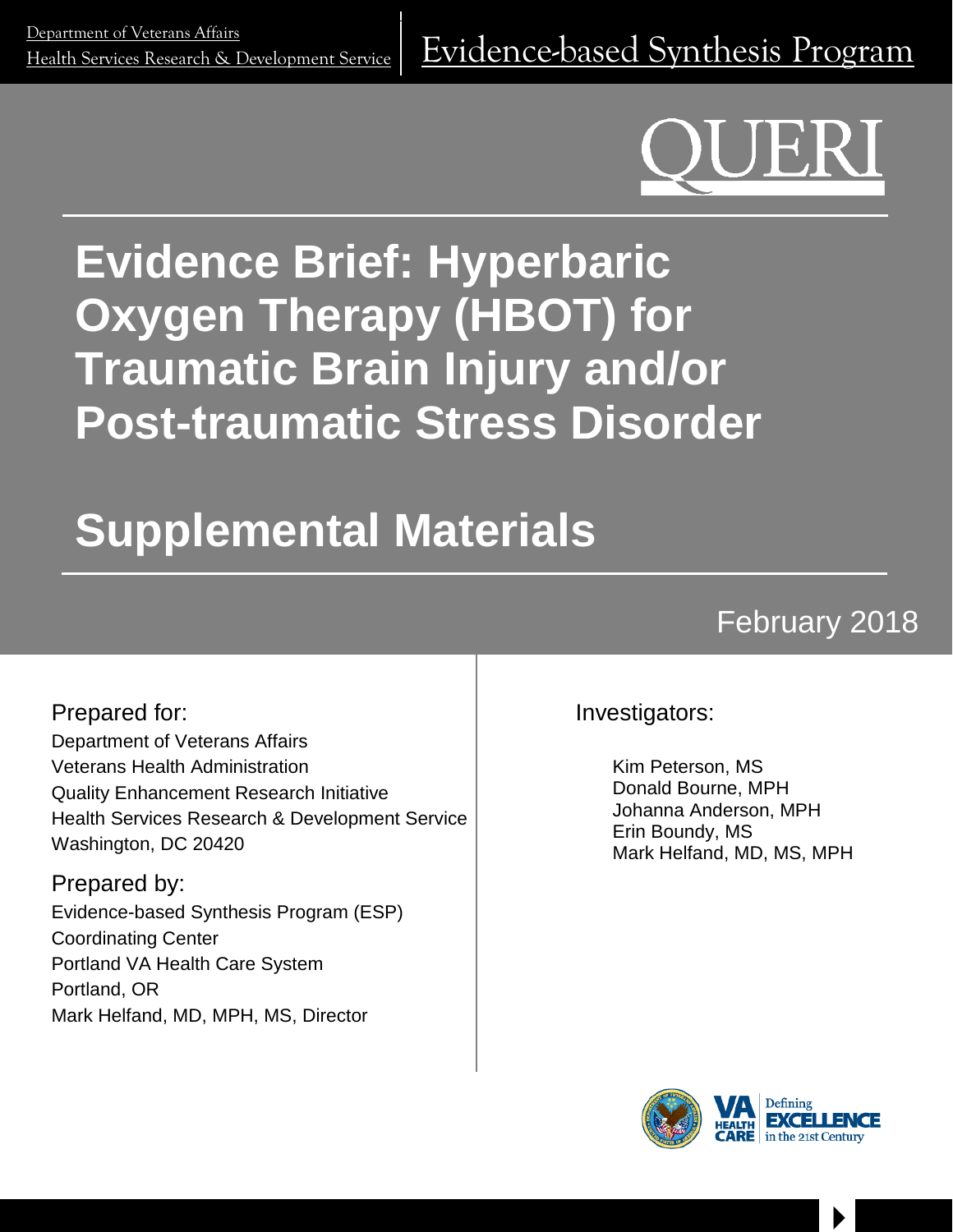Department of Veterans Affairs
Health Services Research & Development Service

Evidence-based Synthesis Program

QUERI

# Evidence Brief: Hyperbaric Oxygen Therapy (HBOT) for Traumatic Brain Injury and/or Post-traumatic Stress Disorder

# Supplemental Materials

February 2018

Prepared for:
Department of Veterans Affairs
Veterans Health Administration
Quality Enhancement Research Initiative
Health Services Research & Development Service
Washington, DC 20420

Prepared by:
Evidence-based Synthesis Program (ESP)
Coordinating Center
Portland VA Health Care System
Portland, OR
Mark Helfand, MD, MPH, MS, Director

Investigators:

Kim Peterson, MS
Donald Bourne, MPH
Johanna Anderson, MPH
Erin Boundy, MS
Mark Helfand, MD, MS, MPH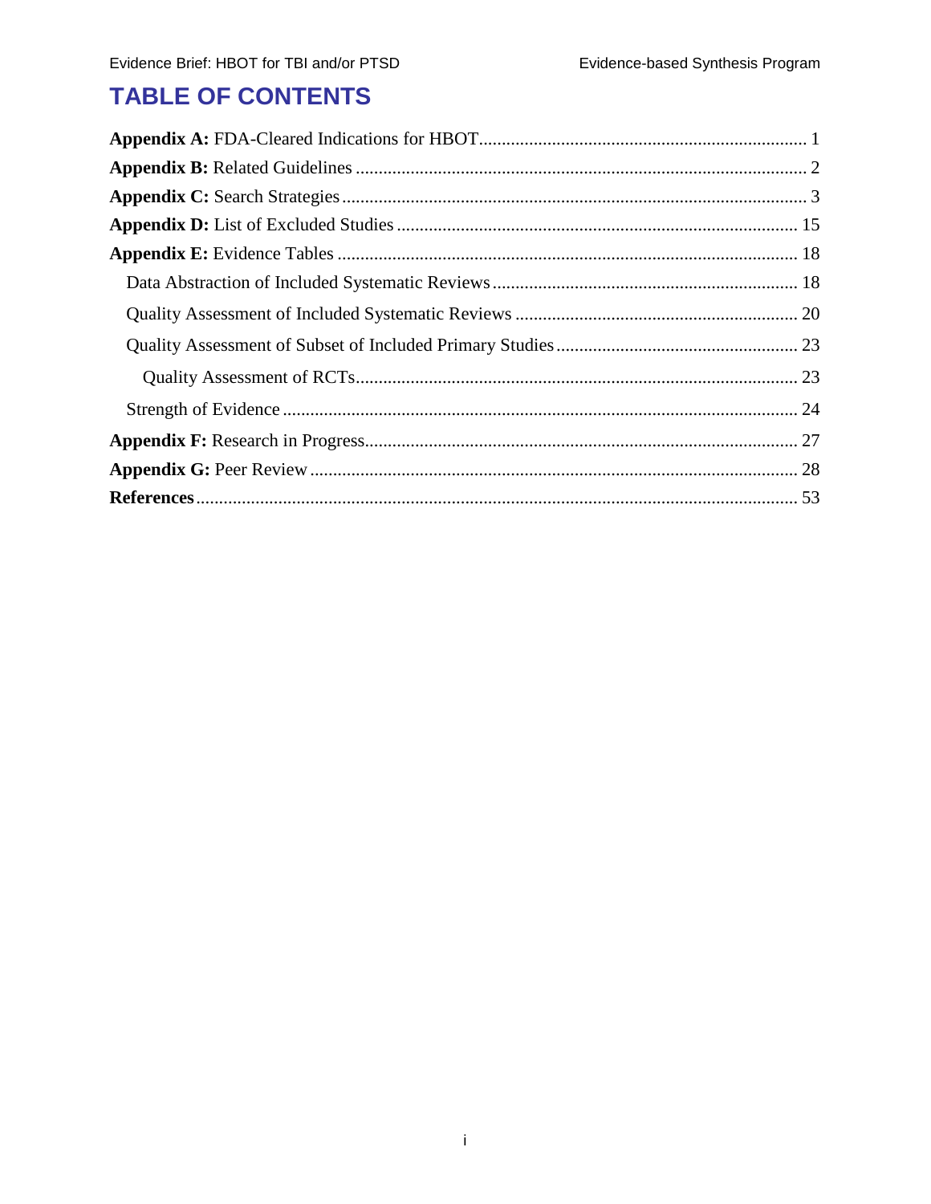# TABLE OF CONTENTS

**Appendix A:** FDA-Cleared Indications for HBOT ........ 1

**Appendix B:** Related Guidelines ........ 2

**Appendix C:** Search Strategies ........ 3

**Appendix D:** List of Excluded Studies ........ 15

**Appendix E:** Evidence Tables ........ 18

- Data Abstraction of Included Systematic Reviews ........ 18
- Quality Assessment of Included Systematic Reviews ........ 20
- Quality Assessment of Subset of Included Primary Studies ........ 23
  - Quality Assessment of RCTs ........ 23
- Strength of Evidence ........ 24

**Appendix F:** Research in Progress ........ 27

**Appendix G:** Peer Review ........ 28

**References** ........ 53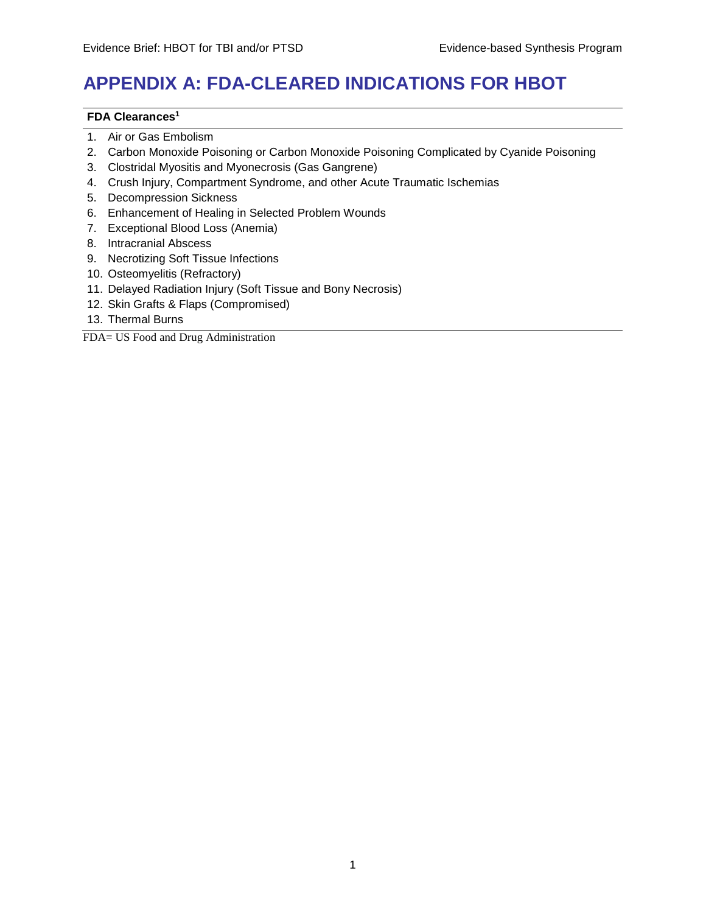# APPENDIX A: FDA-CLEARED INDICATIONS FOR HBOT

| FDA Clearances[1] |
| --- |
| 1. Air or Gas Embolism |
| 2. Carbon Monoxide Poisoning or Carbon Monoxide Poisoning Complicated by Cyanide Poisoning |
| 3. Clostridal Myositis and Myonecrosis (Gas Gangrene) |
| 4. Crush Injury, Compartment Syndrome, and other Acute Traumatic Ischemias |
| 5. Decompression Sickness |
| 6. Enhancement of Healing in Selected Problem Wounds |
| 7. Exceptional Blood Loss (Anemia) |
| 8. Intracranial Abscess |
| 9. Necrotizing Soft Tissue Infections |
| 10. Osteomyelitis (Refractory) |
| 11. Delayed Radiation Injury (Soft Tissue and Bony Necrosis) |
| 12. Skin Grafts & Flaps (Compromised) |
| 13. Thermal Burns |

FDA= US Food and Drug Administration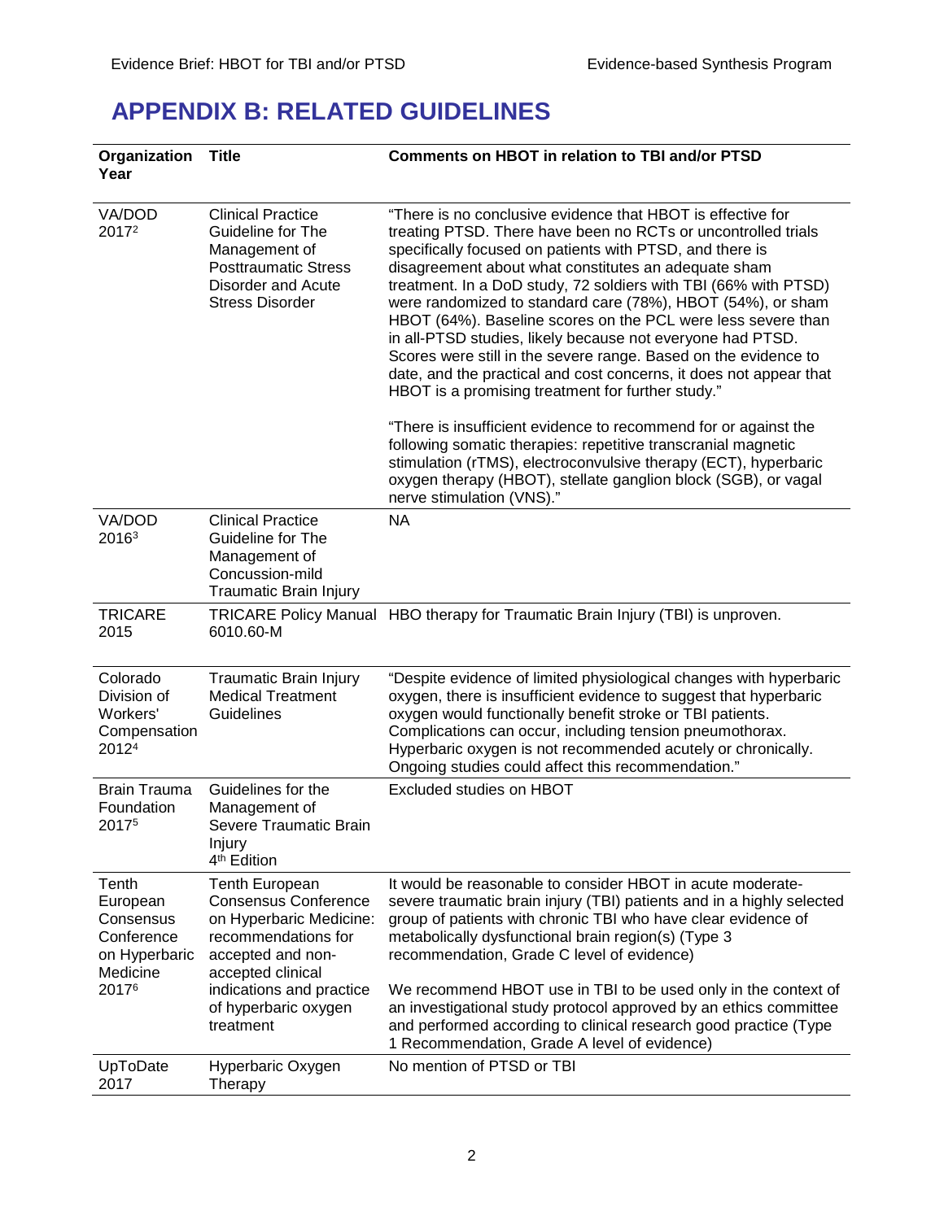# APPENDIX B: RELATED GUIDELINES

| Organization Year | Title | Comments on HBOT in relation to TBI and/or PTSD |
|---|---|---|
| VA/DOD 2017[2] | Clinical Practice Guideline for The Management of Posttraumatic Stress Disorder and Acute Stress Disorder | "There is no conclusive evidence that HBOT is effective for treating PTSD. There have been no RCTs or uncontrolled trials specifically focused on patients with PTSD, and there is disagreement about what constitutes an adequate sham treatment. In a DoD study, 72 soldiers with TBI (66% with PTSD) were randomized to standard care (78%), HBOT (54%), or sham HBOT (64%). Baseline scores on the PCL were less severe than in all-PTSD studies, likely because not everyone had PTSD. Scores were still in the severe range. Based on the evidence to date, and the practical and cost concerns, it does not appear that HBOT is a promising treatment for further study."<br><br>"There is insufficient evidence to recommend for or against the following somatic therapies: repetitive transcranial magnetic stimulation (rTMS), electroconvulsive therapy (ECT), hyperbaric oxygen therapy (HBOT), stellate ganglion block (SGB), or vagal nerve stimulation (VNS)." |
| VA/DOD 2016[3] | Clinical Practice Guideline for The Management of Concussion-mild Traumatic Brain Injury | NA |
| TRICARE 2015 | TRICARE Policy Manual 6010.60-M | HBO therapy for Traumatic Brain Injury (TBI) is unproven. |
| Colorado Division of Workers' Compensation 2012[4] | Traumatic Brain Injury Medical Treatment Guidelines | "Despite evidence of limited physiological changes with hyperbaric oxygen, there is insufficient evidence to suggest that hyperbaric oxygen would functionally benefit stroke or TBI patients. Complications can occur, including tension pneumothorax. Hyperbaric oxygen is not recommended acutely or chronically. Ongoing studies could affect this recommendation." |
| Brain Trauma Foundation 2017[5] | Guidelines for the Management of Severe Traumatic Brain Injury 4th Edition | Excluded studies on HBOT |
| Tenth European Consensus Conference on Hyperbaric Medicine 2017[6] | Tenth European Consensus Conference on Hyperbaric Medicine: recommendations for accepted and non-accepted clinical indications and practice of hyperbaric oxygen treatment | It would be reasonable to consider HBOT in acute moderate-severe traumatic brain injury (TBI) patients and in a highly selected group of patients with chronic TBI who have clear evidence of metabolically dysfunctional brain region(s) (Type 3 recommendation, Grade C level of evidence)<br><br>We recommend HBOT use in TBI to be used only in the context of an investigational study protocol approved by an ethics committee and performed according to clinical research good practice (Type 1 Recommendation, Grade A level of evidence) |
| UpToDate 2017 | Hyperbaric Oxygen Therapy | No mention of PTSD or TBI |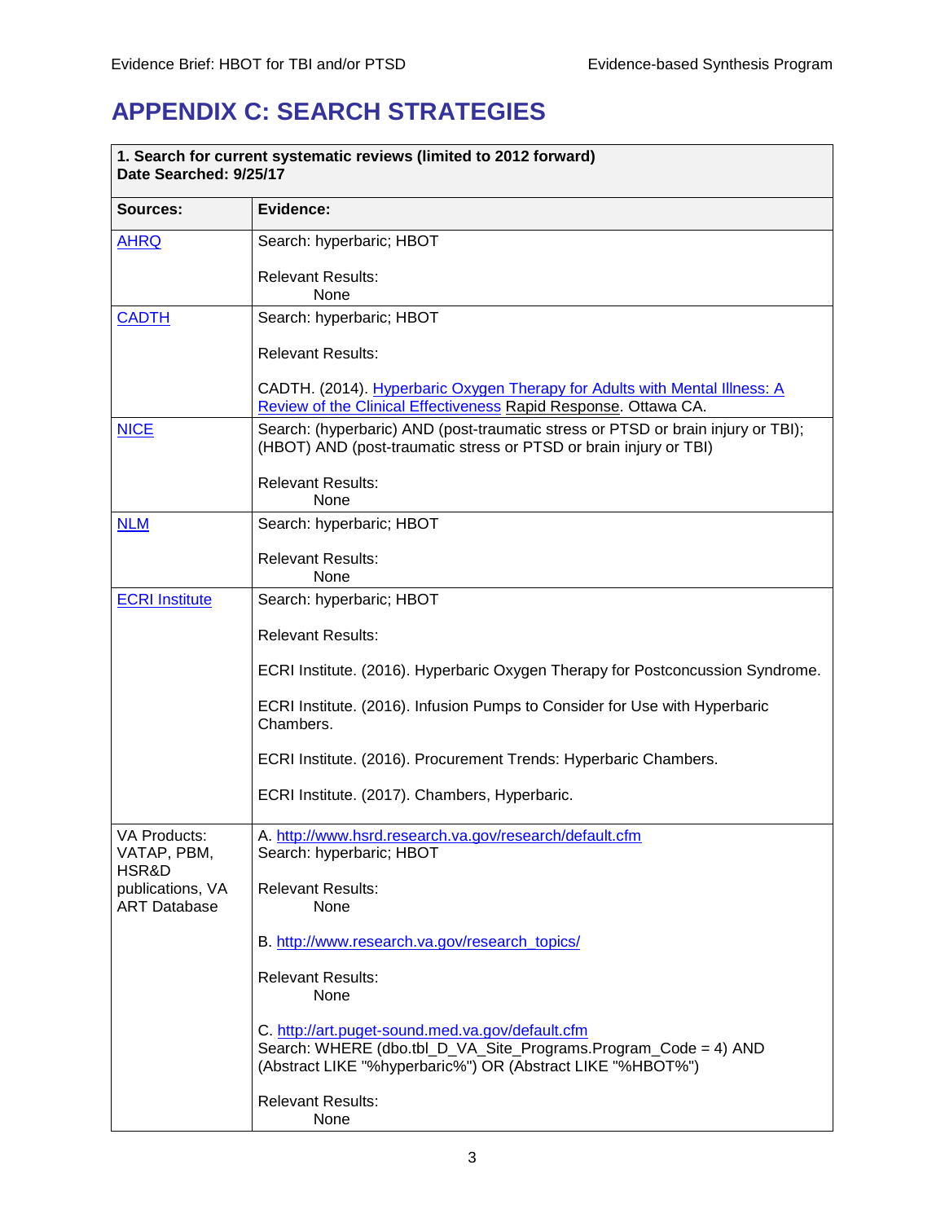# APPENDIX C: SEARCH STRATEGIES

| **1. Search for current systematic reviews (limited to 2012 forward)**<br>**Date Searched: 9/25/17** | |
|---|---|
| **Sources:** | **Evidence:** |
| AHRQ | Search: hyperbaric; HBOT<br><br>Relevant Results:<br>None |
| CADTH | Search: hyperbaric; HBOT<br><br>Relevant Results:<br><br>CADTH. (2014). Hyperbaric Oxygen Therapy for Adults with Mental Illness: A Review of the Clinical Effectiveness Rapid Response. Ottawa CA. |
| NICE | Search: (hyperbaric) AND (post-traumatic stress or PTSD or brain injury or TBI); (HBOT) AND (post-traumatic stress or PTSD or brain injury or TBI)<br><br>Relevant Results:<br>None |
| NLM | Search: hyperbaric; HBOT<br><br>Relevant Results:<br>None |
| ECRI Institute | Search: hyperbaric; HBOT<br><br>Relevant Results:<br><br>ECRI Institute. (2016). Hyperbaric Oxygen Therapy for Postconcussion Syndrome.<br><br>ECRI Institute. (2016). Infusion Pumps to Consider for Use with Hyperbaric Chambers.<br><br>ECRI Institute. (2016). Procurement Trends: Hyperbaric Chambers.<br><br>ECRI Institute. (2017). Chambers, Hyperbaric. |
| VA Products: VATAP, PBM, HSR&D publications, VA ART Database | A. http://www.hsrd.research.va.gov/research/default.cfm<br>Search: hyperbaric; HBOT<br><br>Relevant Results:<br>None<br><br>B. http://www.research.va.gov/research_topics/<br><br>Relevant Results:<br>None<br><br>C. http://art.puget-sound.med.va.gov/default.cfm<br>Search: WHERE (dbo.tbl_D_VA_Site_Programs.Program_Code = 4) AND (Abstract LIKE "%hyperbaric%") OR (Abstract LIKE "%HBOT%")<br><br>Relevant Results:<br>None |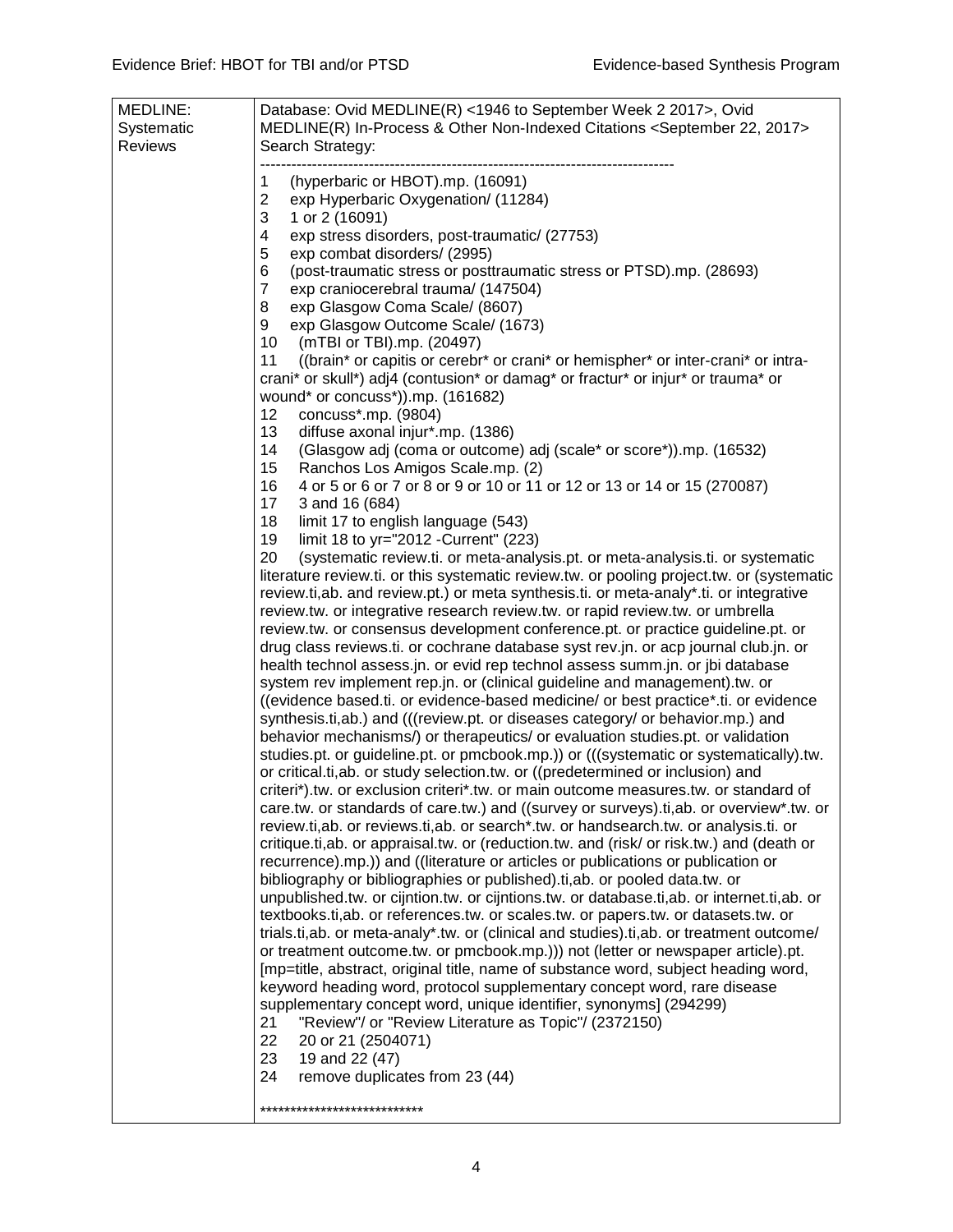| MEDLINE: Systematic Reviews | Database: Ovid MEDLINE(R) <1946 to September Week 2 2017>, Ovid MEDLINE(R) In-Process & Other Non-Indexed Citations <September 22, 2017><br>Search Strategy:<br>--------------------------------------------------------------------------------<br>1 (hyperbaric or HBOT).mp. (16091)<br>2 exp Hyperbaric Oxygenation/ (11284)<br>3 1 or 2 (16091)<br>4 exp stress disorders, post-traumatic/ (27753)<br>5 exp combat disorders/ (2995)<br>6 (post-traumatic stress or posttraumatic stress or PTSD).mp. (28693)<br>7 exp craniocerebral trauma/ (147504)<br>8 exp Glasgow Coma Scale/ (8607)<br>9 exp Glasgow Outcome Scale/ (1673)<br>10 (mTBI or TBI).mp. (20497)<br>11 ((brain* or capitis or cerebr* or crani* or hemispher* or inter-crani* or intra-crani* or skull*) adj4 (contusion* or damag* or fractur* or injur* or trauma* or wound* or concuss*)).mp. (161682)<br>12 concuss*.mp. (9804)<br>13 diffuse axonal injur*.mp. (1386)<br>14 (Glasgow adj (coma or outcome) adj (scale* or score*)).mp. (16532)<br>15 Ranchos Los Amigos Scale.mp. (2)<br>16 4 or 5 or 6 or 7 or 8 or 9 or 10 or 11 or 12 or 13 or 14 or 15 (270087)<br>17 3 and 16 (684)<br>18 limit 17 to english language (543)<br>19 limit 18 to yr="2012 -Current" (223)<br>20 (systematic review.ti. or meta-analysis.pt. or meta-analysis.ti. or systematic literature review.ti. or this systematic review.tw. or pooling project.tw. or (systematic review.ti,ab. and review.pt.) or meta synthesis.ti. or meta-analy*.ti. or integrative review.tw. or integrative research review.tw. or rapid review.tw. or umbrella review.tw. or consensus development conference.pt. or practice guideline.pt. or drug class reviews.ti. or cochrane database syst rev.jn. or acp journal club.jn. or health technol assess.jn. or evid rep technol assess summ.jn. or jbi database system rev implement rep.jn. or (clinical guideline and management).tw. or ((evidence based.ti. or evidence-based medicine/ or best practice*.ti. or evidence synthesis.ti,ab.) and (((review.pt. or diseases category/ or behavior.mp.) and behavior mechanisms/) or therapeutics/ or evaluation studies.pt. or validation studies.pt. or guideline.pt. or pmcbook.mp.)) or (((systematic or systematically).tw. or critical.ti,ab. or study selection.tw. or ((predetermined or inclusion) and criteri*).tw. or exclusion criteri*.tw. or main outcome measures.tw. or standard of care.tw. or standards of care.tw.) and ((survey or surveys).ti,ab. or overview*.tw. or review.ti,ab. or reviews.ti,ab. or search*.tw. or handsearch.tw. or analysis.ti. or critique.ti,ab. or appraisal.tw. or (reduction.tw. and (risk/ or risk.tw.) and (death or recurrence).mp.)) and ((literature or articles or publications or publication or bibliography or bibliographies or published).ti,ab. or pooled data.tw. or unpublished.tw. or cijntion.tw. or cijntions.tw. or database.ti,ab. or internet.ti,ab. or textbooks.ti,ab. or references.tw. or scales.tw. or papers.tw. or datasets.tw. or trials.ti,ab. or meta-analy*.tw. or (clinical and studies).ti,ab. or treatment outcome/ or treatment outcome.tw. or pmcbook.mp.))) not (letter or newspaper article).pt. [mp=title, abstract, original title, name of substance word, subject heading word, keyword heading word, protocol supplementary concept word, rare disease supplementary concept word, unique identifier, synonyms] (294299)<br>21 "Review"/ or "Review Literature as Topic"/ (2372150)<br>22 20 or 21 (2504071)<br>23 19 and 22 (47)<br>24 remove duplicates from 23 (44)<br><br>*************************** |
|---|---|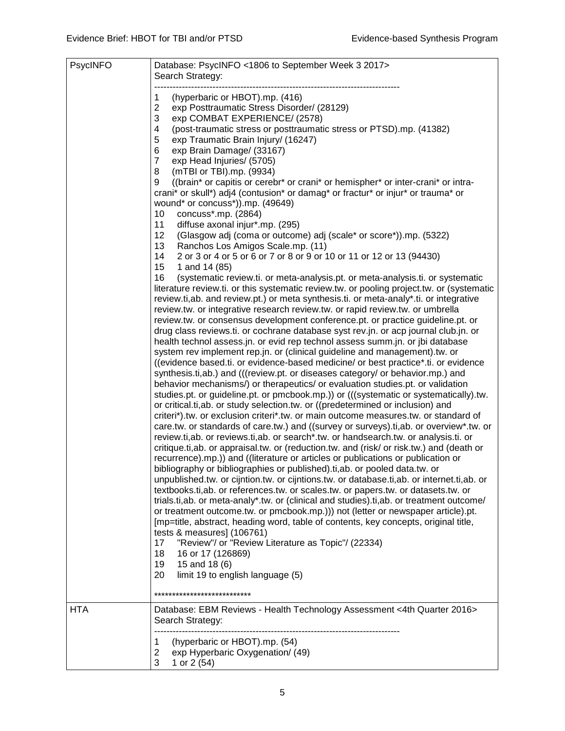| | |
|---|---|
| PsycINFO | Database: PsycINFO <1806 to September Week 3 2017><br>Search Strategy:<br>--------------------------------------------------------------------------------<br>1 (hyperbaric or HBOT).mp. (416)<br>2 exp Posttraumatic Stress Disorder/ (28129)<br>3 exp COMBAT EXPERIENCE/ (2578)<br>4 (post-traumatic stress or posttraumatic stress or PTSD).mp. (41382)<br>5 exp Traumatic Brain Injury/ (16247)<br>6 exp Brain Damage/ (33167)<br>7 exp Head Injuries/ (5705)<br>8 (mTBI or TBI).mp. (9934)<br>9 ((brain* or capitis or cerebr* or crani* or hemispher* or inter-crani* or intra-crani* or skull*) adj4 (contusion* or damag* or fractur* or injur* or trauma* or wound* or concuss*)).mp. (49649)<br>10 concuss*.mp. (2864)<br>11 diffuse axonal injur*.mp. (295)<br>12 (Glasgow adj (coma or outcome) adj (scale* or score*)).mp. (5322)<br>13 Ranchos Los Amigos Scale.mp. (11)<br>14 2 or 3 or 4 or 5 or 6 or 7 or 8 or 9 or 10 or 11 or 12 or 13 (94430)<br>15 1 and 14 (85)<br>16 (systematic review.ti. or meta-analysis.pt. or meta-analysis.ti. or systematic literature review.ti. or this systematic review.tw. or pooling project.tw. or (systematic review.ti,ab. and review.pt.) or meta synthesis.ti. or meta-analy*.ti. or integrative review.tw. or integrative research review.tw. or rapid review.tw. or umbrella review.tw. or consensus development conference.pt. or practice guideline.pt. or drug class reviews.ti. or cochrane database syst rev.jn. or acp journal club.jn. or health technol assess.jn. or evid rep technol assess summ.jn. or jbi database system rev implement rep.jn. or (clinical guideline and management).tw. or ((evidence based.ti. or evidence-based medicine/ or best practice*.ti. or evidence synthesis.ti,ab.) and (((review.pt. or diseases category/ or behavior.mp.) and behavior mechanisms/) or therapeutics/ or evaluation studies.pt. or validation studies.pt. or guideline.pt. or pmcbook.mp.)) or (((systematic or systematically).tw. or critical.ti,ab. or study selection.tw. or ((predetermined or inclusion) and criteri*).tw. or exclusion criteri*.tw. or main outcome measures.tw. or standard of care.tw. or standards of care.tw.) and ((survey or surveys).ti,ab. or overview*.tw. or review.ti,ab. or reviews.ti,ab. or search*.tw. or handsearch.tw. or analysis.ti. or critique.ti,ab. or appraisal.tw. or (reduction.tw. and (risk/ or risk.tw.) and (death or recurrence).mp.)) and ((literature or articles or publications or publication or bibliography or bibliographies or published).ti,ab. or pooled data.tw. or unpublished.tw. or cijntion.tw. or cijntions.tw. or database.ti,ab. or internet.ti,ab. or textbooks.ti,ab. or references.tw. or scales.tw. or papers.tw. or datasets.tw. or trials.ti,ab. or meta-analy*.tw. or (clinical and studies).ti,ab. or treatment outcome/ or treatment outcome.tw. or pmcbook.mp.))) not (letter or newspaper article).pt. [mp=title, abstract, heading word, table of contents, key concepts, original title, tests & measures] (106761)<br>17 "Review"/ or "Review Literature as Topic"/ (22334)<br>18 16 or 17 (126869)<br>19 15 and 18 (6)<br>20 limit 19 to english language (5)<br><br>*************************** |
| HTA | Database: EBM Reviews - Health Technology Assessment <4th Quarter 2016><br>Search Strategy:<br>--------------------------------------------------------------------------------<br>1 (hyperbaric or HBOT).mp. (54)<br>2 exp Hyperbaric Oxygenation/ (49)<br>3 1 or 2 (54) |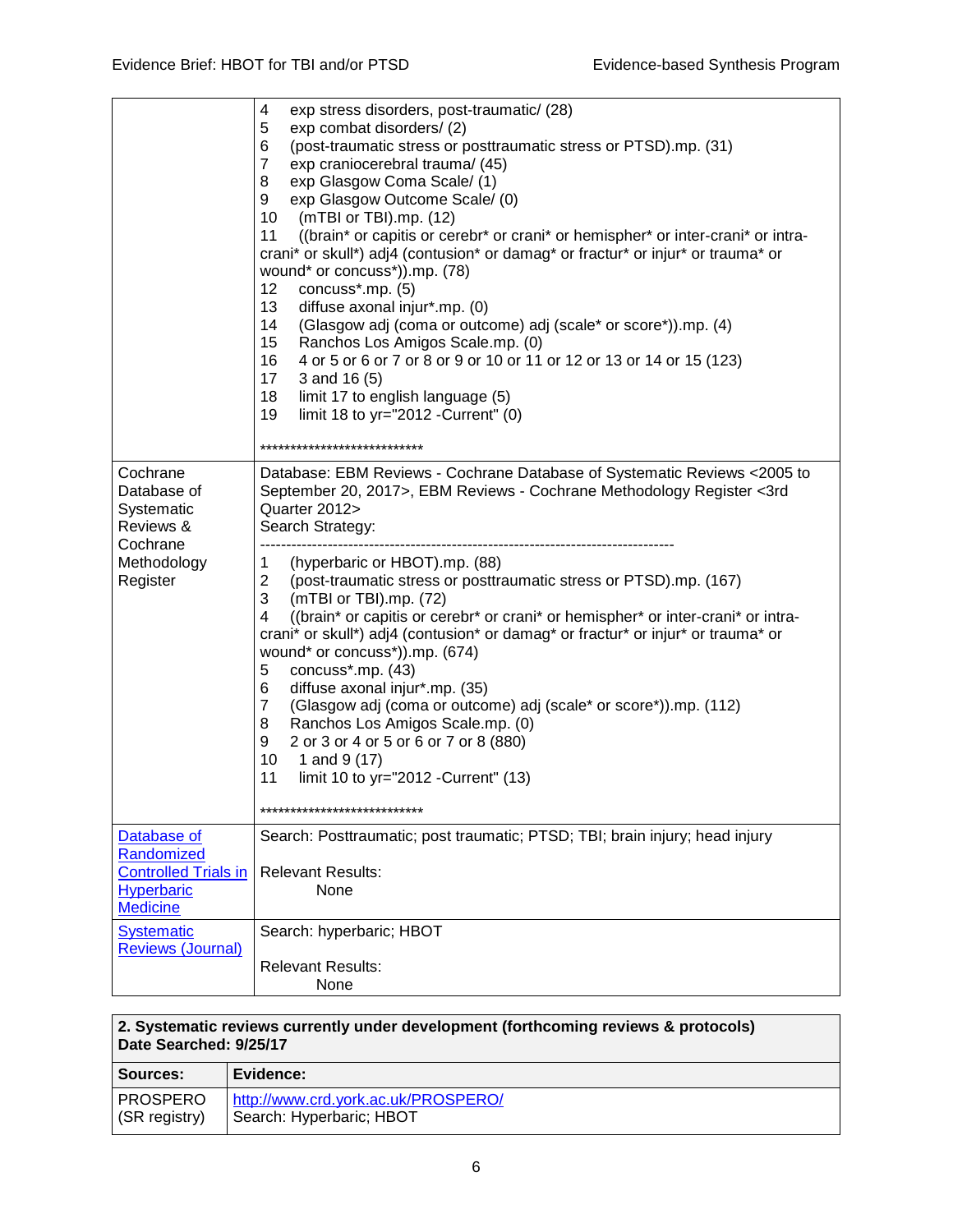| | |
|---|---|
| | 4 exp stress disorders, post-traumatic/ (28)<br>5 exp combat disorders/ (2)<br>6 (post-traumatic stress or posttraumatic stress or PTSD).mp. (31)<br>7 exp craniocerebral trauma/ (45)<br>8 exp Glasgow Coma Scale/ (1)<br>9 exp Glasgow Outcome Scale/ (0)<br>10 (mTBI or TBI).mp. (12)<br>11 ((brain* or capitis or cerebr* or crani* or hemispher* or inter-crani* or intra-crani* or skull*) adj4 (contusion* or damag* or fractur* or injur* or trauma* or wound* or concuss*)).mp. (78)<br>12 concuss*.mp. (5)<br>13 diffuse axonal injur*.mp. (0)<br>14 (Glasgow adj (coma or outcome) adj (scale* or score*)).mp. (4)<br>15 Ranchos Los Amigos Scale.mp. (0)<br>16 4 or 5 or 6 or 7 or 8 or 9 or 10 or 11 or 12 or 13 or 14 or 15 (123)<br>17 3 and 16 (5)<br>18 limit 17 to english language (5)<br>19 limit 18 to yr="2012 -Current" (0)<br><br>*************************** |
| Cochrane Database of Systematic Reviews & Cochrane Methodology Register | Database: EBM Reviews - Cochrane Database of Systematic Reviews <2005 to September 20, 2017>, EBM Reviews - Cochrane Methodology Register <3rd Quarter 2012><br>Search Strategy:<br>--------------------------------------------------------------------------------<br>1 (hyperbaric or HBOT).mp. (88)<br>2 (post-traumatic stress or posttraumatic stress or PTSD).mp. (167)<br>3 (mTBI or TBI).mp. (72)<br>4 ((brain* or capitis or cerebr* or crani* or hemispher* or inter-crani* or intra-crani* or skull*) adj4 (contusion* or damag* or fractur* or injur* or trauma* or wound* or concuss*)).mp. (674)<br>5 concuss*.mp. (43)<br>6 diffuse axonal injur*.mp. (35)<br>7 (Glasgow adj (coma or outcome) adj (scale* or score*)).mp. (112)<br>8 Ranchos Los Amigos Scale.mp. (0)<br>9 2 or 3 or 4 or 5 or 6 or 7 or 8 (880)<br>10 1 and 9 (17)<br>11 limit 10 to yr="2012 -Current" (13)<br><br>*************************** |
| Database of Randomized Controlled Trials in Hyperbaric Medicine | Search: Posttraumatic; post traumatic; PTSD; TBI; brain injury; head injury<br><br>Relevant Results:<br>None |
| Systematic Reviews (Journal) | Search: hyperbaric; HBOT<br><br>Relevant Results:<br>None |

| **2. Systematic reviews currently under development (forthcoming reviews & protocols)<br>Date Searched: 9/25/17** | |
|---|---|
| **Sources:** | **Evidence:** |
| PROSPERO (SR registry) | http://www.crd.york.ac.uk/PROSPERO/<br>Search: Hyperbaric; HBOT |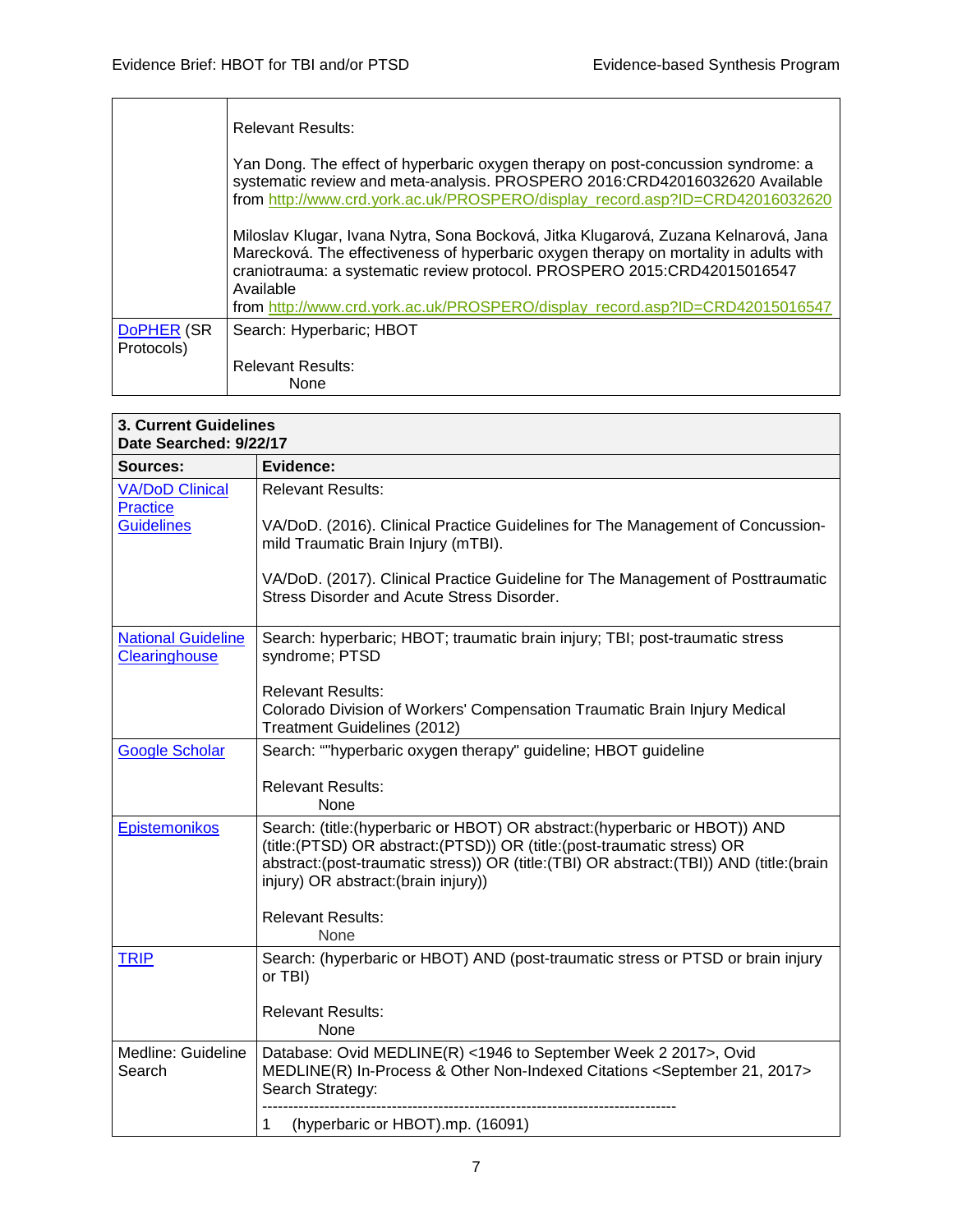|  | Relevant Results:<br><br>Yan Dong. The effect of hyperbaric oxygen therapy on post-concussion syndrome: a systematic review and meta-analysis. PROSPERO 2016:CRD42016032620 Available from http://www.crd.york.ac.uk/PROSPERO/display_record.asp?ID=CRD42016032620<br><br>Miloslav Klugar, Ivana Nytra, Sona Bocková, Jitka Klugarová, Zuzana Kelnarová, Jana Marecková. The effectiveness of hyperbaric oxygen therapy on mortality in adults with craniotrauma: a systematic review protocol. PROSPERO 2015:CRD42015016547 Available from http://www.crd.york.ac.uk/PROSPERO/display_record.asp?ID=CRD42015016547 |
|---|---|
| DoPHER (SR Protocols) | Search: Hyperbaric; HBOT<br><br>Relevant Results:<br>None |

| **3. Current Guidelines**<br>**Date Searched: 9/22/17** | |
|---|---|
| **Sources:** | **Evidence:** |
| VA/DoD Clinical Practice Guidelines | Relevant Results:<br><br>VA/DoD. (2016). Clinical Practice Guidelines for The Management of Concussion-mild Traumatic Brain Injury (mTBI).<br><br>VA/DoD. (2017). Clinical Practice Guideline for The Management of Posttraumatic Stress Disorder and Acute Stress Disorder. |
| National Guideline Clearinghouse | Search: hyperbaric; HBOT; traumatic brain injury; TBI; post-traumatic stress syndrome; PTSD<br><br>Relevant Results:<br>Colorado Division of Workers' Compensation Traumatic Brain Injury Medical Treatment Guidelines (2012) |
| Google Scholar | Search: ""hyperbaric oxygen therapy" guideline; HBOT guideline<br><br>Relevant Results:<br>None |
| Epistemonikos | Search: (title:(hyperbaric or HBOT) OR abstract:(hyperbaric or HBOT)) AND (title:(PTSD) OR abstract:(PTSD)) OR (title:(post-traumatic stress) OR abstract:(post-traumatic stress)) OR (title:(TBI) OR abstract:(TBI)) AND (title:(brain injury) OR abstract:(brain injury))<br><br>Relevant Results:<br>None |
| TRIP | Search: (hyperbaric or HBOT) AND (post-traumatic stress or PTSD or brain injury or TBI)<br><br>Relevant Results:<br>None |
| Medline: Guideline Search | Database: Ovid MEDLINE(R) <1946 to September Week 2 2017>, Ovid MEDLINE(R) In-Process & Other Non-Indexed Citations <September 21, 2017><br>Search Strategy:<br>--------------------------------------------------------------------------------<br>1 (hyperbaric or HBOT).mp. (16091) |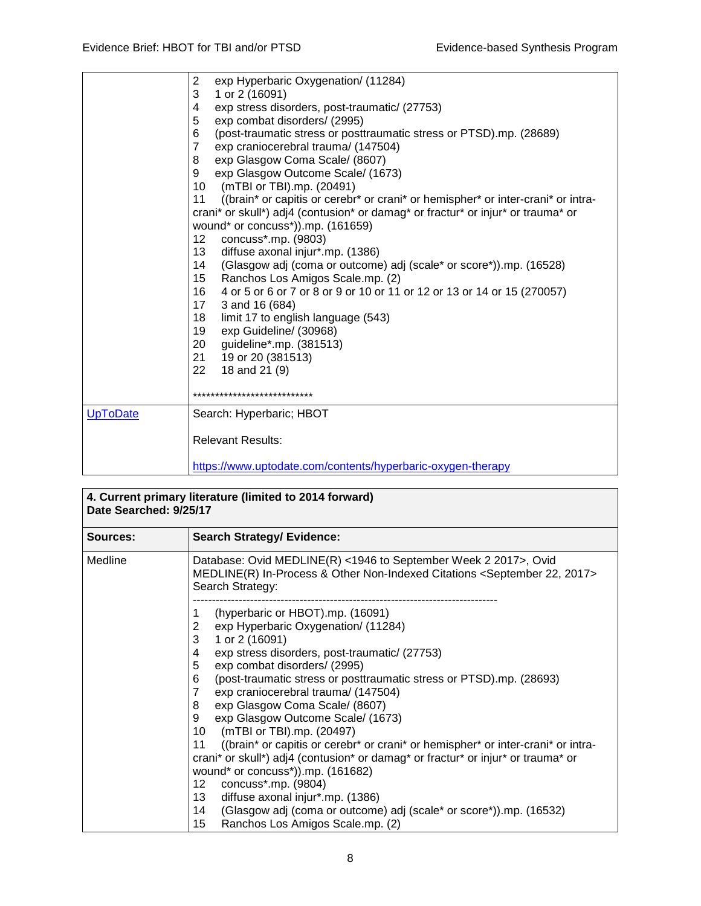| | |
|---|---|
| | 2 exp Hyperbaric Oxygenation/ (11284)<br>3 1 or 2 (16091)<br>4 exp stress disorders, post-traumatic/ (27753)<br>5 exp combat disorders/ (2995)<br>6 (post-traumatic stress or posttraumatic stress or PTSD).mp. (28689)<br>7 exp craniocerebral trauma/ (147504)<br>8 exp Glasgow Coma Scale/ (8607)<br>9 exp Glasgow Outcome Scale/ (1673)<br>10 (mTBI or TBI).mp. (20491)<br>11 ((brain* or capitis or cerebr* or crani* or hemispher* or inter-crani* or intra-crani* or skull*) adj4 (contusion* or damag* or fractur* or injur* or trauma* or wound* or concuss*)).mp. (161659)<br>12 concuss*.mp. (9803)<br>13 diffuse axonal injur*.mp. (1386)<br>14 (Glasgow adj (coma or outcome) adj (scale* or score*)).mp. (16528)<br>15 Ranchos Los Amigos Scale.mp. (2)<br>16 4 or 5 or 6 or 7 or 8 or 9 or 10 or 11 or 12 or 13 or 14 or 15 (270057)<br>17 3 and 16 (684)<br>18 limit 17 to english language (543)<br>19 exp Guideline/ (30968)<br>20 guideline*.mp. (381513)<br>21 19 or 20 (381513)<br>22 18 and 21 (9)<br><br>*************************** |
| UpToDate | Search: Hyperbaric; HBOT<br><br>Relevant Results:<br><br>https://www.uptodate.com/contents/hyperbaric-oxygen-therapy |

| **4. Current primary literature (limited to 2014 forward)<br>Date Searched: 9/25/17** | |
|---|---|
| **Sources:** | **Search Strategy/ Evidence:** |
| Medline | Database: Ovid MEDLINE(R) <1946 to September Week 2 2017>, Ovid MEDLINE(R) In-Process & Other Non-Indexed Citations <September 22, 2017><br>Search Strategy:<br>--------------------------------------------------------------------------------<br>1 (hyperbaric or HBOT).mp. (16091)<br>2 exp Hyperbaric Oxygenation/ (11284)<br>3 1 or 2 (16091)<br>4 exp stress disorders, post-traumatic/ (27753)<br>5 exp combat disorders/ (2995)<br>6 (post-traumatic stress or posttraumatic stress or PTSD).mp. (28693)<br>7 exp craniocerebral trauma/ (147504)<br>8 exp Glasgow Coma Scale/ (8607)<br>9 exp Glasgow Outcome Scale/ (1673)<br>10 (mTBI or TBI).mp. (20497)<br>11 ((brain* or capitis or cerebr* or crani* or hemispher* or inter-crani* or intra-crani* or skull*) adj4 (contusion* or damag* or fractur* or injur* or trauma* or wound* or concuss*)).mp. (161682)<br>12 concuss*.mp. (9804)<br>13 diffuse axonal injur*.mp. (1386)<br>14 (Glasgow adj (coma or outcome) adj (scale* or score*)).mp. (16532)<br>15 Ranchos Los Amigos Scale.mp. (2) |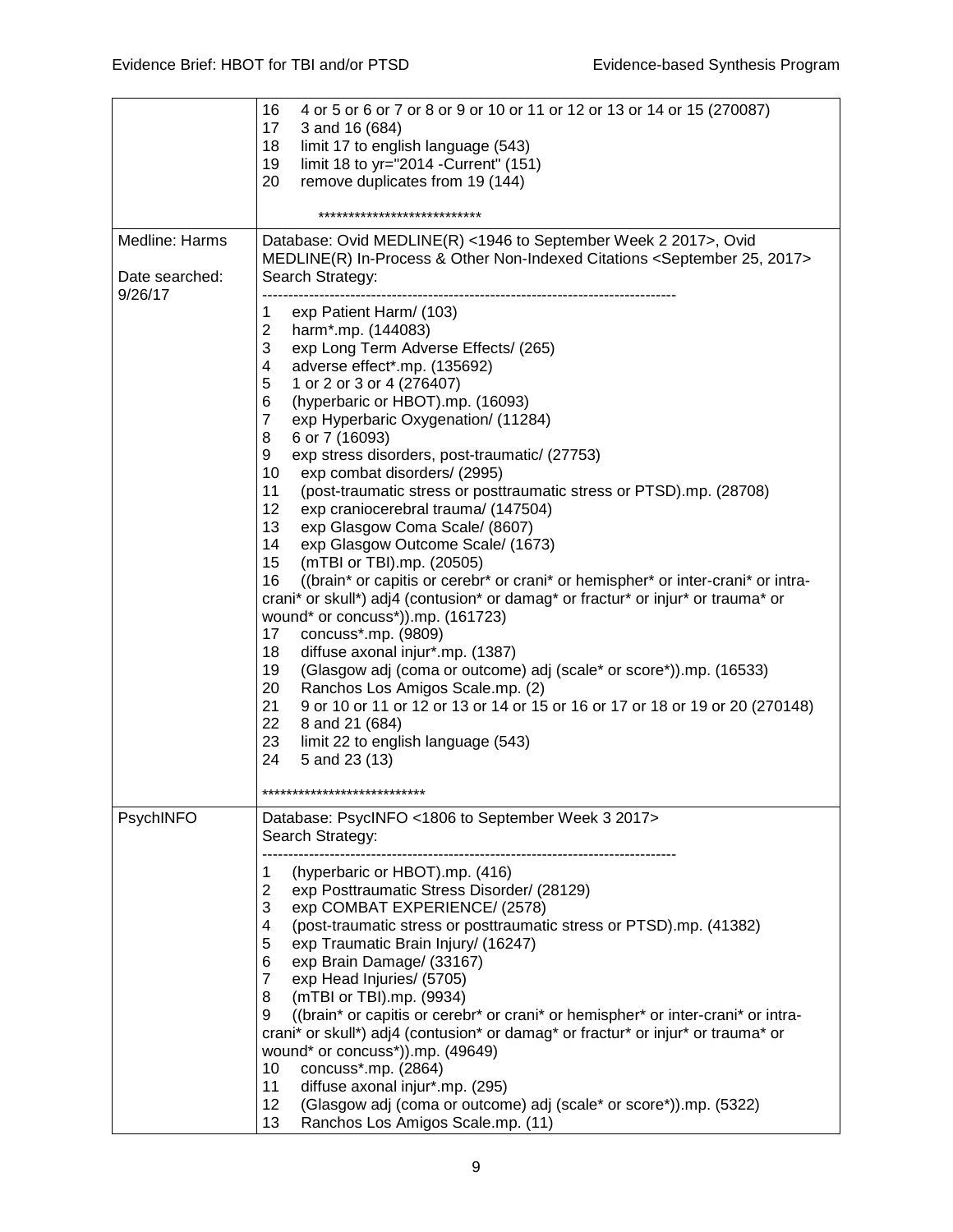| | |
|---|---|
| | 16 4 or 5 or 6 or 7 or 8 or 9 or 10 or 11 or 12 or 13 or 14 or 15 (270087)<br>17 3 and 16 (684)<br>18 limit 17 to english language (543)<br>19 limit 18 to yr="2014 -Current" (151)<br>20 remove duplicates from 19 (144)<br><br>*************************** |
| Medline: Harms<br><br>Date searched: 9/26/17 | Database: Ovid MEDLINE(R) <1946 to September Week 2 2017>, Ovid MEDLINE(R) In-Process & Other Non-Indexed Citations <September 25, 2017><br>Search Strategy:<br>--------------------------------------------------------------------------------<br>1 exp Patient Harm/ (103)<br>2 harm*.mp. (144083)<br>3 exp Long Term Adverse Effects/ (265)<br>4 adverse effect*.mp. (135692)<br>5 1 or 2 or 3 or 4 (276407)<br>6 (hyperbaric or HBOT).mp. (16093)<br>7 exp Hyperbaric Oxygenation/ (11284)<br>8 6 or 7 (16093)<br>9 exp stress disorders, post-traumatic/ (27753)<br>10 exp combat disorders/ (2995)<br>11 (post-traumatic stress or posttraumatic stress or PTSD).mp. (28708)<br>12 exp craniocerebral trauma/ (147504)<br>13 exp Glasgow Coma Scale/ (8607)<br>14 exp Glasgow Outcome Scale/ (1673)<br>15 (mTBI or TBI).mp. (20505)<br>16 ((brain* or capitis or cerebr* or crani* or hemispher* or inter-crani* or intra-crani* or skull*) adj4 (contusion* or damag* or fractur* or injur* or trauma* or wound* or concuss*)).mp. (161723)<br>17 concuss*.mp. (9809)<br>18 diffuse axonal injur*.mp. (1387)<br>19 (Glasgow adj (coma or outcome) adj (scale* or score*)).mp. (16533)<br>20 Ranchos Los Amigos Scale.mp. (2)<br>21 9 or 10 or 11 or 12 or 13 or 14 or 15 or 16 or 17 or 18 or 19 or 20 (270148)<br>22 8 and 21 (684)<br>23 limit 22 to english language (543)<br>24 5 and 23 (13)<br><br>*************************** |
| PsychINFO | Database: PsycINFO <1806 to September Week 3 2017><br>Search Strategy:<br>--------------------------------------------------------------------------------<br>1 (hyperbaric or HBOT).mp. (416)<br>2 exp Posttraumatic Stress Disorder/ (28129)<br>3 exp COMBAT EXPERIENCE/ (2578)<br>4 (post-traumatic stress or posttraumatic stress or PTSD).mp. (41382)<br>5 exp Traumatic Brain Injury/ (16247)<br>6 exp Brain Damage/ (33167)<br>7 exp Head Injuries/ (5705)<br>8 (mTBI or TBI).mp. (9934)<br>9 ((brain* or capitis or cerebr* or crani* or hemispher* or inter-crani* or intra-crani* or skull*) adj4 (contusion* or damag* or fractur* or injur* or trauma* or wound* or concuss*)).mp. (49649)<br>10 concuss*.mp. (2864)<br>11 diffuse axonal injur*.mp. (295)<br>12 (Glasgow adj (coma or outcome) adj (scale* or score*)).mp. (5322)<br>13 Ranchos Los Amigos Scale.mp. (11) |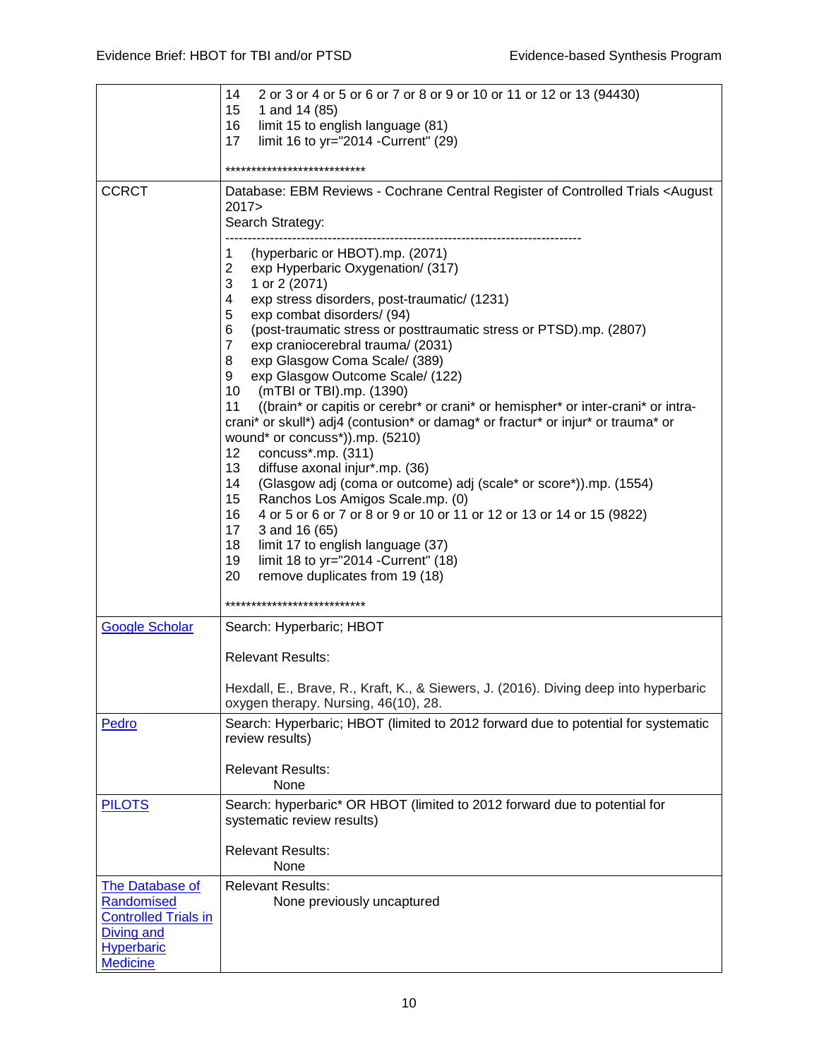| | |
|---|---|
| | 14 2 or 3 or 4 or 5 or 6 or 7 or 8 or 9 or 10 or 11 or 12 or 13 (94430)<br>15 1 and 14 (85)<br>16 limit 15 to english language (81)<br>17 limit 16 to yr="2014 -Current" (29)<br><br>*************************** |
| CCRCT | Database: EBM Reviews - Cochrane Central Register of Controlled Trials <August 2017><br>Search Strategy:<br>--------------------------------------------------------------------------------<br>1 (hyperbaric or HBOT).mp. (2071)<br>2 exp Hyperbaric Oxygenation/ (317)<br>3 1 or 2 (2071)<br>4 exp stress disorders, post-traumatic/ (1231)<br>5 exp combat disorders/ (94)<br>6 (post-traumatic stress or posttraumatic stress or PTSD).mp. (2807)<br>7 exp craniocerebral trauma/ (2031)<br>8 exp Glasgow Coma Scale/ (389)<br>9 exp Glasgow Outcome Scale/ (122)<br>10 (mTBI or TBI).mp. (1390)<br>11 ((brain* or capitis or cerebr* or crani* or hemispher* or inter-crani* or intra-crani* or skull*) adj4 (contusion* or damag* or fractur* or injur* or trauma* or wound* or concuss*)).mp. (5210)<br>12 concuss*.mp. (311)<br>13 diffuse axonal injur*.mp. (36)<br>14 (Glasgow adj (coma or outcome) adj (scale* or score*)).mp. (1554)<br>15 Ranchos Los Amigos Scale.mp. (0)<br>16 4 or 5 or 6 or 7 or 8 or 9 or 10 or 11 or 12 or 13 or 14 or 15 (9822)<br>17 3 and 16 (65)<br>18 limit 17 to english language (37)<br>19 limit 18 to yr="2014 -Current" (18)<br>20 remove duplicates from 19 (18)<br><br>*************************** |
| Google Scholar | Search: Hyperbaric; HBOT<br><br>Relevant Results:<br><br>Hexdall, E., Brave, R., Kraft, K., & Siewers, J. (2016). Diving deep into hyperbaric oxygen therapy. Nursing, 46(10), 28. |
| Pedro | Search: Hyperbaric; HBOT (limited to 2012 forward due to potential for systematic review results)<br><br>Relevant Results:<br>None |
| PILOTS | Search: hyperbaric* OR HBOT (limited to 2012 forward due to potential for systematic review results)<br><br>Relevant Results:<br>None |
| The Database of Randomised Controlled Trials in Diving and Hyperbaric Medicine | Relevant Results:<br>None previously uncaptured |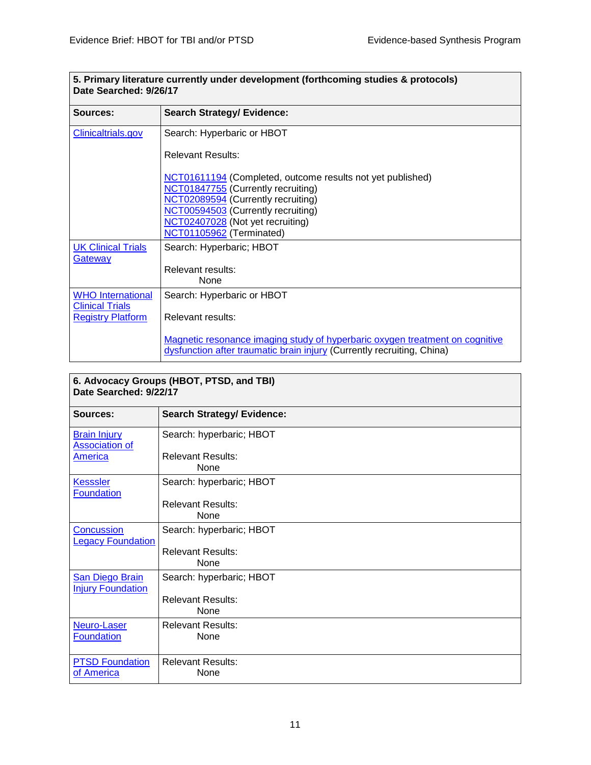| 5. Primary literature currently under development (forthcoming studies & protocols)<br>Date Searched: 9/26/17 | |
|---|---|
| **Sources:** | **Search Strategy/ Evidence:** |
| Clinicaltrials.gov | Search: Hyperbaric or HBOT<br><br>Relevant Results:<br><br>NCT01611194 (Completed, outcome results not yet published)<br>NCT01847755 (Currently recruiting)<br>NCT02089594 (Currently recruiting)<br>NCT00594503 (Currently recruiting)<br>NCT02407028 (Not yet recruiting)<br>NCT01105962 (Terminated) |
| UK Clinical Trials Gateway | Search: Hyperbaric; HBOT<br><br>Relevant results:<br>None |
| WHO International Clinical Trials Registry Platform | Search: Hyperbaric or HBOT<br><br>Relevant results:<br><br>Magnetic resonance imaging study of hyperbaric oxygen treatment on cognitive dysfunction after traumatic brain injury (Currently recruiting, China) |

| 6. Advocacy Groups (HBOT, PTSD, and TBI)<br>Date Searched: 9/22/17 | |
|---|---|
| **Sources:** | **Search Strategy/ Evidence:** |
| Brain Injury Association of America | Search: hyperbaric; HBOT<br><br>Relevant Results:<br>None |
| Kesssler Foundation | Search: hyperbaric; HBOT<br><br>Relevant Results:<br>None |
| Concussion Legacy Foundation | Search: hyperbaric; HBOT<br><br>Relevant Results:<br>None |
| San Diego Brain Injury Foundation | Search: hyperbaric; HBOT<br><br>Relevant Results:<br>None |
| Neuro-Laser Foundation | Relevant Results:<br>None |
| PTSD Foundation of America | Relevant Results:<br>None |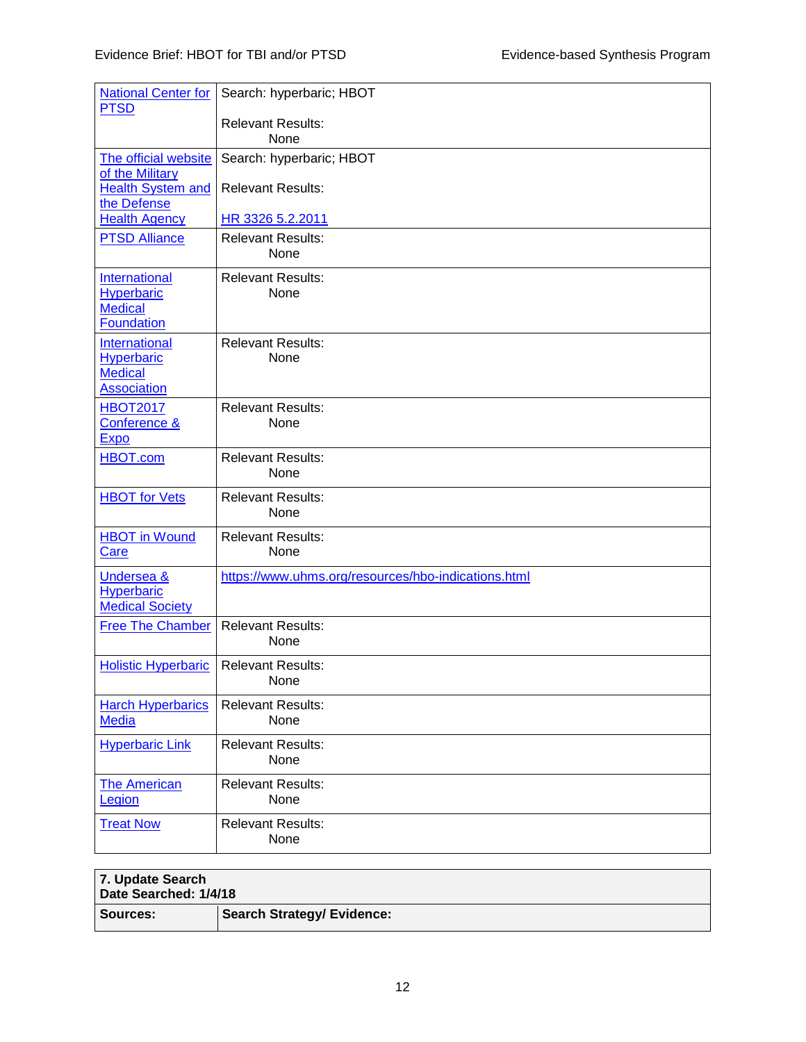| | |
|---|---|
| National Center for PTSD | Search: hyperbaric; HBOT<br><br>Relevant Results:<br>None |
| The official website of the Military Health System and the Defense Health Agency | Search: hyperbaric; HBOT<br><br>Relevant Results:<br><br>HR 3326 5.2.2011 |
| PTSD Alliance | Relevant Results:<br>None |
| International Hyperbaric Medical Foundation | Relevant Results:<br>None |
| International Hyperbaric Medical Association | Relevant Results:<br>None |
| HBOT2017 Conference & Expo | Relevant Results:<br>None |
| HBOT.com | Relevant Results:<br>None |
| HBOT for Vets | Relevant Results:<br>None |
| HBOT in Wound Care | Relevant Results:<br>None |
| Undersea & Hyperbaric Medical Society | https://www.uhms.org/resources/hbo-indications.html |
| Free The Chamber | Relevant Results:<br>None |
| Holistic Hyperbaric | Relevant Results:<br>None |
| Harch Hyperbarics Media | Relevant Results:<br>None |
| Hyperbaric Link | Relevant Results:<br>None |
| The American Legion | Relevant Results:<br>None |
| Treat Now | Relevant Results:<br>None |

| **7. Update Search<br>Date Searched: 1/4/18** | |
|---|---|
| **Sources:** | **Search Strategy/ Evidence:** |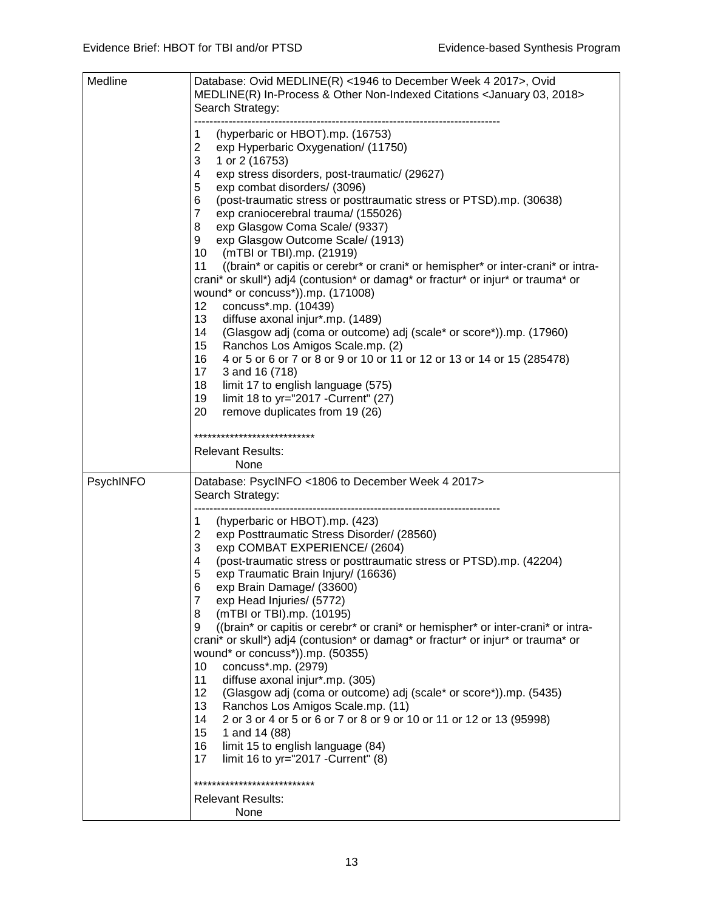| Medline | Database: Ovid MEDLINE(R) <1946 to December Week 4 2017>, Ovid MEDLINE(R) In-Process & Other Non-Indexed Citations <January 03, 2018><br>Search Strategy:<br>--------------------------------------------------------------------------------<br>1 (hyperbaric or HBOT).mp. (16753)<br>2 exp Hyperbaric Oxygenation/ (11750)<br>3 1 or 2 (16753)<br>4 exp stress disorders, post-traumatic/ (29627)<br>5 exp combat disorders/ (3096)<br>6 (post-traumatic stress or posttraumatic stress or PTSD).mp. (30638)<br>7 exp craniocerebral trauma/ (155026)<br>8 exp Glasgow Coma Scale/ (9337)<br>9 exp Glasgow Outcome Scale/ (1913)<br>10 (mTBI or TBI).mp. (21919)<br>11 ((brain* or capitis or cerebr* or crani* or hemispher* or inter-crani* or intra-crani* or skull*) adj4 (contusion* or damag* or fractur* or injur* or trauma* or wound* or concuss*)).mp. (171008)<br>12 concuss*.mp. (10439)<br>13 diffuse axonal injur*.mp. (1489)<br>14 (Glasgow adj (coma or outcome) adj (scale* or score*)).mp. (17960)<br>15 Ranchos Los Amigos Scale.mp. (2)<br>16 4 or 5 or 6 or 7 or 8 or 9 or 10 or 11 or 12 or 13 or 14 or 15 (285478)<br>17 3 and 16 (718)<br>18 limit 17 to english language (575)<br>19 limit 18 to yr="2017 -Current" (27)<br>20 remove duplicates from 19 (26)<br><br>***************************<br>Relevant Results:<br>None |
|---|---|
| PsychINFO | Database: PsycINFO <1806 to December Week 4 2017><br>Search Strategy:<br>--------------------------------------------------------------------------------<br>1 (hyperbaric or HBOT).mp. (423)<br>2 exp Posttraumatic Stress Disorder/ (28560)<br>3 exp COMBAT EXPERIENCE/ (2604)<br>4 (post-traumatic stress or posttraumatic stress or PTSD).mp. (42204)<br>5 exp Traumatic Brain Injury/ (16636)<br>6 exp Brain Damage/ (33600)<br>7 exp Head Injuries/ (5772)<br>8 (mTBI or TBI).mp. (10195)<br>9 ((brain* or capitis or cerebr* or crani* or hemispher* or inter-crani* or intra-crani* or skull*) adj4 (contusion* or damag* or fractur* or injur* or trauma* or wound* or concuss*)).mp. (50355)<br>10 concuss*.mp. (2979)<br>11 diffuse axonal injur*.mp. (305)<br>12 (Glasgow adj (coma or outcome) adj (scale* or score*)).mp. (5435)<br>13 Ranchos Los Amigos Scale.mp. (11)<br>14 2 or 3 or 4 or 5 or 6 or 7 or 8 or 9 or 10 or 11 or 12 or 13 (95998)<br>15 1 and 14 (88)<br>16 limit 15 to english language (84)<br>17 limit 16 to yr="2017 -Current" (8)<br><br>***************************<br>Relevant Results:<br>None |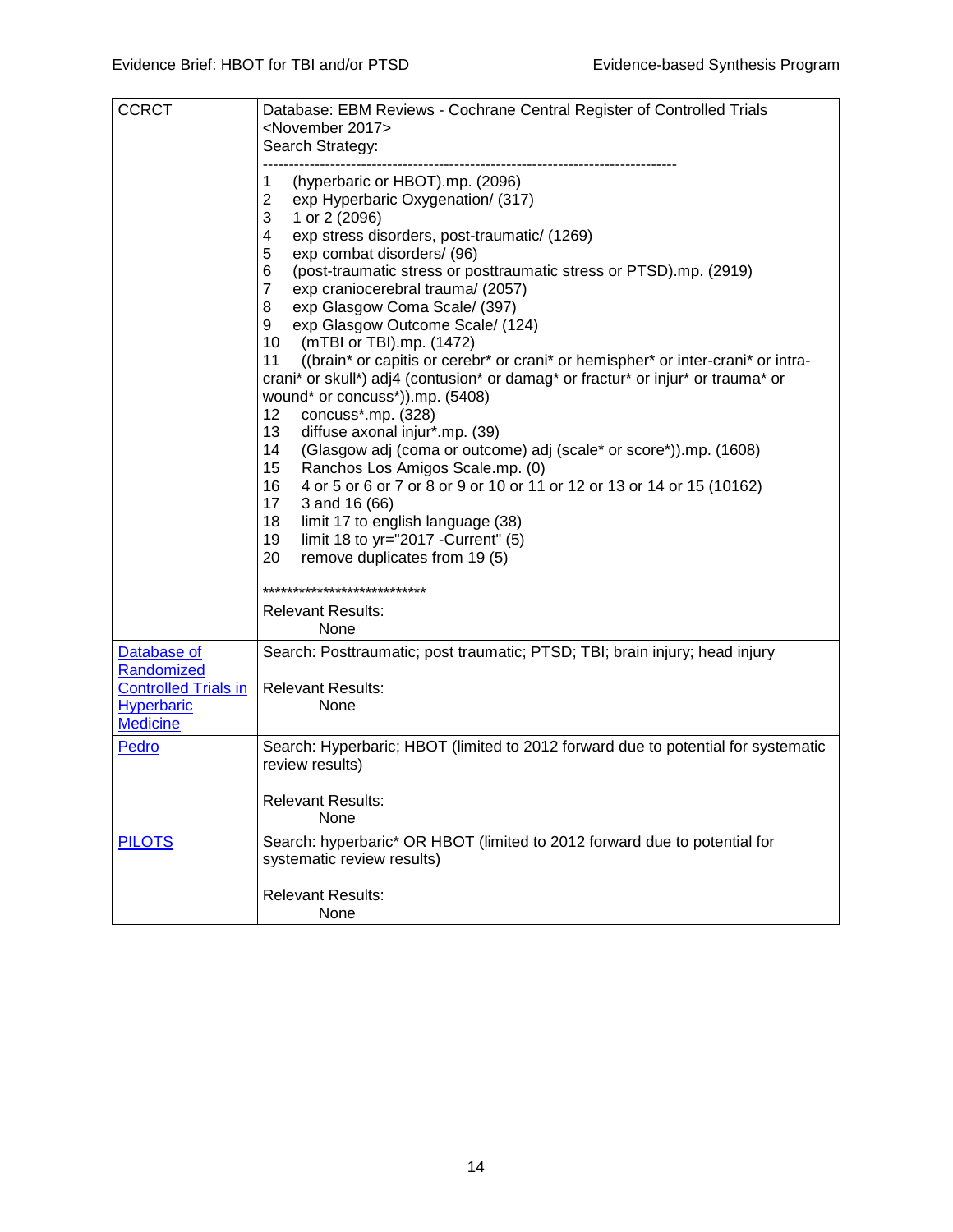| | |
|---|---|
| CCRCT | Database: EBM Reviews - Cochrane Central Register of Controlled Trials <November 2017><br>Search Strategy:<br>--------------------------------------------------------------------------------<br>1 (hyperbaric or HBOT).mp. (2096)<br>2 exp Hyperbaric Oxygenation/ (317)<br>3 1 or 2 (2096)<br>4 exp stress disorders, post-traumatic/ (1269)<br>5 exp combat disorders/ (96)<br>6 (post-traumatic stress or posttraumatic stress or PTSD).mp. (2919)<br>7 exp craniocerebral trauma/ (2057)<br>8 exp Glasgow Coma Scale/ (397)<br>9 exp Glasgow Outcome Scale/ (124)<br>10 (mTBI or TBI).mp. (1472)<br>11 ((brain* or capitis or cerebr* or crani* or hemispher* or inter-crani* or intra-crani* or skull*) adj4 (contusion* or damag* or fractur* or injur* or trauma* or wound* or concuss*)).mp. (5408)<br>12 concuss*.mp. (328)<br>13 diffuse axonal injur*.mp. (39)<br>14 (Glasgow adj (coma or outcome) adj (scale* or score*)).mp. (1608)<br>15 Ranchos Los Amigos Scale.mp. (0)<br>16 4 or 5 or 6 or 7 or 8 or 9 or 10 or 11 or 12 or 13 or 14 or 15 (10162)<br>17 3 and 16 (66)<br>18 limit 17 to english language (38)<br>19 limit 18 to yr="2017 -Current" (5)<br>20 remove duplicates from 19 (5)<br><br>***************************<br>Relevant Results:<br>None |
| Database of Randomized Controlled Trials in Hyperbaric Medicine | Search: Posttraumatic; post traumatic; PTSD; TBI; brain injury; head injury<br><br>Relevant Results:<br>None |
| Pedro | Search: Hyperbaric; HBOT (limited to 2012 forward due to potential for systematic review results)<br><br>Relevant Results:<br>None |
| PILOTS | Search: hyperbaric* OR HBOT (limited to 2012 forward due to potential for systematic review results)<br><br>Relevant Results:<br>None |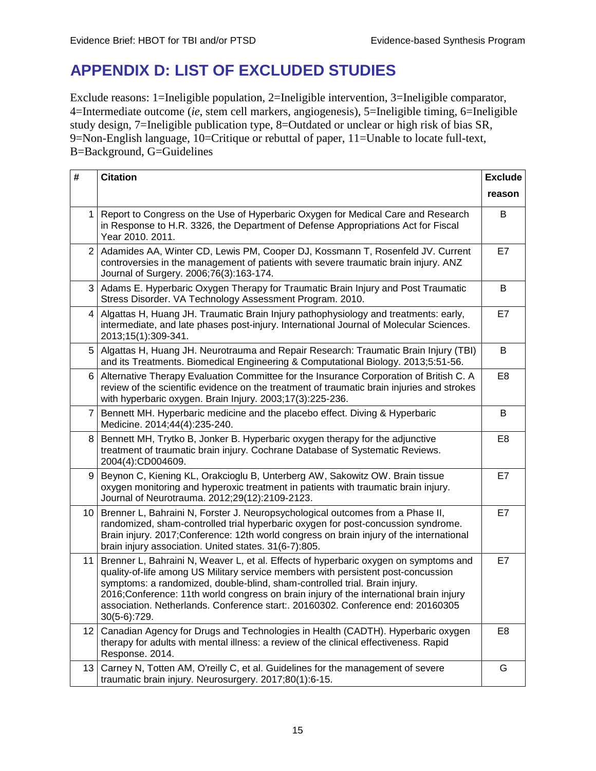# APPENDIX D: LIST OF EXCLUDED STUDIES

Exclude reasons: 1=Ineligible population, 2=Ineligible intervention, 3=Ineligible comparator, 4=Intermediate outcome (*ie*, stem cell markers, angiogenesis), 5=Ineligible timing, 6=Ineligible study design, 7=Ineligible publication type, 8=Outdated or unclear or high risk of bias SR, 9=Non-English language, 10=Critique or rebuttal of paper, 11=Unable to locate full-text, B=Background, G=Guidelines

| # | Citation | Exclude reason |
|---|---|---|
| 1 | Report to Congress on the Use of Hyperbaric Oxygen for Medical Care and Research in Response to H.R. 3326, the Department of Defense Appropriations Act for Fiscal Year 2010. 2011. | B |
| 2 | Adamides AA, Winter CD, Lewis PM, Cooper DJ, Kossmann T, Rosenfeld JV. Current controversies in the management of patients with severe traumatic brain injury. ANZ Journal of Surgery. 2006;76(3):163-174. | E7 |
| 3 | Adams E. Hyperbaric Oxygen Therapy for Traumatic Brain Injury and Post Traumatic Stress Disorder. VA Technology Assessment Program. 2010. | B |
| 4 | Algattas H, Huang JH. Traumatic Brain Injury pathophysiology and treatments: early, intermediate, and late phases post-injury. International Journal of Molecular Sciences. 2013;15(1):309-341. | E7 |
| 5 | Algattas H, Huang JH. Neurotrauma and Repair Research: Traumatic Brain Injury (TBI) and its Treatments. Biomedical Engineering & Computational Biology. 2013;5:51-56. | B |
| 6 | Alternative Therapy Evaluation Committee for the Insurance Corporation of British C. A review of the scientific evidence on the treatment of traumatic brain injuries and strokes with hyperbaric oxygen. Brain Injury. 2003;17(3):225-236. | E8 |
| 7 | Bennett MH. Hyperbaric medicine and the placebo effect. Diving & Hyperbaric Medicine. 2014;44(4):235-240. | B |
| 8 | Bennett MH, Trytko B, Jonker B. Hyperbaric oxygen therapy for the adjunctive treatment of traumatic brain injury. Cochrane Database of Systematic Reviews. 2004(4):CD004609. | E8 |
| 9 | Beynon C, Kiening KL, Orakcioglu B, Unterberg AW, Sakowitz OW. Brain tissue oxygen monitoring and hyperoxic treatment in patients with traumatic brain injury. Journal of Neurotrauma. 2012;29(12):2109-2123. | E7 |
| 10 | Brenner L, Bahraini N, Forster J. Neuropsychological outcomes from a Phase II, randomized, sham-controlled trial hyperbaric oxygen for post-concussion syndrome. Brain injury. 2017;Conference: 12th world congress on brain injury of the international brain injury association. United states. 31(6-7):805. | E7 |
| 11 | Brenner L, Bahraini N, Weaver L, et al. Effects of hyperbaric oxygen on symptoms and quality-of-life among US Military service members with persistent post-concussion symptoms: a randomized, double-blind, sham-controlled trial. Brain injury. 2016;Conference: 11th world congress on brain injury of the international brain injury association. Netherlands. Conference start:. 20160302. Conference end: 20160305 30(5-6):729. | E7 |
| 12 | Canadian Agency for Drugs and Technologies in Health (CADTH). Hyperbaric oxygen therapy for adults with mental illness: a review of the clinical effectiveness. Rapid Response. 2014. | E8 |
| 13 | Carney N, Totten AM, O'reilly C, et al. Guidelines for the management of severe traumatic brain injury. Neurosurgery. 2017;80(1):6-15. | G |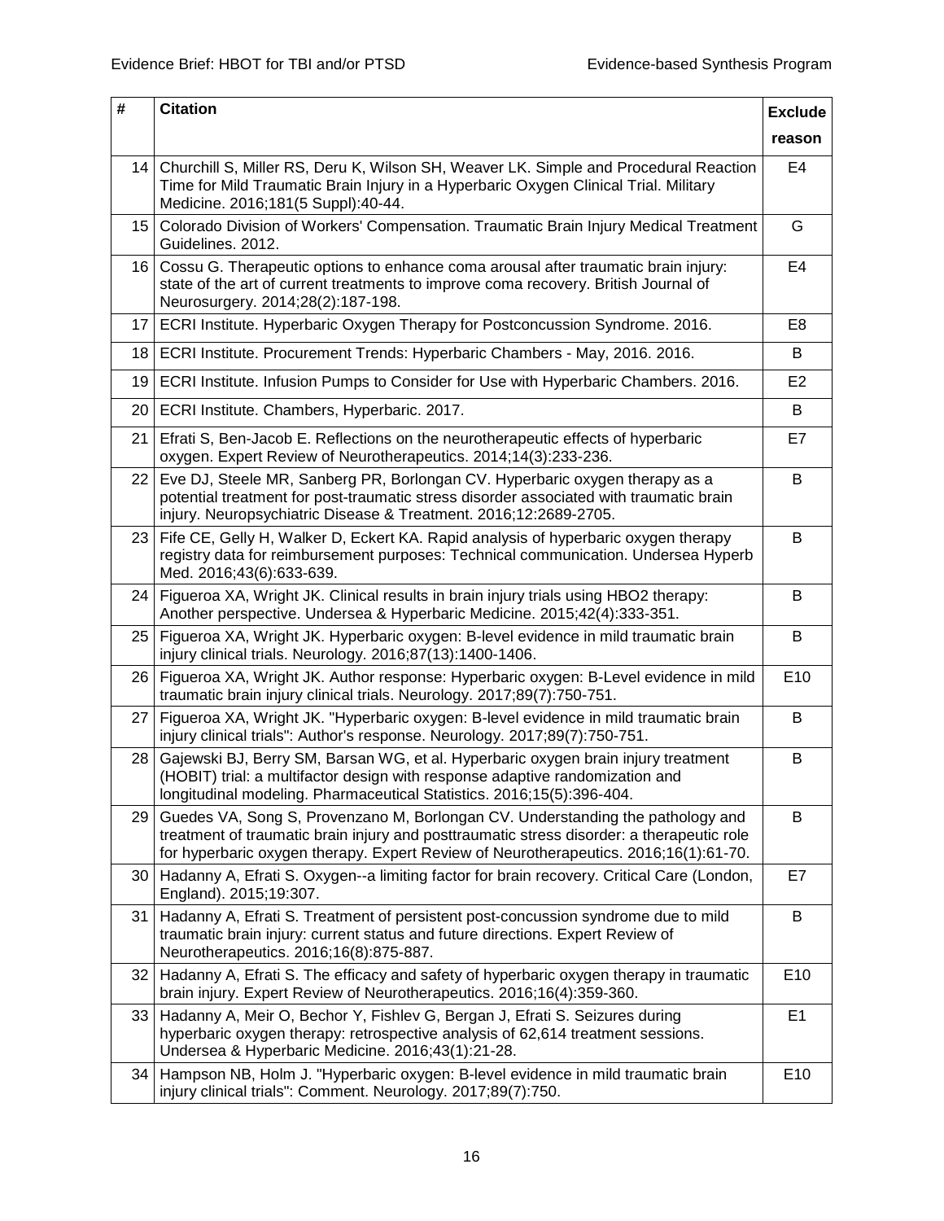| # | Citation | Exclude reason |
|---|---|---|
| 14 | Churchill S, Miller RS, Deru K, Wilson SH, Weaver LK. Simple and Procedural Reaction Time for Mild Traumatic Brain Injury in a Hyperbaric Oxygen Clinical Trial. Military Medicine. 2016;181(5 Suppl):40-44. | E4 |
| 15 | Colorado Division of Workers' Compensation. Traumatic Brain Injury Medical Treatment Guidelines. 2012. | G |
| 16 | Cossu G. Therapeutic options to enhance coma arousal after traumatic brain injury: state of the art of current treatments to improve coma recovery. British Journal of Neurosurgery. 2014;28(2):187-198. | E4 |
| 17 | ECRI Institute. Hyperbaric Oxygen Therapy for Postconcussion Syndrome. 2016. | E8 |
| 18 | ECRI Institute. Procurement Trends: Hyperbaric Chambers - May, 2016. 2016. | B |
| 19 | ECRI Institute. Infusion Pumps to Consider for Use with Hyperbaric Chambers. 2016. | E2 |
| 20 | ECRI Institute. Chambers, Hyperbaric. 2017. | B |
| 21 | Efrati S, Ben-Jacob E. Reflections on the neurotherapeutic effects of hyperbaric oxygen. Expert Review of Neurotherapeutics. 2014;14(3):233-236. | E7 |
| 22 | Eve DJ, Steele MR, Sanberg PR, Borlongan CV. Hyperbaric oxygen therapy as a potential treatment for post-traumatic stress disorder associated with traumatic brain injury. Neuropsychiatric Disease & Treatment. 2016;12:2689-2705. | B |
| 23 | Fife CE, Gelly H, Walker D, Eckert KA. Rapid analysis of hyperbaric oxygen therapy registry data for reimbursement purposes: Technical communication. Undersea Hyperb Med. 2016;43(6):633-639. | B |
| 24 | Figueroa XA, Wright JK. Clinical results in brain injury trials using HBO2 therapy: Another perspective. Undersea & Hyperbaric Medicine. 2015;42(4):333-351. | B |
| 25 | Figueroa XA, Wright JK. Hyperbaric oxygen: B-level evidence in mild traumatic brain injury clinical trials. Neurology. 2016;87(13):1400-1406. | B |
| 26 | Figueroa XA, Wright JK. Author response: Hyperbaric oxygen: B-Level evidence in mild traumatic brain injury clinical trials. Neurology. 2017;89(7):750-751. | E10 |
| 27 | Figueroa XA, Wright JK. "Hyperbaric oxygen: B-level evidence in mild traumatic brain injury clinical trials": Author's response. Neurology. 2017;89(7):750-751. | B |
| 28 | Gajewski BJ, Berry SM, Barsan WG, et al. Hyperbaric oxygen brain injury treatment (HOBIT) trial: a multifactor design with response adaptive randomization and longitudinal modeling. Pharmaceutical Statistics. 2016;15(5):396-404. | B |
| 29 | Guedes VA, Song S, Provenzano M, Borlongan CV. Understanding the pathology and treatment of traumatic brain injury and posttraumatic stress disorder: a therapeutic role for hyperbaric oxygen therapy. Expert Review of Neurotherapeutics. 2016;16(1):61-70. | B |
| 30 | Hadanny A, Efrati S. Oxygen--a limiting factor for brain recovery. Critical Care (London, England). 2015;19:307. | E7 |
| 31 | Hadanny A, Efrati S. Treatment of persistent post-concussion syndrome due to mild traumatic brain injury: current status and future directions. Expert Review of Neurotherapeutics. 2016;16(8):875-887. | B |
| 32 | Hadanny A, Efrati S. The efficacy and safety of hyperbaric oxygen therapy in traumatic brain injury. Expert Review of Neurotherapeutics. 2016;16(4):359-360. | E10 |
| 33 | Hadanny A, Meir O, Bechor Y, Fishlev G, Bergan J, Efrati S. Seizures during hyperbaric oxygen therapy: retrospective analysis of 62,614 treatment sessions. Undersea & Hyperbaric Medicine. 2016;43(1):21-28. | E1 |
| 34 | Hampson NB, Holm J. "Hyperbaric oxygen: B-level evidence in mild traumatic brain injury clinical trials": Comment. Neurology. 2017;89(7):750. | E10 |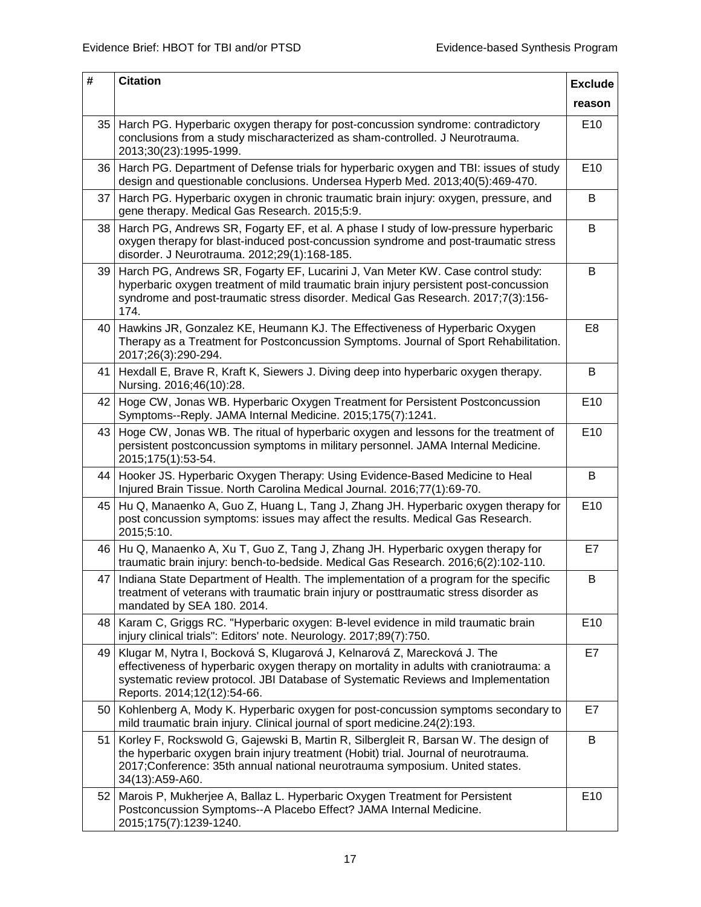| # | Citation | Exclude reason |
|---|---|---|
| 35 | Harch PG. Hyperbaric oxygen therapy for post-concussion syndrome: contradictory conclusions from a study mischaracterized as sham-controlled. J Neurotrauma. 2013;30(23):1995-1999. | E10 |
| 36 | Harch PG. Department of Defense trials for hyperbaric oxygen and TBI: issues of study design and questionable conclusions. Undersea Hyperb Med. 2013;40(5):469-470. | E10 |
| 37 | Harch PG. Hyperbaric oxygen in chronic traumatic brain injury: oxygen, pressure, and gene therapy. Medical Gas Research. 2015;5:9. | B |
| 38 | Harch PG, Andrews SR, Fogarty EF, et al. A phase I study of low-pressure hyperbaric oxygen therapy for blast-induced post-concussion syndrome and post-traumatic stress disorder. J Neurotrauma. 2012;29(1):168-185. | B |
| 39 | Harch PG, Andrews SR, Fogarty EF, Lucarini J, Van Meter KW. Case control study: hyperbaric oxygen treatment of mild traumatic brain injury persistent post-concussion syndrome and post-traumatic stress disorder. Medical Gas Research. 2017;7(3):156-174. | B |
| 40 | Hawkins JR, Gonzalez KE, Heumann KJ. The Effectiveness of Hyperbaric Oxygen Therapy as a Treatment for Postconcussion Symptoms. Journal of Sport Rehabilitation. 2017;26(3):290-294. | E8 |
| 41 | Hexdall E, Brave R, Kraft K, Siewers J. Diving deep into hyperbaric oxygen therapy. Nursing. 2016;46(10):28. | B |
| 42 | Hoge CW, Jonas WB. Hyperbaric Oxygen Treatment for Persistent Postconcussion Symptoms--Reply. JAMA Internal Medicine. 2015;175(7):1241. | E10 |
| 43 | Hoge CW, Jonas WB. The ritual of hyperbaric oxygen and lessons for the treatment of persistent postconcussion symptoms in military personnel. JAMA Internal Medicine. 2015;175(1):53-54. | E10 |
| 44 | Hooker JS. Hyperbaric Oxygen Therapy: Using Evidence-Based Medicine to Heal Injured Brain Tissue. North Carolina Medical Journal. 2016;77(1):69-70. | B |
| 45 | Hu Q, Manaenko A, Guo Z, Huang L, Tang J, Zhang JH. Hyperbaric oxygen therapy for post concussion symptoms: issues may affect the results. Medical Gas Research. 2015;5:10. | E10 |
| 46 | Hu Q, Manaenko A, Xu T, Guo Z, Tang J, Zhang JH. Hyperbaric oxygen therapy for traumatic brain injury: bench-to-bedside. Medical Gas Research. 2016;6(2):102-110. | E7 |
| 47 | Indiana State Department of Health. The implementation of a program for the specific treatment of veterans with traumatic brain injury or posttraumatic stress disorder as mandated by SEA 180. 2014. | B |
| 48 | Karam C, Griggs RC. "Hyperbaric oxygen: B-level evidence in mild traumatic brain injury clinical trials": Editors' note. Neurology. 2017;89(7):750. | E10 |
| 49 | Klugar M, Nytra I, Bocková S, Klugarová J, Kelnarová Z, Marecková J. The effectiveness of hyperbaric oxygen therapy on mortality in adults with craniotrauma: a systematic review protocol. JBI Database of Systematic Reviews and Implementation Reports. 2014;12(12):54-66. | E7 |
| 50 | Kohlenberg A, Mody K. Hyperbaric oxygen for post-concussion symptoms secondary to mild traumatic brain injury. Clinical journal of sport medicine.24(2):193. | E7 |
| 51 | Korley F, Rockswold G, Gajewski B, Martin R, Silbergleit R, Barsan W. The design of the hyperbaric oxygen brain injury treatment (Hobit) trial. Journal of neurotrauma. 2017;Conference: 35th annual national neurotrauma symposium. United states. 34(13):A59-A60. | B |
| 52 | Marois P, Mukherjee A, Ballaz L. Hyperbaric Oxygen Treatment for Persistent Postconcussion Symptoms--A Placebo Effect? JAMA Internal Medicine. 2015;175(7):1239-1240. | E10 |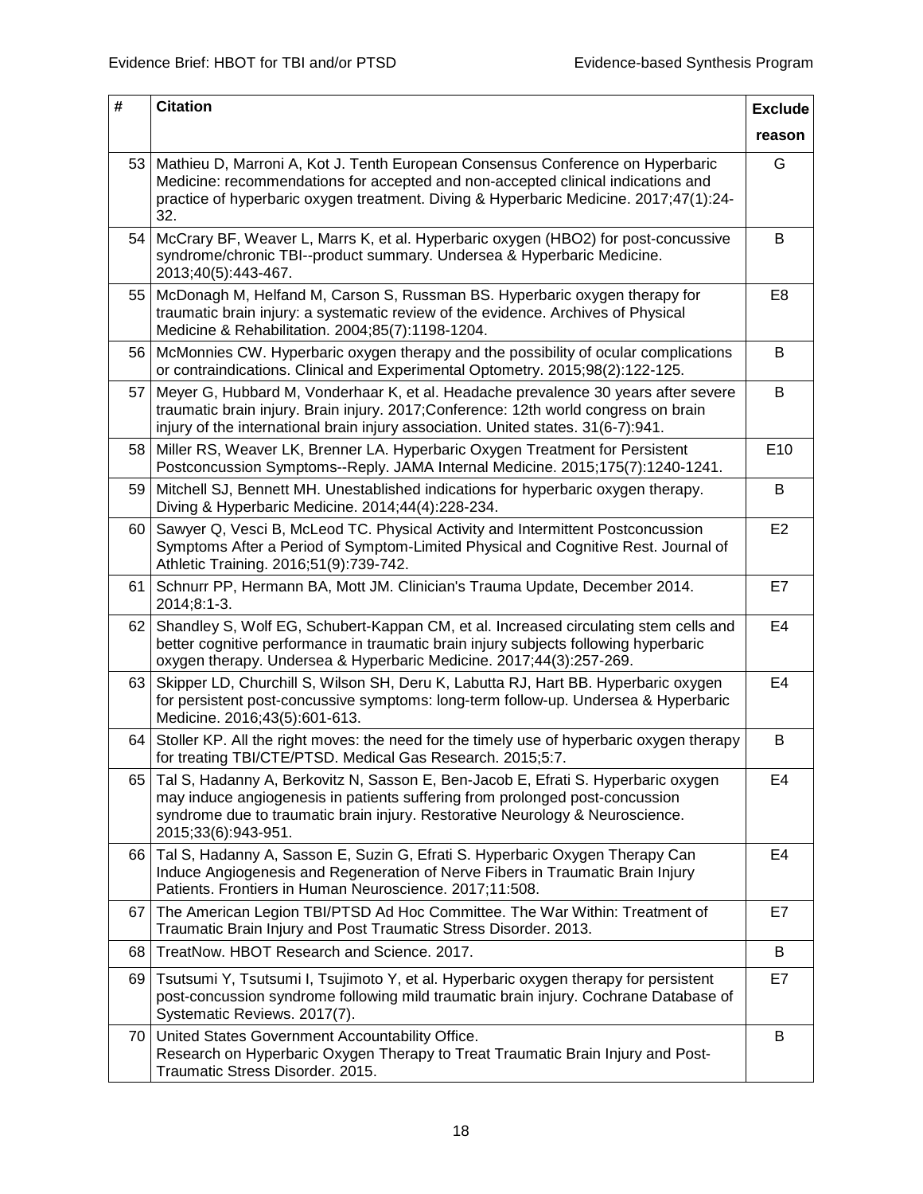| # | Citation | Exclude reason |
|---|---|---|
| 53 | Mathieu D, Marroni A, Kot J. Tenth European Consensus Conference on Hyperbaric Medicine: recommendations for accepted and non-accepted clinical indications and practice of hyperbaric oxygen treatment. Diving & Hyperbaric Medicine. 2017;47(1):24-32. | G |
| 54 | McCrary BF, Weaver L, Marrs K, et al. Hyperbaric oxygen (HBO2) for post-concussive syndrome/chronic TBI--product summary. Undersea & Hyperbaric Medicine. 2013;40(5):443-467. | B |
| 55 | McDonagh M, Helfand M, Carson S, Russman BS. Hyperbaric oxygen therapy for traumatic brain injury: a systematic review of the evidence. Archives of Physical Medicine & Rehabilitation. 2004;85(7):1198-1204. | E8 |
| 56 | McMonnies CW. Hyperbaric oxygen therapy and the possibility of ocular complications or contraindications. Clinical and Experimental Optometry. 2015;98(2):122-125. | B |
| 57 | Meyer G, Hubbard M, Vonderhaar K, et al. Headache prevalence 30 years after severe traumatic brain injury. Brain injury. 2017;Conference: 12th world congress on brain injury of the international brain injury association. United states. 31(6-7):941. | B |
| 58 | Miller RS, Weaver LK, Brenner LA. Hyperbaric Oxygen Treatment for Persistent Postconcussion Symptoms--Reply. JAMA Internal Medicine. 2015;175(7):1240-1241. | E10 |
| 59 | Mitchell SJ, Bennett MH. Unestablished indications for hyperbaric oxygen therapy. Diving & Hyperbaric Medicine. 2014;44(4):228-234. | B |
| 60 | Sawyer Q, Vesci B, McLeod TC. Physical Activity and Intermittent Postconcussion Symptoms After a Period of Symptom-Limited Physical and Cognitive Rest. Journal of Athletic Training. 2016;51(9):739-742. | E2 |
| 61 | Schnurr PP, Hermann BA, Mott JM. Clinician's Trauma Update, December 2014. 2014;8:1-3. | E7 |
| 62 | Shandley S, Wolf EG, Schubert-Kappan CM, et al. Increased circulating stem cells and better cognitive performance in traumatic brain injury subjects following hyperbaric oxygen therapy. Undersea & Hyperbaric Medicine. 2017;44(3):257-269. | E4 |
| 63 | Skipper LD, Churchill S, Wilson SH, Deru K, Labutta RJ, Hart BB. Hyperbaric oxygen for persistent post-concussive symptoms: long-term follow-up. Undersea & Hyperbaric Medicine. 2016;43(5):601-613. | E4 |
| 64 | Stoller KP. All the right moves: the need for the timely use of hyperbaric oxygen therapy for treating TBI/CTE/PTSD. Medical Gas Research. 2015;5:7. | B |
| 65 | Tal S, Hadanny A, Berkovitz N, Sasson E, Ben-Jacob E, Efrati S. Hyperbaric oxygen may induce angiogenesis in patients suffering from prolonged post-concussion syndrome due to traumatic brain injury. Restorative Neurology & Neuroscience. 2015;33(6):943-951. | E4 |
| 66 | Tal S, Hadanny A, Sasson E, Suzin G, Efrati S. Hyperbaric Oxygen Therapy Can Induce Angiogenesis and Regeneration of Nerve Fibers in Traumatic Brain Injury Patients. Frontiers in Human Neuroscience. 2017;11:508. | E4 |
| 67 | The American Legion TBI/PTSD Ad Hoc Committee. The War Within: Treatment of Traumatic Brain Injury and Post Traumatic Stress Disorder. 2013. | E7 |
| 68 | TreatNow. HBOT Research and Science. 2017. | B |
| 69 | Tsutsumi Y, Tsutsumi I, Tsujimoto Y, et al. Hyperbaric oxygen therapy for persistent post-concussion syndrome following mild traumatic brain injury. Cochrane Database of Systematic Reviews. 2017(7). | E7 |
| 70 | United States Government Accountability Office. Research on Hyperbaric Oxygen Therapy to Treat Traumatic Brain Injury and Post-Traumatic Stress Disorder. 2015. | B |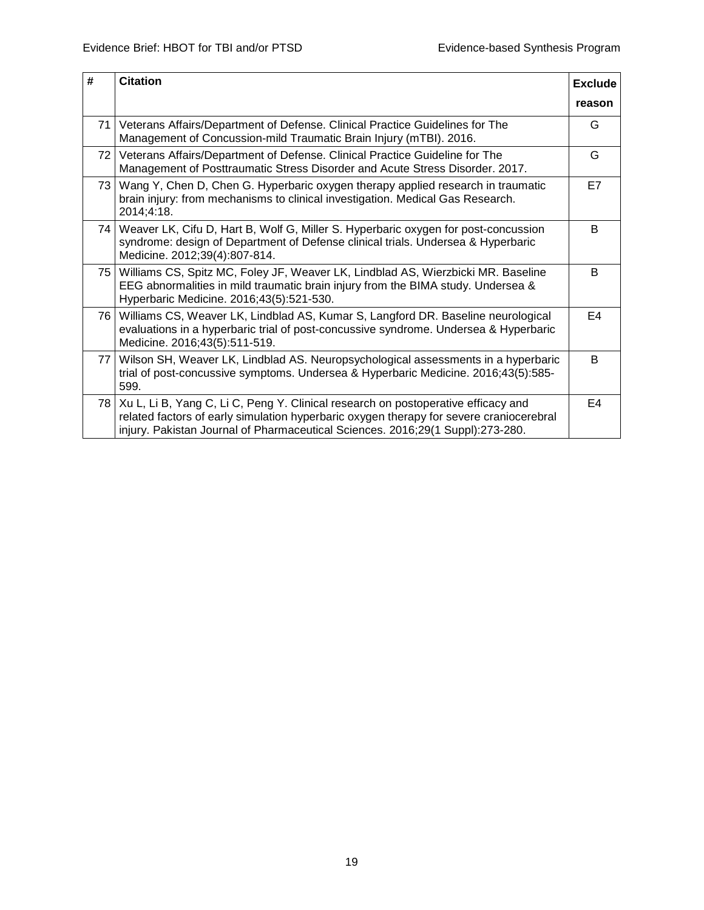| # | Citation | Exclude reason |
|---|---|---|
| 71 | Veterans Affairs/Department of Defense. Clinical Practice Guidelines for The Management of Concussion-mild Traumatic Brain Injury (mTBI). 2016. | G |
| 72 | Veterans Affairs/Department of Defense. Clinical Practice Guideline for The Management of Posttraumatic Stress Disorder and Acute Stress Disorder. 2017. | G |
| 73 | Wang Y, Chen D, Chen G. Hyperbaric oxygen therapy applied research in traumatic brain injury: from mechanisms to clinical investigation. Medical Gas Research. 2014;4:18. | E7 |
| 74 | Weaver LK, Cifu D, Hart B, Wolf G, Miller S. Hyperbaric oxygen for post-concussion syndrome: design of Department of Defense clinical trials. Undersea & Hyperbaric Medicine. 2012;39(4):807-814. | B |
| 75 | Williams CS, Spitz MC, Foley JF, Weaver LK, Lindblad AS, Wierzbicki MR. Baseline EEG abnormalities in mild traumatic brain injury from the BIMA study. Undersea & Hyperbaric Medicine. 2016;43(5):521-530. | B |
| 76 | Williams CS, Weaver LK, Lindblad AS, Kumar S, Langford DR. Baseline neurological evaluations in a hyperbaric trial of post-concussive syndrome. Undersea & Hyperbaric Medicine. 2016;43(5):511-519. | E4 |
| 77 | Wilson SH, Weaver LK, Lindblad AS. Neuropsychological assessments in a hyperbaric trial of post-concussive symptoms. Undersea & Hyperbaric Medicine. 2016;43(5):585-599. | B |
| 78 | Xu L, Li B, Yang C, Li C, Peng Y. Clinical research on postoperative efficacy and related factors of early simulation hyperbaric oxygen therapy for severe craniocerebral injury. Pakistan Journal of Pharmaceutical Sciences. 2016;29(1 Suppl):273-280. | E4 |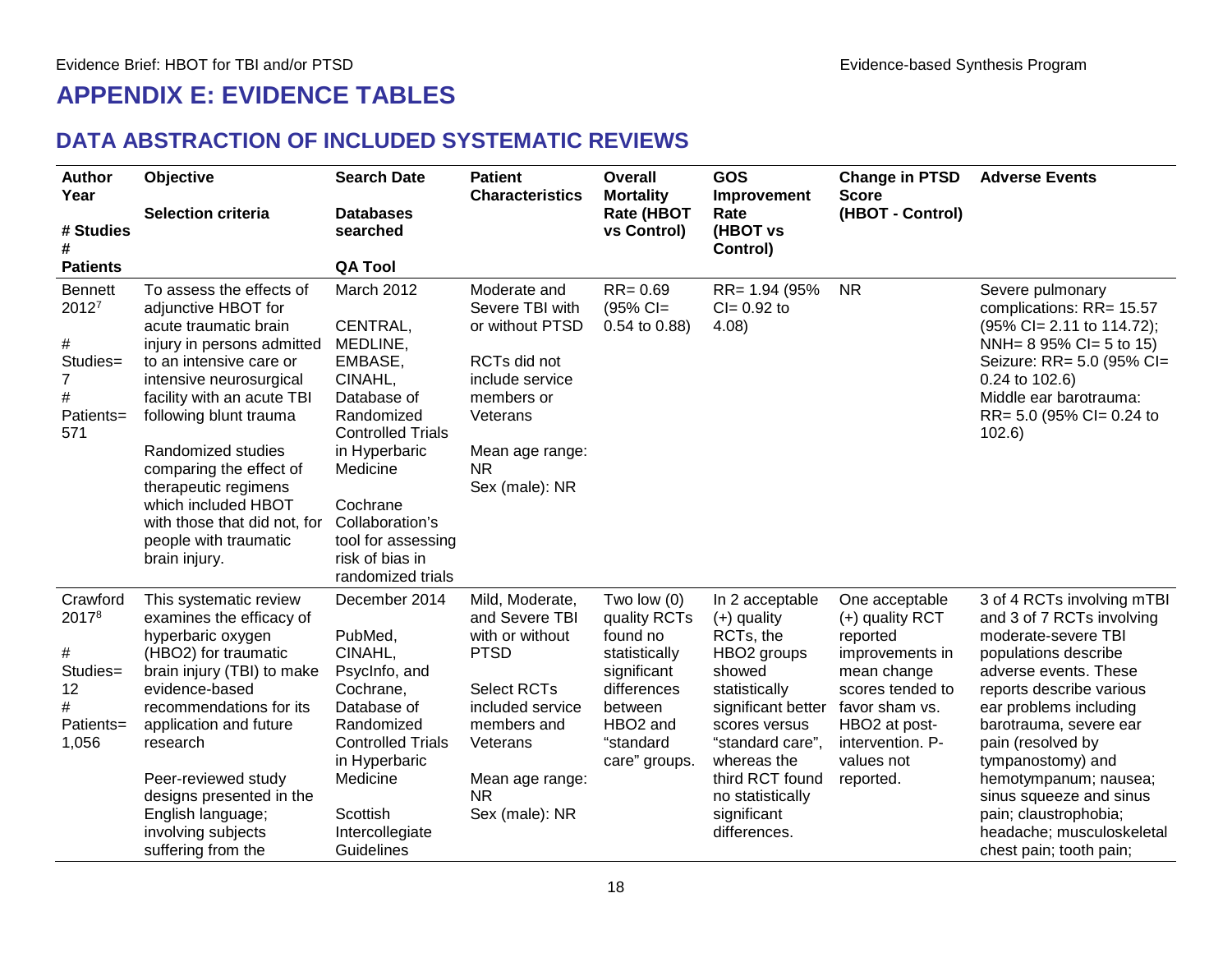# APPENDIX E: EVIDENCE TABLES

## DATA ABSTRACTION OF INCLUDED SYSTEMATIC REVIEWS

| Author Year<br><br># Studies<br>#<br>Patients | Objective<br><br>Selection criteria | Search Date<br><br>Databases searched<br><br>QA Tool | Patient Characteristics | Overall Mortality Rate (HBOT vs Control) | GOS Improvement Rate (HBOT vs Control) | Change in PTSD Score (HBOT - Control) | Adverse Events |
|---|---|---|---|---|---|---|---|
| Bennett 2012[7]<br><br># Studies= 7<br># Patients= 571 | To assess the effects of adjunctive HBOT for acute traumatic brain injury in persons admitted to an intensive care or intensive neurosurgical facility with an acute TBI following blunt trauma<br><br>Randomized studies comparing the effect of therapeutic regimens which included HBOT with those that did not, for people with traumatic brain injury. | March 2012<br><br>CENTRAL, MEDLINE, EMBASE, CINAHL, Database of Randomized Controlled Trials in Hyperbaric Medicine<br><br>Cochrane Collaboration's tool for assessing risk of bias in randomized trials | Moderate and Severe TBI with or without PTSD<br><br>RCTs did not include service members or Veterans<br><br>Mean age range: NR<br>Sex (male): NR | RR= 0.69 (95% CI= 0.54 to 0.88) | RR= 1.94 (95% CI= 0.92 to 4.08) | NR | Severe pulmonary complications: RR= 15.57 (95% CI= 2.11 to 114.72); NNH= 8 95% CI= 5 to 15)<br>Seizure: RR= 5.0 (95% CI= 0.24 to 102.6)<br>Middle ear barotrauma: RR= 5.0 (95% CI= 0.24 to 102.6) |
| Crawford 2017[8]<br><br># Studies= 12<br># Patients= 1,056 | This systematic review examines the efficacy of hyperbaric oxygen (HBO2) for traumatic brain injury (TBI) to make evidence-based recommendations for its application and future research<br><br>Peer-reviewed study designs presented in the English language; involving subjects suffering from the | December 2014<br><br>PubMed, CINAHL, PsycInfo, and Cochrane, Database of Randomized Controlled Trials in Hyperbaric Medicine<br><br>Scottish Intercollegiate Guidelines | Mild, Moderate, and Severe TBI with or without PTSD<br><br>Select RCTs included service members and Veterans<br><br>Mean age range: NR<br>Sex (male): NR | Two low (0) quality RCTs found no statistically significant differences between HBO2 and "standard care" groups. | In 2 acceptable (+) quality RCTs, the HBO2 groups showed statistically significant better scores versus "standard care", whereas the third RCT found no statistically significant differences. | One acceptable (+) quality RCT reported improvements in mean change scores tended to favor sham vs. HBO2 at post-intervention. P-values not reported. | 3 of 4 RCTs involving mTBI and 3 of 7 RCTs involving moderate-severe TBI populations describe adverse events. These reports describe various ear problems including barotrauma, severe ear pain (resolved by tympanostomy) and hemotympanum; nausea; sinus squeeze and sinus pain; claustrophobia; headache; musculoskeletal chest pain; tooth pain; |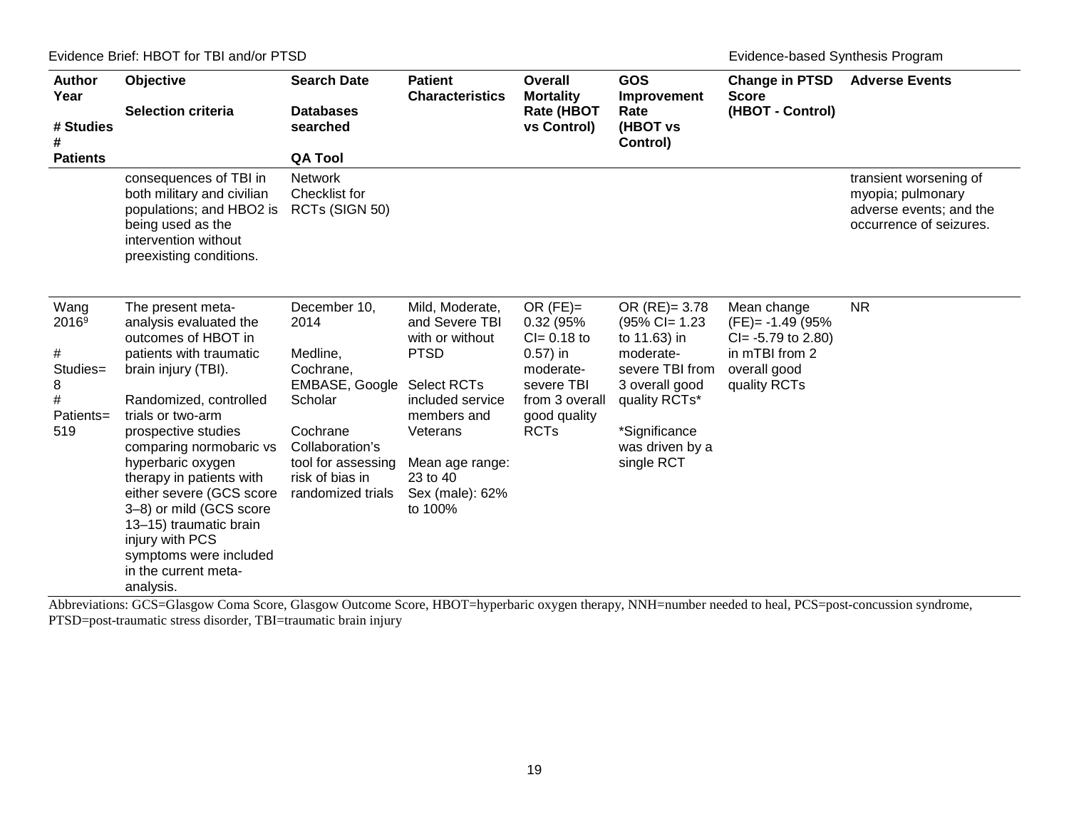| Author Year<br><br># Studies<br># Patients | Objective<br><br>Selection criteria | Search Date<br><br>Databases searched<br><br>QA Tool | Patient Characteristics | Overall Mortality Rate (HBOT vs Control) | GOS Improvement Rate (HBOT vs Control) | Change in PTSD Score (HBOT - Control) | Adverse Events |
|---|---|---|---|---|---|---|---|
| | consequences of TBI in both military and civilian populations; and HBO2 is being used as the intervention without preexisting conditions. | Network Checklist for RCTs (SIGN 50) | | | | | transient worsening of myopia; pulmonary adverse events; and the occurrence of seizures. |
| Wang 2016[9]<br><br># Studies= 8<br># Patients= 519 | The present meta-analysis evaluated the outcomes of HBOT in patients with traumatic brain injury (TBI).<br><br>Randomized, controlled trials or two-arm prospective studies comparing normobaric vs hyperbaric oxygen therapy in patients with either severe (GCS score 3–8) or mild (GCS score 13–15) traumatic brain injury with PCS symptoms were included in the current meta-analysis. | December 10, 2014<br><br>Medline, Cochrane, EMBASE, Google Scholar<br><br>Cochrane Collaboration's tool for assessing risk of bias in randomized trials | Mild, Moderate, and Severe TBI with or without PTSD<br><br>Select RCTs included service members and Veterans<br><br>Mean age range: 23 to 40<br>Sex (male): 62% to 100% | OR (FE)= 0.32 (95% CI= 0.18 to 0.57) in moderate-severe TBI from 3 overall good quality RCTs | OR (RE)= 3.78 (95% CI= 1.23 to 11.63) in moderate-severe TBI from 3 overall good quality RCTs*<br><br>*Significance was driven by a single RCT | Mean change (FE)= -1.49 (95% CI= -5.79 to 2.80) in mTBI from 2 overall good quality RCTs | NR |

Abbreviations: GCS=Glasgow Coma Score, Glasgow Outcome Score, HBOT=hyperbaric oxygen therapy, NNH=number needed to heal, PCS=post-concussion syndrome, PTSD=post-traumatic stress disorder, TBI=traumatic brain injury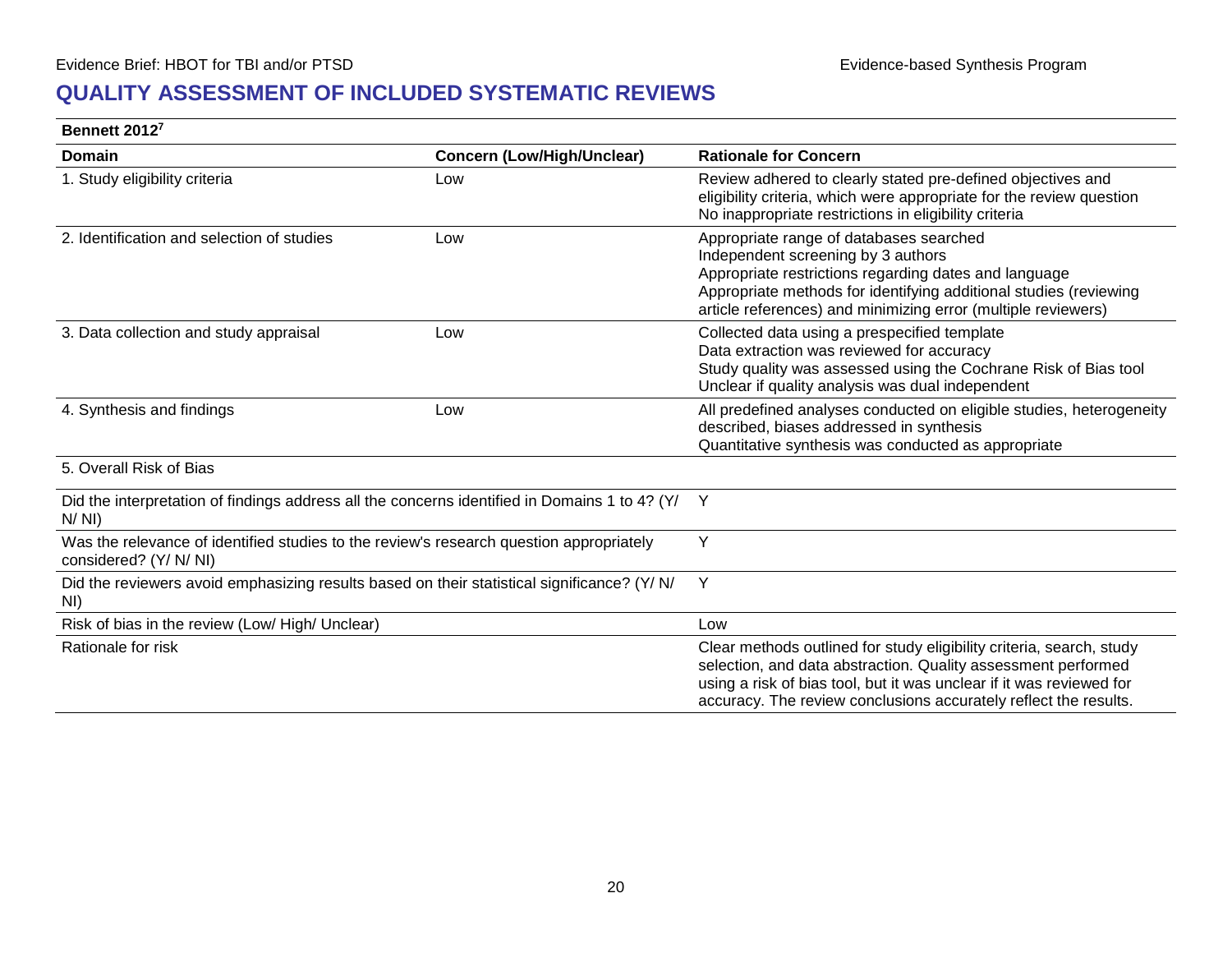## QUALITY ASSESSMENT OF INCLUDED SYSTEMATIC REVIEWS

| Bennett 2012[7] | | |
|---|---|---|
| **Domain** | **Concern (Low/High/Unclear)** | **Rationale for Concern** |
| 1. Study eligibility criteria | Low | Review adhered to clearly stated pre-defined objectives and eligibility criteria, which were appropriate for the review question<br>No inappropriate restrictions in eligibility criteria |
| 2. Identification and selection of studies | Low | Appropriate range of databases searched<br>Independent screening by 3 authors<br>Appropriate restrictions regarding dates and language<br>Appropriate methods for identifying additional studies (reviewing article references) and minimizing error (multiple reviewers) |
| 3. Data collection and study appraisal | Low | Collected data using a prespecified template<br>Data extraction was reviewed for accuracy<br>Study quality was assessed using the Cochrane Risk of Bias tool<br>Unclear if quality analysis was dual independent |
| 4. Synthesis and findings | Low | All predefined analyses conducted on eligible studies, heterogeneity described, biases addressed in synthesis<br>Quantitative synthesis was conducted as appropriate |
| 5. Overall Risk of Bias | | |
| Did the interpretation of findings address all the concerns identified in Domains 1 to 4? (Y/ N/ NI) | | Y |
| Was the relevance of identified studies to the review's research question appropriately considered? (Y/ N/ NI) | | Y |
| Did the reviewers avoid emphasizing results based on their statistical significance? (Y/ N/ NI) | | Y |
| Risk of bias in the review (Low/ High/ Unclear) | | Low |
| Rationale for risk | | Clear methods outlined for study eligibility criteria, search, study selection, and data abstraction. Quality assessment performed using a risk of bias tool, but it was unclear if it was reviewed for accuracy. The review conclusions accurately reflect the results. |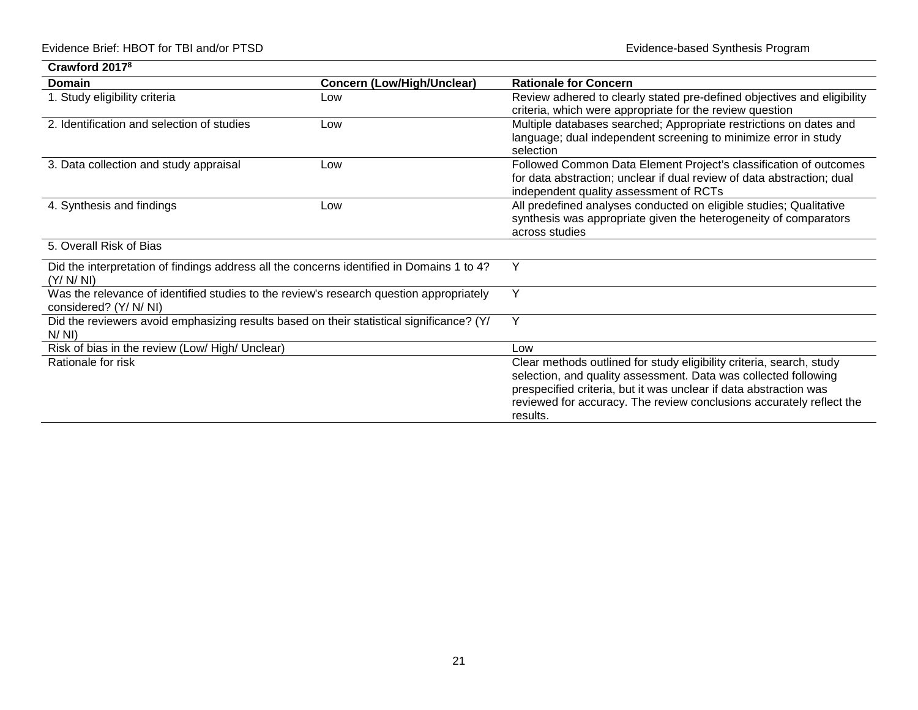| Crawford 2017[8] | | |
|---|---|---|
| **Domain** | **Concern (Low/High/Unclear)** | **Rationale for Concern** |
| 1. Study eligibility criteria | Low | Review adhered to clearly stated pre-defined objectives and eligibility criteria, which were appropriate for the review question |
| 2. Identification and selection of studies | Low | Multiple databases searched; Appropriate restrictions on dates and language; dual independent screening to minimize error in study selection |
| 3. Data collection and study appraisal | Low | Followed Common Data Element Project's classification of outcomes for data abstraction; unclear if dual review of data abstraction; dual independent quality assessment of RCTs |
| 4. Synthesis and findings | Low | All predefined analyses conducted on eligible studies; Qualitative synthesis was appropriate given the heterogeneity of comparators across studies |
| 5. Overall Risk of Bias | | |
| Did the interpretation of findings address all the concerns identified in Domains 1 to 4? (Y/ N/ NI) | | Y |
| Was the relevance of identified studies to the review's research question appropriately considered? (Y/ N/ NI) | | Y |
| Did the reviewers avoid emphasizing results based on their statistical significance? (Y/ N/ NI) | | Y |
| Risk of bias in the review (Low/ High/ Unclear) | | Low |
| Rationale for risk | | Clear methods outlined for study eligibility criteria, search, study selection, and quality assessment. Data was collected following prespecified criteria, but it was unclear if data abstraction was reviewed for accuracy. The review conclusions accurately reflect the results. |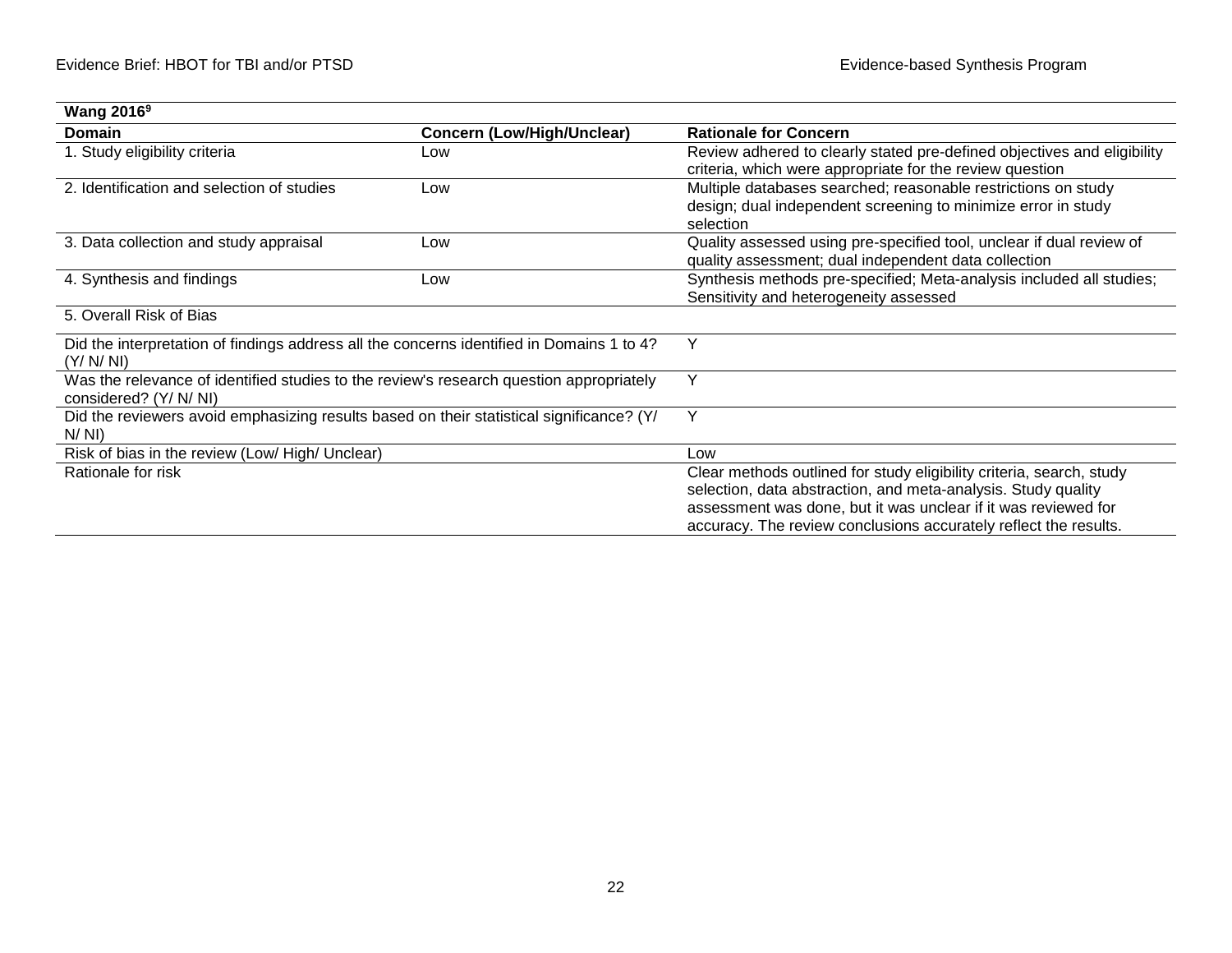| **Wang 2016[9]** | | |
|---|---|---|
| **Domain** | **Concern (Low/High/Unclear)** | **Rationale for Concern** |
| 1. Study eligibility criteria | Low | Review adhered to clearly stated pre-defined objectives and eligibility criteria, which were appropriate for the review question |
| 2. Identification and selection of studies | Low | Multiple databases searched; reasonable restrictions on study design; dual independent screening to minimize error in study selection |
| 3. Data collection and study appraisal | Low | Quality assessed using pre-specified tool, unclear if dual review of quality assessment; dual independent data collection |
| 4. Synthesis and findings | Low | Synthesis methods pre-specified; Meta-analysis included all studies; Sensitivity and heterogeneity assessed |
| 5. Overall Risk of Bias | | |
| Did the interpretation of findings address all the concerns identified in Domains 1 to 4? (Y/ N/ NI) | | Y |
| Was the relevance of identified studies to the review's research question appropriately considered? (Y/ N/ NI) | | Y |
| Did the reviewers avoid emphasizing results based on their statistical significance? (Y/ N/ NI) | | Y |
| Risk of bias in the review (Low/ High/ Unclear) | | Low |
| Rationale for risk | | Clear methods outlined for study eligibility criteria, search, study selection, data abstraction, and meta-analysis. Study quality assessment was done, but it was unclear if it was reviewed for accuracy. The review conclusions accurately reflect the results. |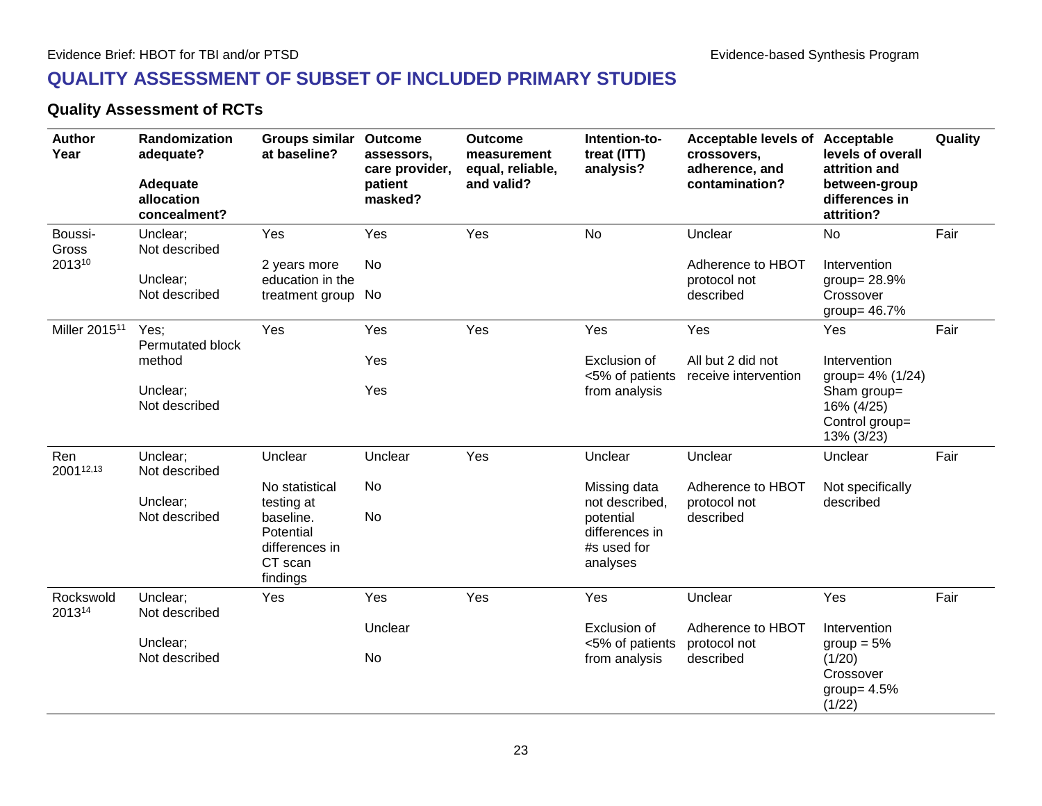## QUALITY ASSESSMENT OF SUBSET OF INCLUDED PRIMARY STUDIES

### Quality Assessment of RCTs

| Author Year | Randomization adequate?<br><br>Adequate allocation concealment? | Groups similar at baseline? | Outcome assessors, care provider, patient masked? | Outcome measurement equal, reliable, and valid? | Intention-to-treat (ITT) analysis? | Acceptable levels of crossovers, adherence, and contamination? | Acceptable levels of overall attrition and between-group differences in attrition? | Quality |
|---|---|---|---|---|---|---|---|---|
| Boussi-Gross 2013[10] | Unclear; Not described<br><br>Unclear; Not described | Yes<br><br>2 years more education in the treatment group | Yes<br><br>No<br><br>No | Yes | No | Unclear<br><br>Adherence to HBOT protocol not described | No<br><br>Intervention group= 28.9%<br>Crossover group= 46.7% | Fair |
| Miller 2015[11] | Yes; Permutated block method<br><br>Unclear; Not described | Yes | Yes<br><br>Yes<br><br>Yes | Yes | Yes<br><br>Exclusion of <5% of patients from analysis | Yes<br><br>All but 2 did not receive intervention | Yes<br><br>Intervention group= 4% (1/24)<br>Sham group= 16% (4/25)<br>Control group= 13% (3/23) | Fair |
| Ren 2001[12,13] | Unclear; Not described<br><br>Unclear; Not described | Unclear<br><br>No statistical testing at baseline. Potential differences in CT scan findings | Unclear<br><br>No<br><br>No | Yes | Unclear<br><br>Missing data not described, potential differences in #s used for analyses | Unclear<br><br>Adherence to HBOT protocol not described | Unclear<br><br>Not specifically described | Fair |
| Rockswold 2013[14] | Unclear; Not described<br><br>Unclear; Not described | Yes | Yes<br><br>Unclear<br><br>No | Yes | Yes<br><br>Exclusion of <5% of patients from analysis | Unclear<br><br>Adherence to HBOT protocol not described | Yes<br><br>Intervention group = 5% (1/20)<br>Crossover group= 4.5% (1/22) | Fair |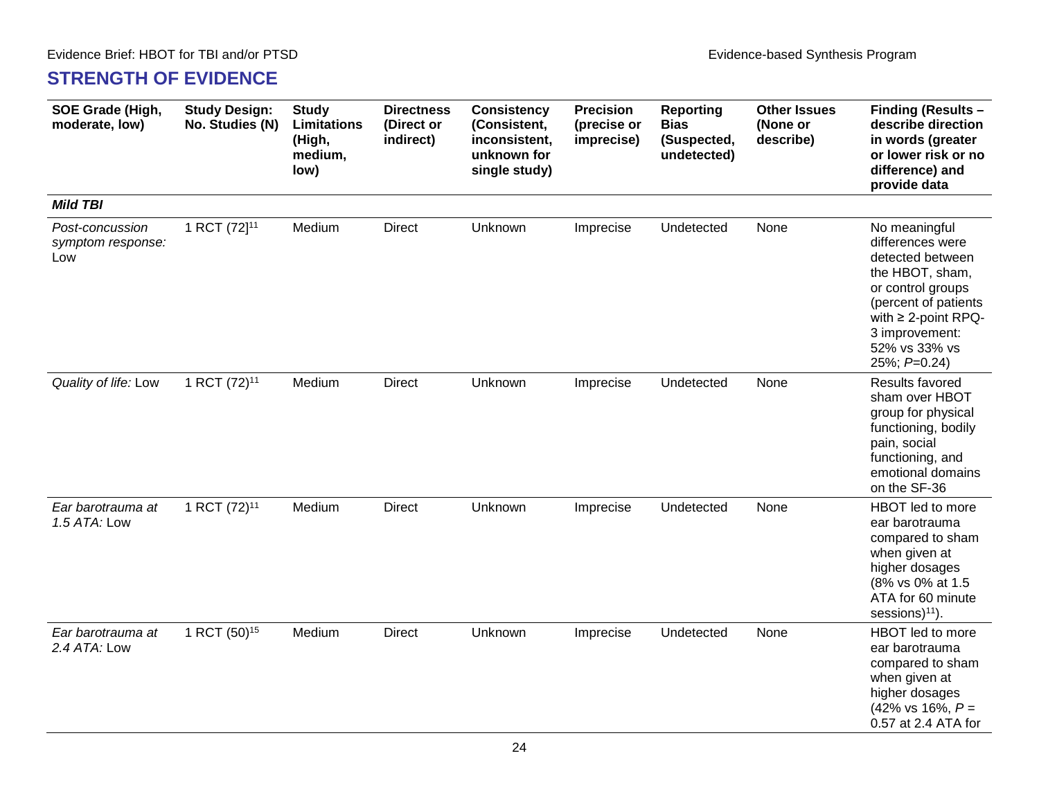## STRENGTH OF EVIDENCE

| SOE Grade (High, moderate, low) | Study Design: No. Studies (N) | Study Limitations (High, medium, low) | Directness (Direct or indirect) | Consistency (Consistent, inconsistent, unknown for single study) | Precision (precise or imprecise) | Reporting Bias (Suspected, undetected) | Other Issues (None or describe) | Finding (Results – describe direction in words (greater or lower risk or no difference) and provide data |
|---|---|---|---|---|---|---|---|---|
| ***Mild TBI*** | | | | | | | | |
| *Post-concussion symptom response:* Low | 1 RCT (72][11] | Medium | Direct | Unknown | Imprecise | Undetected | None | No meaningful differences were detected between the HBOT, sham, or control groups (percent of patients with ≥ 2-point RPQ-3 improvement: 52% vs 33% vs 25%; $P$=0.24) |
| *Quality of life:* Low | 1 RCT (72)[11] | Medium | Direct | Unknown | Imprecise | Undetected | None | Results favored sham over HBOT group for physical functioning, bodily pain, social functioning, and emotional domains on the SF-36 |
| *Ear barotrauma at 1.5 ATA:* Low | 1 RCT (72)[11] | Medium | Direct | Unknown | Imprecise | Undetected | None | HBOT led to more ear barotrauma compared to sham when given at higher dosages (8% vs 0% at 1.5 ATA for 60 minute sessions)[11]). |
| *Ear barotrauma at 2.4 ATA:* Low | 1 RCT (50)[15] | Medium | Direct | Unknown | Imprecise | Undetected | None | HBOT led to more ear barotrauma compared to sham when given at higher dosages (42% vs 16%, $P$ = 0.57 at 2.4 ATA for |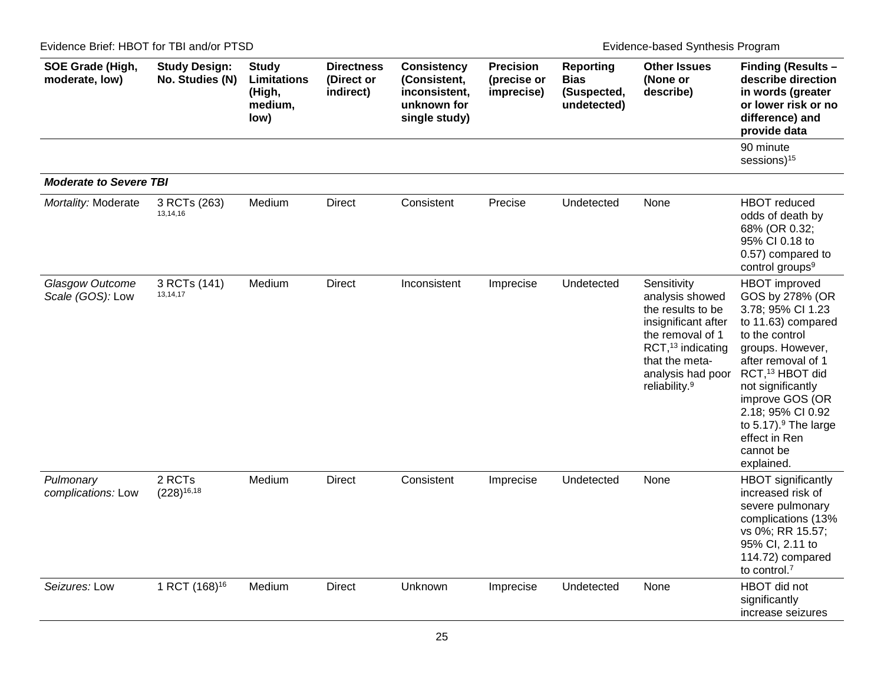| SOE Grade (High, moderate, low) | Study Design: No. Studies (N) | Study Limitations (High, medium, low) | Directness (Direct or indirect) | Consistency (Consistent, inconsistent, unknown for single study) | Precision (precise or imprecise) | Reporting Bias (Suspected, undetected) | Other Issues (None or describe) | Finding (Results – describe direction in words (greater or lower risk or no difference) and provide data |
|---|---|---|---|---|---|---|---|---|
| | | | | | | | | 90 minute sessions)[15] |
| ***Moderate to Severe TBI*** | | | | | | | | |
| *Mortality:* Moderate | 3 RCTs (263)[13,14,16] | Medium | Direct | Consistent | Precise | Undetected | None | HBOT reduced odds of death by 68% (OR 0.32; 95% CI 0.18 to 0.57) compared to control groups[9] |
| *Glasgow Outcome Scale (GOS):* Low | 3 RCTs (141)[13,14,17] | Medium | Direct | Inconsistent | Imprecise | Undetected | Sensitivity analysis showed the results to be insignificant after the removal of 1 RCT,[13] indicating that the meta-analysis had poor reliability.[9] | HBOT improved GOS by 278% (OR 3.78; 95% CI 1.23 to 11.63) compared to the control groups. However, after removal of 1 RCT,[13] HBOT did not significantly improve GOS (OR 2.18; 95% CI 0.92 to 5.17).[9] The large effect in Ren cannot be explained. |
| *Pulmonary complications:* Low | 2 RCTs (228)[16,18] | Medium | Direct | Consistent | Imprecise | Undetected | None | HBOT significantly increased risk of severe pulmonary complications (13% vs 0%; RR 15.57; 95% CI, 2.11 to 114.72) compared to control.[7] |
| *Seizures:* Low | 1 RCT (168)[16] | Medium | Direct | Unknown | Imprecise | Undetected | None | HBOT did not significantly increase seizures |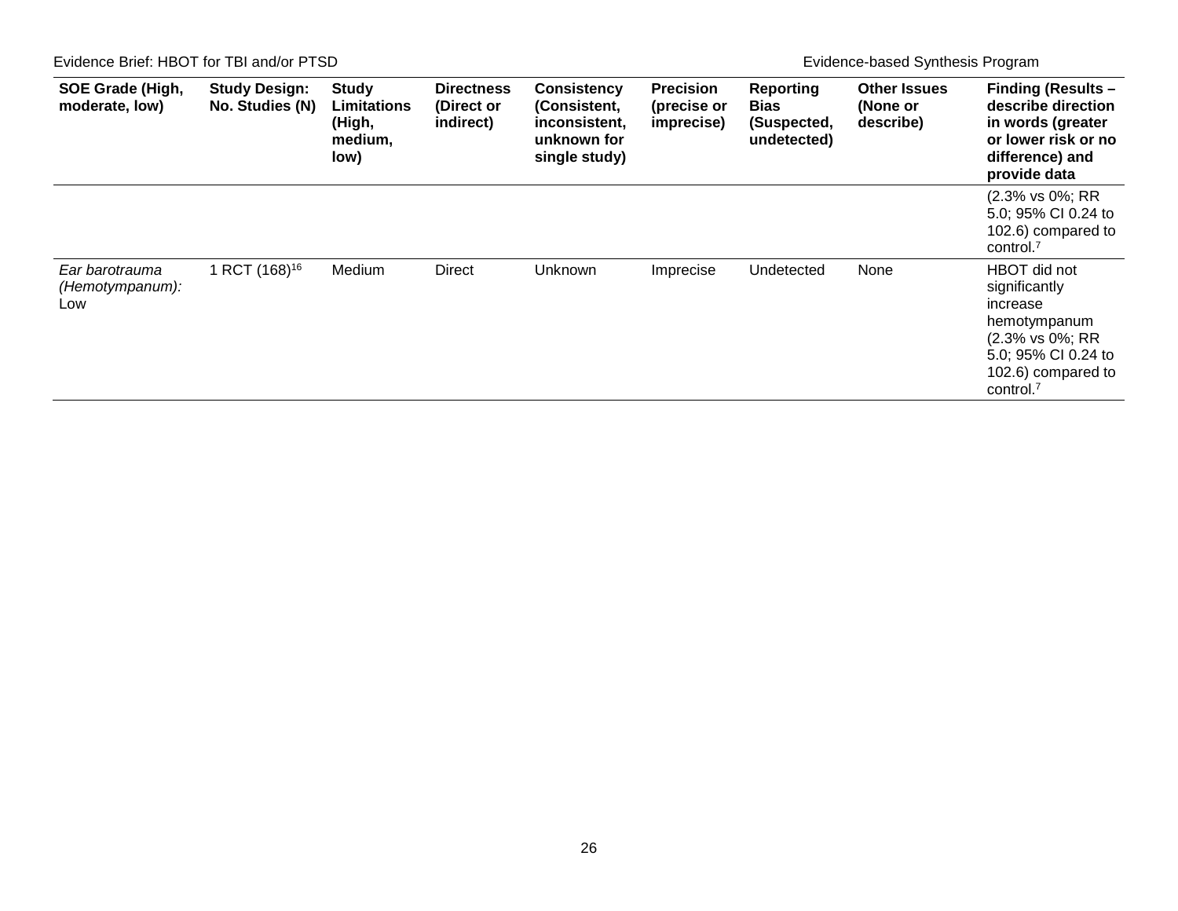| SOE Grade (High, moderate, low) | Study Design: No. Studies (N) | Study Limitations (High, medium, low) | Directness (Direct or indirect) | Consistency (Consistent, inconsistent, unknown for single study) | Precision (precise or imprecise) | Reporting Bias (Suspected, undetected) | Other Issues (None or describe) | Finding (Results – describe direction in words (greater or lower risk or no difference) and provide data |
|---|---|---|---|---|---|---|---|---|
| | | | | | | | | (2.3% vs 0%; RR 5.0; 95% CI 0.24 to 102.6) compared to control.[7] |
| *Ear barotrauma (Hemotympanum):* Low | 1 RCT (168)[16] | Medium | Direct | Unknown | Imprecise | Undetected | None | HBOT did not significantly increase hemotympanum (2.3% vs 0%; RR 5.0; 95% CI 0.24 to 102.6) compared to control.[7] |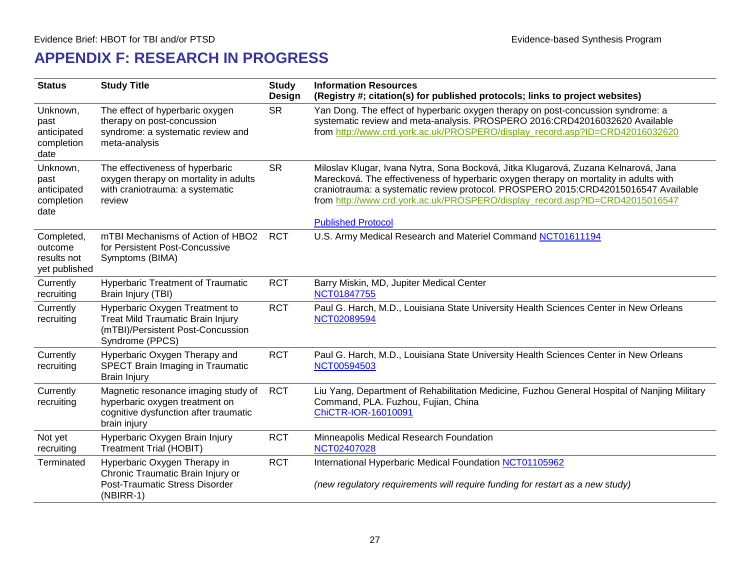# APPENDIX F: RESEARCH IN PROGRESS

| Status | Study Title | Study Design | Information Resources (Registry #; citation(s) for published protocols; links to project websites) |
|---|---|---|---|
| Unknown, past anticipated completion date | The effect of hyperbaric oxygen therapy on post-concussion syndrome: a systematic review and meta-analysis | SR | Yan Dong. The effect of hyperbaric oxygen therapy on post-concussion syndrome: a systematic review and meta-analysis. PROSPERO 2016:CRD42016032620 Available from http://www.crd.york.ac.uk/PROSPERO/display_record.asp?ID=CRD42016032620 |
| Unknown, past anticipated completion date | The effectiveness of hyperbaric oxygen therapy on mortality in adults with craniotrauma: a systematic review | SR | Miloslav Klugar, Ivana Nytra, Sona Bocková, Jitka Klugarová, Zuzana Kelnarová, Jana Marecková. The effectiveness of hyperbaric oxygen therapy on mortality in adults with craniotrauma: a systematic review protocol. PROSPERO 2015:CRD42015016547 Available from http://www.crd.york.ac.uk/PROSPERO/display_record.asp?ID=CRD42015016547<br><br>Published Protocol |
| Completed, outcome results not yet published | mTBI Mechanisms of Action of HBO2 for Persistent Post-Concussive Symptoms (BIMA) | RCT | U.S. Army Medical Research and Materiel Command NCT01611194 |
| Currently recruiting | Hyperbaric Treatment of Traumatic Brain Injury (TBI) | RCT | Barry Miskin, MD, Jupiter Medical Center NCT01847755 |
| Currently recruiting | Hyperbaric Oxygen Treatment to Treat Mild Traumatic Brain Injury (mTBI)/Persistent Post-Concussion Syndrome (PPCS) | RCT | Paul G. Harch, M.D., Louisiana State University Health Sciences Center in New Orleans NCT02089594 |
| Currently recruiting | Hyperbaric Oxygen Therapy and SPECT Brain Imaging in Traumatic Brain Injury | RCT | Paul G. Harch, M.D., Louisiana State University Health Sciences Center in New Orleans NCT00594503 |
| Currently recruiting | Magnetic resonance imaging study of hyperbaric oxygen treatment on cognitive dysfunction after traumatic brain injury | RCT | Liu Yang, Department of Rehabilitation Medicine, Fuzhou General Hospital of Nanjing Military Command, PLA. Fuzhou, Fujian, China ChiCTR-IOR-16010091 |
| Not yet recruiting | Hyperbaric Oxygen Brain Injury Treatment Trial (HOBIT) | RCT | Minneapolis Medical Research Foundation NCT02407028 |
| Terminated | Hyperbaric Oxygen Therapy in Chronic Traumatic Brain Injury or Post-Traumatic Stress Disorder (NBIRR-1) | RCT | International Hyperbaric Medical Foundation NCT01105962<br><br>*(new regulatory requirements will require funding for restart as a new study)* |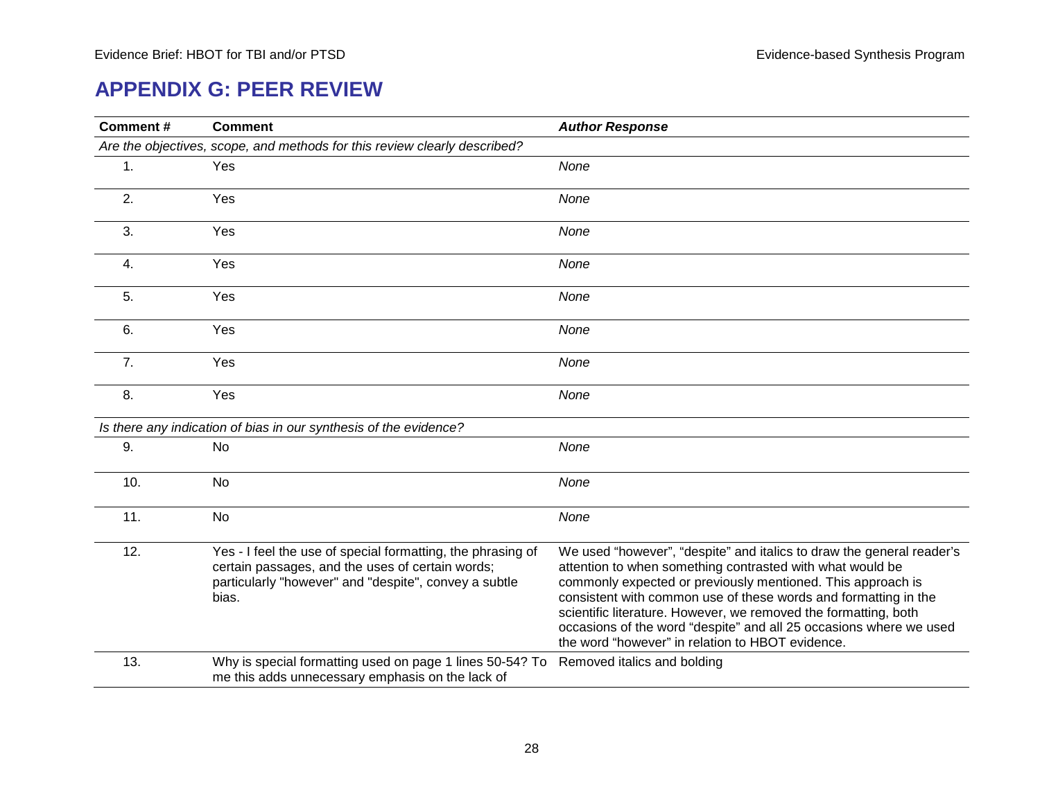# APPENDIX G: PEER REVIEW

| Comment # | Comment | *Author Response* |
|---|---|---|
| *Are the objectives, scope, and methods for this review clearly described?* | | |
| 1. | Yes | *None* |
| 2. | Yes | *None* |
| 3. | Yes | *None* |
| 4. | Yes | *None* |
| 5. | Yes | *None* |
| 6. | Yes | *None* |
| 7. | Yes | *None* |
| 8. | Yes | *None* |
| *Is there any indication of bias in our synthesis of the evidence?* | | |
| 9. | No | *None* |
| 10. | No | *None* |
| 11. | No | *None* |
| 12. | Yes - I feel the use of special formatting, the phrasing of certain passages, and the uses of certain words; particularly "however" and "despite", convey a subtle bias. | We used "however", "despite" and italics to draw the general reader's attention to when something contrasted with what would be commonly expected or previously mentioned. This approach is consistent with common use of these words and formatting in the scientific literature. However, we removed the formatting, both occasions of the word "despite" and all 25 occasions where we used the word "however" in relation to HBOT evidence. |
| 13. | Why is special formatting used on page 1 lines 50-54? To me this adds unnecessary emphasis on the lack of | Removed italics and bolding |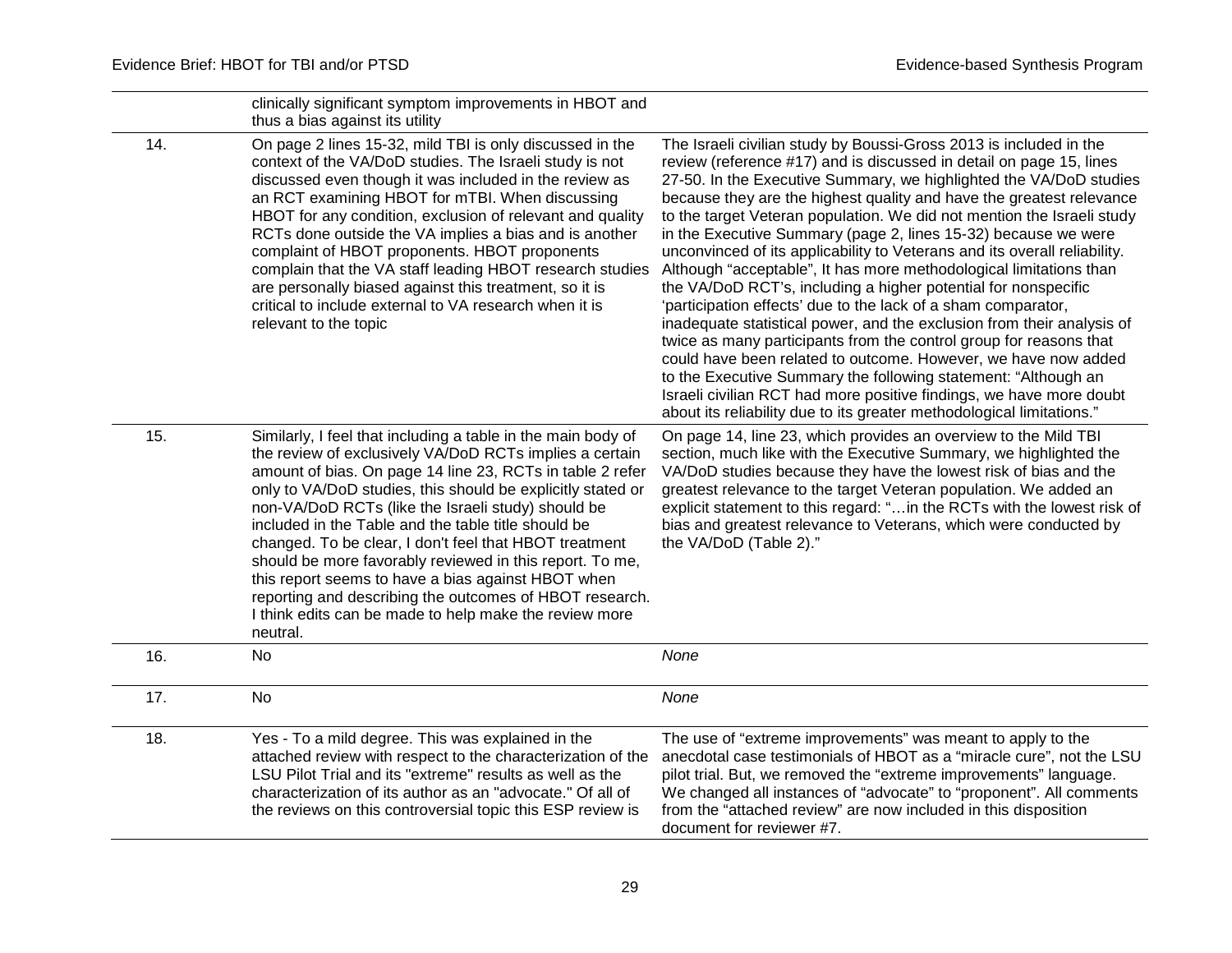| | | |
|---|---|---|
| | clinically significant symptom improvements in HBOT and thus a bias against its utility | |
| 14. | On page 2 lines 15-32, mild TBI is only discussed in the context of the VA/DoD studies. The Israeli study is not discussed even though it was included in the review as an RCT examining HBOT for mTBI. When discussing HBOT for any condition, exclusion of relevant and quality RCTs done outside the VA implies a bias and is another complaint of HBOT proponents. HBOT proponents complain that the VA staff leading HBOT research studies are personally biased against this treatment, so it is critical to include external to VA research when it is relevant to the topic | The Israeli civilian study by Boussi-Gross 2013 is included in the review (reference #17) and is discussed in detail on page 15, lines 27-50. In the Executive Summary, we highlighted the VA/DoD studies because they are the highest quality and have the greatest relevance to the target Veteran population. We did not mention the Israeli study in the Executive Summary (page 2, lines 15-32) because we were unconvinced of its applicability to Veterans and its overall reliability. Although "acceptable", It has more methodological limitations than the VA/DoD RCT's, including a higher potential for nonspecific 'participation effects' due to the lack of a sham comparator, inadequate statistical power, and the exclusion from their analysis of twice as many participants from the control group for reasons that could have been related to outcome. However, we have now added to the Executive Summary the following statement: "Although an Israeli civilian RCT had more positive findings, we have more doubt about its reliability due to its greater methodological limitations." |
| 15. | Similarly, I feel that including a table in the main body of the review of exclusively VA/DoD RCTs implies a certain amount of bias. On page 14 line 23, RCTs in table 2 refer only to VA/DoD studies, this should be explicitly stated or non-VA/DoD RCTs (like the Israeli study) should be included in the Table and the table title should be changed. To be clear, I don't feel that HBOT treatment should be more favorably reviewed in this report. To me, this report seems to have a bias against HBOT when reporting and describing the outcomes of HBOT research. I think edits can be made to help make the review more neutral. | On page 14, line 23, which provides an overview to the Mild TBI section, much like with the Executive Summary, we highlighted the VA/DoD studies because they have the lowest risk of bias and the greatest relevance to the target Veteran population. We added an explicit statement to this regard: "…in the RCTs with the lowest risk of bias and greatest relevance to Veterans, which were conducted by the VA/DoD (Table 2)." |
| 16. | No | *None* |
| 17. | No | *None* |
| 18. | Yes - To a mild degree. This was explained in the attached review with respect to the characterization of the LSU Pilot Trial and its "extreme" results as well as the characterization of its author as an "advocate." Of all of the reviews on this controversial topic this ESP review is | The use of "extreme improvements" was meant to apply to the anecdotal case testimonials of HBOT as a "miracle cure", not the LSU pilot trial. But, we removed the "extreme improvements" language. We changed all instances of "advocate" to "proponent". All comments from the "attached review" are now included in this disposition document for reviewer #7. |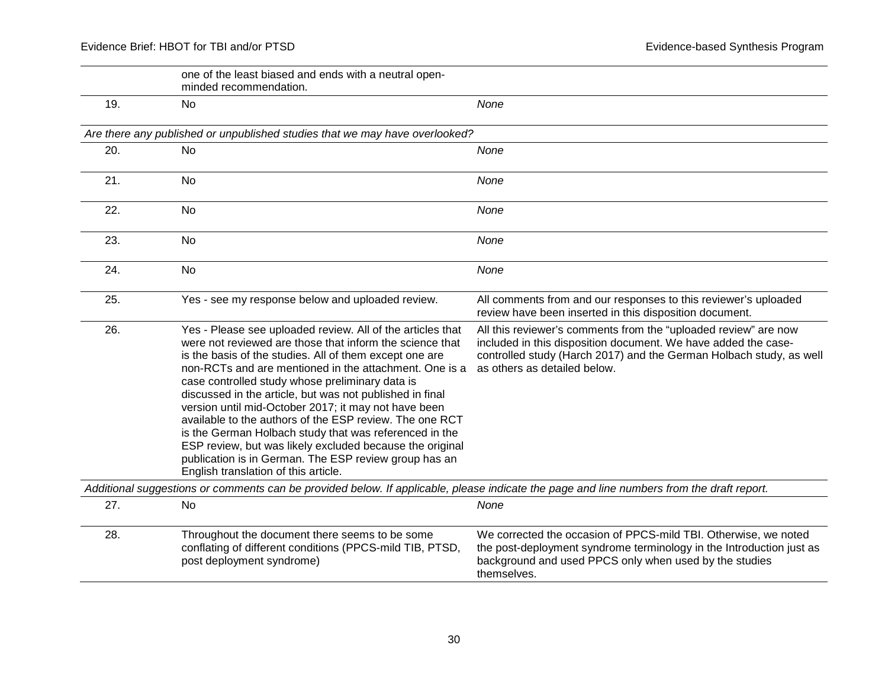| | | |
|---|---|---|
| | one of the least biased and ends with a neutral open-minded recommendation. | |
| 19. | No | *None* |
| *Are there any published or unpublished studies that we may have overlooked?* | | |
| 20. | No | *None* |
| 21. | No | *None* |
| 22. | No | *None* |
| 23. | No | *None* |
| 24. | No | *None* |
| 25. | Yes - see my response below and uploaded review. | All comments from and our responses to this reviewer's uploaded review have been inserted in this disposition document. |
| 26. | Yes - Please see uploaded review. All of the articles that were not reviewed are those that inform the science that is the basis of the studies. All of them except one are non-RCTs and are mentioned in the attachment. One is a case controlled study whose preliminary data is discussed in the article, but was not published in final version until mid-October 2017; it may not have been available to the authors of the ESP review. The one RCT is the German Holbach study that was referenced in the ESP review, but was likely excluded because the original publication is in German. The ESP review group has an English translation of this article. | All this reviewer's comments from the "uploaded review" are now included in this disposition document. We have added the case-controlled study (Harch 2017) and the German Holbach study, as well as others as detailed below. |
| *Additional suggestions or comments can be provided below. If applicable, please indicate the page and line numbers from the draft report.* | | |
| 27. | No | *None* |
| 28. | Throughout the document there seems to be some conflating of different conditions (PPCS-mild TIB, PTSD, post deployment syndrome) | We corrected the occasion of PPCS-mild TBI. Otherwise, we noted the post-deployment syndrome terminology in the Introduction just as background and used PPCS only when used by the studies themselves. |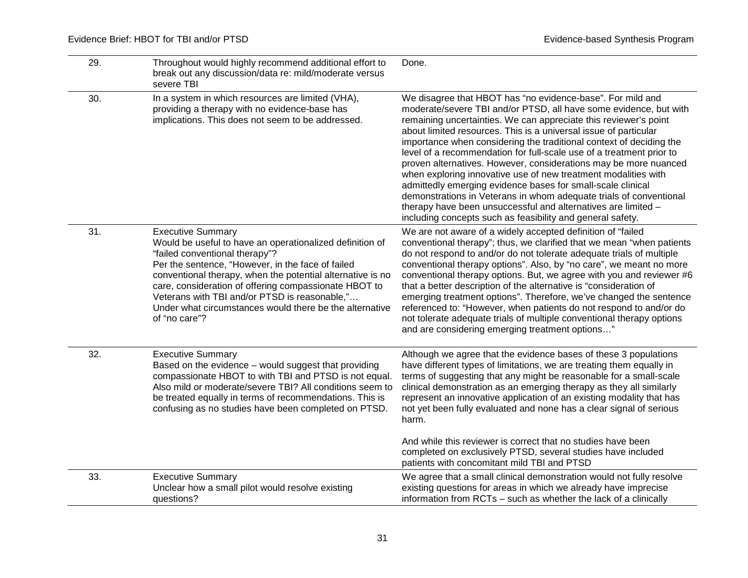| | | |
|---|---|---|
| 29. | Throughout would highly recommend additional effort to break out any discussion/data re: mild/moderate versus severe TBI | Done. |
| 30. | In a system in which resources are limited (VHA), providing a therapy with no evidence-base has implications. This does not seem to be addressed. | We disagree that HBOT has "no evidence-base". For mild and moderate/severe TBI and/or PTSD, all have some evidence, but with remaining uncertainties. We can appreciate this reviewer's point about limited resources. This is a universal issue of particular importance when considering the traditional context of deciding the level of a recommendation for full-scale use of a treatment prior to proven alternatives. However, considerations may be more nuanced when exploring innovative use of new treatment modalities with admittedly emerging evidence bases for small-scale clinical demonstrations in Veterans in whom adequate trials of conventional therapy have been unsuccessful and alternatives are limited – including concepts such as feasibility and general safety. |
| 31. | Executive Summary<br>Would be useful to have an operationalized definition of "failed conventional therapy"?<br>Per the sentence, "However, in the face of failed conventional therapy, when the potential alternative is no care, consideration of offering compassionate HBOT to Veterans with TBI and/or PTSD is reasonable,"…<br>Under what circumstances would there be the alternative of "no care"? | We are not aware of a widely accepted definition of "failed conventional therapy"; thus, we clarified that we mean "when patients do not respond to and/or do not tolerate adequate trials of multiple conventional therapy options". Also, by "no care", we meant no more conventional therapy options. But, we agree with you and reviewer #6 that a better description of the alternative is "consideration of emerging treatment options". Therefore, we've changed the sentence referenced to: "However, when patients do not respond to and/or do not tolerate adequate trials of multiple conventional therapy options and are considering emerging treatment options…" |
| 32. | Executive Summary<br>Based on the evidence – would suggest that providing compassionate HBOT to with TBI and PTSD is not equal. Also mild or moderate/severe TBI? All conditions seem to be treated equally in terms of recommendations. This is confusing as no studies have been completed on PTSD. | Although we agree that the evidence bases of these 3 populations have different types of limitations, we are treating them equally in terms of suggesting that any might be reasonable for a small-scale clinical demonstration as an emerging therapy as they all similarly represent an innovative application of an existing modality that has not yet been fully evaluated and none has a clear signal of serious harm.<br><br>And while this reviewer is correct that no studies have been completed on exclusively PTSD, several studies have included patients with concomitant mild TBI and PTSD |
| 33. | Executive Summary<br>Unclear how a small pilot would resolve existing questions? | We agree that a small clinical demonstration would not fully resolve existing questions for areas in which we already have imprecise information from RCTs – such as whether the lack of a clinically |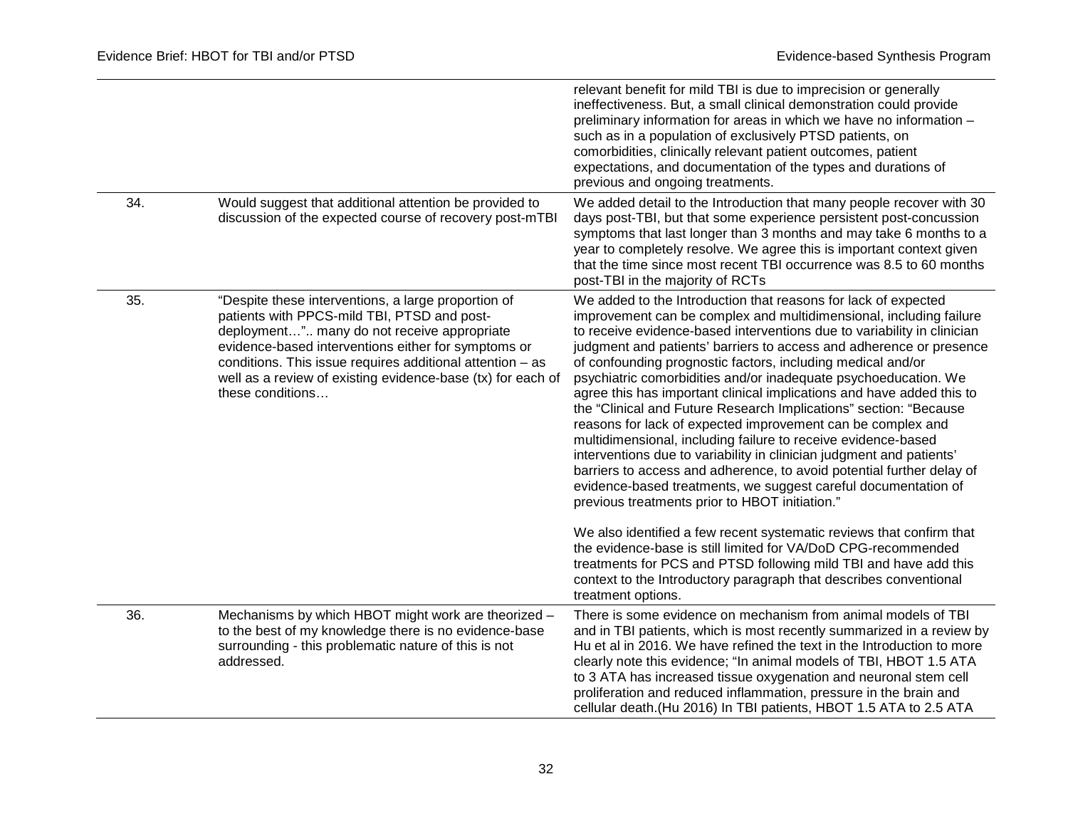| | | |
|---|---|---|
| | | relevant benefit for mild TBI is due to imprecision or generally ineffectiveness. But, a small clinical demonstration could provide preliminary information for areas in which we have no information – such as in a population of exclusively PTSD patients, on comorbidities, clinically relevant patient outcomes, patient expectations, and documentation of the types and durations of previous and ongoing treatments. |
| 34. | Would suggest that additional attention be provided to discussion of the expected course of recovery post-mTBI | We added detail to the Introduction that many people recover with 30 days post-TBI, but that some experience persistent post-concussion symptoms that last longer than 3 months and may take 6 months to a year to completely resolve. We agree this is important context given that the time since most recent TBI occurrence was 8.5 to 60 months post-TBI in the majority of RCTs |
| 35. | "Despite these interventions, a large proportion of patients with PPCS-mild TBI, PTSD and post-deployment…".. many do not receive appropriate evidence-based interventions either for symptoms or conditions. This issue requires additional attention – as well as a review of existing evidence-base (tx) for each of these conditions… | We added to the Introduction that reasons for lack of expected improvement can be complex and multidimensional, including failure to receive evidence-based interventions due to variability in clinician judgment and patients' barriers to access and adherence or presence of confounding prognostic factors, including medical and/or psychiatric comorbidities and/or inadequate psychoeducation. We agree this has important clinical implications and have added this to the "Clinical and Future Research Implications" section: "Because reasons for lack of expected improvement can be complex and multidimensional, including failure to receive evidence-based interventions due to variability in clinician judgment and patients' barriers to access and adherence, to avoid potential further delay of evidence-based treatments, we suggest careful documentation of previous treatments prior to HBOT initiation."<br><br>We also identified a few recent systematic reviews that confirm that the evidence-base is still limited for VA/DoD CPG-recommended treatments for PCS and PTSD following mild TBI and have add this context to the Introductory paragraph that describes conventional treatment options. |
| 36. | Mechanisms by which HBOT might work are theorized – to the best of my knowledge there is no evidence-base surrounding - this problematic nature of this is not addressed. | There is some evidence on mechanism from animal models of TBI and in TBI patients, which is most recently summarized in a review by Hu et al in 2016. We have refined the text in the Introduction to more clearly note this evidence; "In animal models of TBI, HBOT 1.5 ATA to 3 ATA has increased tissue oxygenation and neuronal stem cell proliferation and reduced inflammation, pressure in the brain and cellular death.(Hu 2016) In TBI patients, HBOT 1.5 ATA to 2.5 ATA |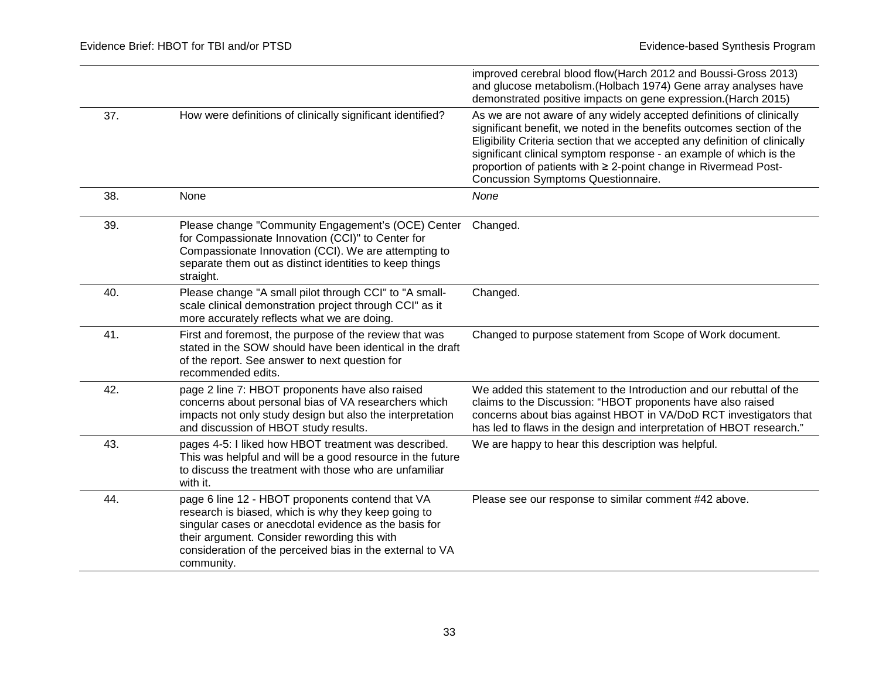|  |  |  |
|---|---|---|
|  |  | improved cerebral blood flow(Harch 2012 and Boussi-Gross 2013) and glucose metabolism.(Holbach 1974) Gene array analyses have demonstrated positive impacts on gene expression.(Harch 2015) |
| 37. | How were definitions of clinically significant identified? | As we are not aware of any widely accepted definitions of clinically significant benefit, we noted in the benefits outcomes section of the Eligibility Criteria section that we accepted any definition of clinically significant clinical symptom response - an example of which is the proportion of patients with ≥ 2-point change in Rivermead Post-Concussion Symptoms Questionnaire. |
| 38. | None | *None* |
| 39. | Please change "Community Engagement's (OCE) Center for Compassionate Innovation (CCI)" to Center for Compassionate Innovation (CCI). We are attempting to separate them out as distinct identities to keep things straight. | Changed. |
| 40. | Please change "A small pilot through CCI" to "A small-scale clinical demonstration project through CCI" as it more accurately reflects what we are doing. | Changed. |
| 41. | First and foremost, the purpose of the review that was stated in the SOW should have been identical in the draft of the report. See answer to next question for recommended edits. | Changed to purpose statement from Scope of Work document. |
| 42. | page 2 line 7: HBOT proponents have also raised concerns about personal bias of VA researchers which impacts not only study design but also the interpretation and discussion of HBOT study results. | We added this statement to the Introduction and our rebuttal of the claims to the Discussion: "HBOT proponents have also raised concerns about bias against HBOT in VA/DoD RCT investigators that has led to flaws in the design and interpretation of HBOT research." |
| 43. | pages 4-5: I liked how HBOT treatment was described. This was helpful and will be a good resource in the future to discuss the treatment with those who are unfamiliar with it. | We are happy to hear this description was helpful. |
| 44. | page 6 line 12 - HBOT proponents contend that VA research is biased, which is why they keep going to singular cases or anecdotal evidence as the basis for their argument. Consider rewording this with consideration of the perceived bias in the external to VA community. | Please see our response to similar comment #42 above. |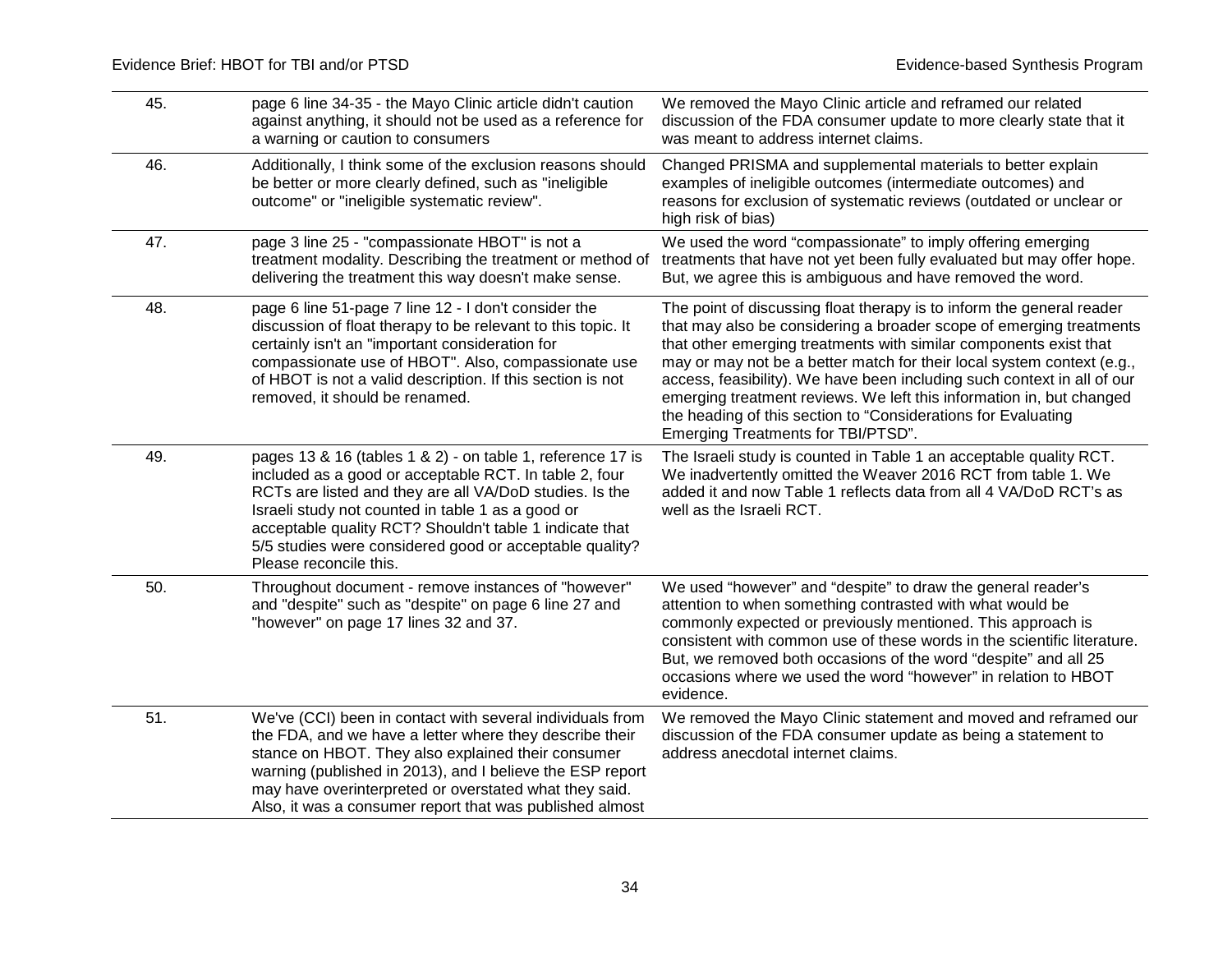| | | |
|---|---|---|
| 45. | page 6 line 34-35 - the Mayo Clinic article didn't caution against anything, it should not be used as a reference for a warning or caution to consumers | We removed the Mayo Clinic article and reframed our related discussion of the FDA consumer update to more clearly state that it was meant to address internet claims. |
| 46. | Additionally, I think some of the exclusion reasons should be better or more clearly defined, such as "ineligible outcome" or "ineligible systematic review". | Changed PRISMA and supplemental materials to better explain examples of ineligible outcomes (intermediate outcomes) and reasons for exclusion of systematic reviews (outdated or unclear or high risk of bias) |
| 47. | page 3 line 25 - "compassionate HBOT" is not a treatment modality. Describing the treatment or method of delivering the treatment this way doesn't make sense. | We used the word "compassionate" to imply offering emerging treatments that have not yet been fully evaluated but may offer hope. But, we agree this is ambiguous and have removed the word. |
| 48. | page 6 line 51-page 7 line 12 - I don't consider the discussion of float therapy to be relevant to this topic. It certainly isn't an "important consideration for compassionate use of HBOT". Also, compassionate use of HBOT is not a valid description. If this section is not removed, it should be renamed. | The point of discussing float therapy is to inform the general reader that may also be considering a broader scope of emerging treatments that other emerging treatments with similar components exist that may or may not be a better match for their local system context (e.g., access, feasibility). We have been including such context in all of our emerging treatment reviews. We left this information in, but changed the heading of this section to "Considerations for Evaluating Emerging Treatments for TBI/PTSD". |
| 49. | pages 13 & 16 (tables 1 & 2) - on table 1, reference 17 is included as a good or acceptable RCT. In table 2, four RCTs are listed and they are all VA/DoD studies. Is the Israeli study not counted in table 1 as a good or acceptable quality RCT? Shouldn't table 1 indicate that 5/5 studies were considered good or acceptable quality? Please reconcile this. | The Israeli study is counted in Table 1 an acceptable quality RCT. We inadvertently omitted the Weaver 2016 RCT from table 1. We added it and now Table 1 reflects data from all 4 VA/DoD RCT's as well as the Israeli RCT. |
| 50. | Throughout document - remove instances of "however" and "despite" such as "despite" on page 6 line 27 and "however" on page 17 lines 32 and 37. | We used "however" and "despite" to draw the general reader's attention to when something contrasted with what would be commonly expected or previously mentioned. This approach is consistent with common use of these words in the scientific literature. But, we removed both occasions of the word "despite" and all 25 occasions where we used the word "however" in relation to HBOT evidence. |
| 51. | We've (CCI) been in contact with several individuals from the FDA, and we have a letter where they describe their stance on HBOT. They also explained their consumer warning (published in 2013), and I believe the ESP report may have overinterpreted or overstated what they said. Also, it was a consumer report that was published almost | We removed the Mayo Clinic statement and moved and reframed our discussion of the FDA consumer update as being a statement to address anecdotal internet claims. |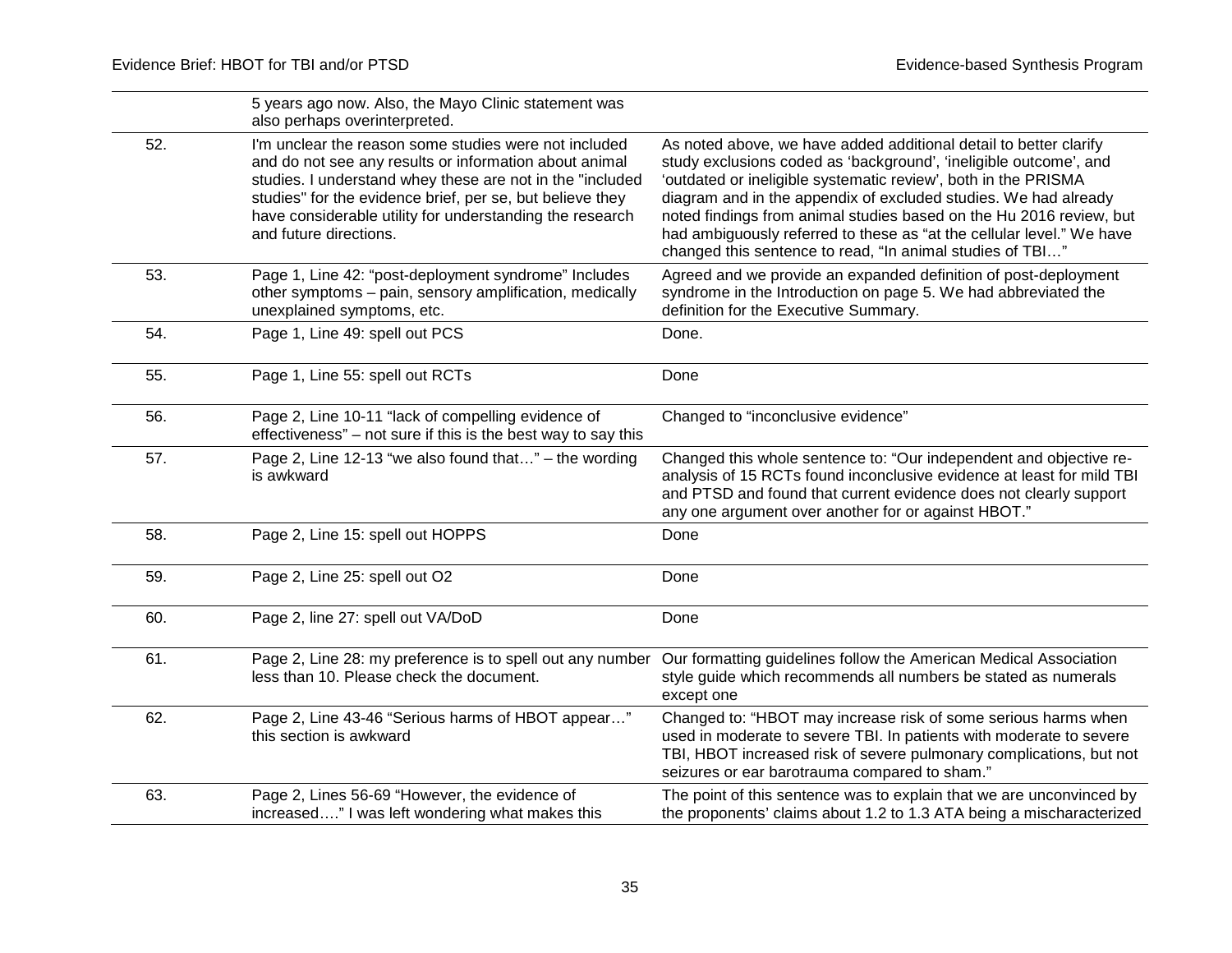| | | |
|---|---|---|
| | 5 years ago now. Also, the Mayo Clinic statement was also perhaps overinterpreted. | |
| 52. | I'm unclear the reason some studies were not included and do not see any results or information about animal studies. I understand whey these are not in the "included studies" for the evidence brief, per se, but believe they have considerable utility for understanding the research and future directions. | As noted above, we have added additional detail to better clarify study exclusions coded as 'background', 'ineligible outcome', and 'outdated or ineligible systematic review', both in the PRISMA diagram and in the appendix of excluded studies. We had already noted findings from animal studies based on the Hu 2016 review, but had ambiguously referred to these as "at the cellular level." We have changed this sentence to read, "In animal studies of TBI…" |
| 53. | Page 1, Line 42: "post-deployment syndrome" Includes other symptoms – pain, sensory amplification, medically unexplained symptoms, etc. | Agreed and we provide an expanded definition of post-deployment syndrome in the Introduction on page 5. We had abbreviated the definition for the Executive Summary. |
| 54. | Page 1, Line 49: spell out PCS | Done. |
| 55. | Page 1, Line 55: spell out RCTs | Done |
| 56. | Page 2, Line 10-11 "lack of compelling evidence of effectiveness" – not sure if this is the best way to say this | Changed to "inconclusive evidence" |
| 57. | Page 2, Line 12-13 "we also found that…" – the wording is awkward | Changed this whole sentence to: "Our independent and objective re-analysis of 15 RCTs found inconclusive evidence at least for mild TBI and PTSD and found that current evidence does not clearly support any one argument over another for or against HBOT." |
| 58. | Page 2, Line 15: spell out HOPPS | Done |
| 59. | Page 2, Line 25: spell out O2 | Done |
| 60. | Page 2, line 27: spell out VA/DoD | Done |
| 61. | Page 2, Line 28: my preference is to spell out any number less than 10. Please check the document. | Our formatting guidelines follow the American Medical Association style guide which recommends all numbers be stated as numerals except one |
| 62. | Page 2, Line 43-46 "Serious harms of HBOT appear…" this section is awkward | Changed to: "HBOT may increase risk of some serious harms when used in moderate to severe TBI. In patients with moderate to severe TBI, HBOT increased risk of severe pulmonary complications, but not seizures or ear barotrauma compared to sham." |
| 63. | Page 2, Lines 56-69 "However, the evidence of increased…." I was left wondering what makes this | The point of this sentence was to explain that we are unconvinced by the proponents' claims about 1.2 to 1.3 ATA being a mischaracterized |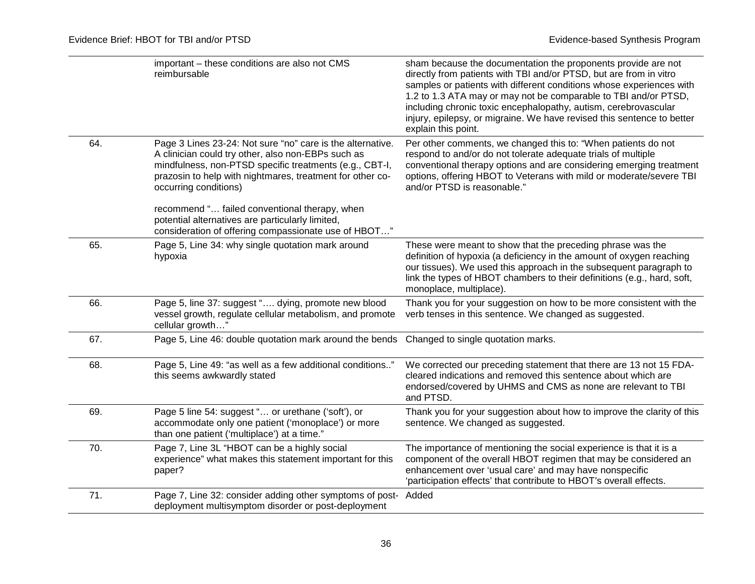| | | |
|---|---|---|
| | important – these conditions are also not CMS reimbursable | sham because the documentation the proponents provide are not directly from patients with TBI and/or PTSD, but are from in vitro samples or patients with different conditions whose experiences with 1.2 to 1.3 ATA may or may not be comparable to TBI and/or PTSD, including chronic toxic encephalopathy, autism, cerebrovascular injury, epilepsy, or migraine. We have revised this sentence to better explain this point. |
| 64. | Page 3 Lines 23-24: Not sure "no" care is the alternative. A clinician could try other, also non-EBPs such as mindfulness, non-PTSD specific treatments (e.g., CBT-I, prazosin to help with nightmares, treatment for other co-occurring conditions)<br><br>recommend "… failed conventional therapy, when potential alternatives are particularly limited, consideration of offering compassionate use of HBOT…" | Per other comments, we changed this to: "When patients do not respond to and/or do not tolerate adequate trials of multiple conventional therapy options and are considering emerging treatment options, offering HBOT to Veterans with mild or moderate/severe TBI and/or PTSD is reasonable." |
| 65. | Page 5, Line 34: why single quotation mark around hypoxia | These were meant to show that the preceding phrase was the definition of hypoxia (a deficiency in the amount of oxygen reaching our tissues). We used this approach in the subsequent paragraph to link the types of HBOT chambers to their definitions (e.g., hard, soft, monoplace, multiplace). |
| 66. | Page 5, line 37: suggest "…. dying, promote new blood vessel growth, regulate cellular metabolism, and promote cellular growth…" | Thank you for your suggestion on how to be more consistent with the verb tenses in this sentence. We changed as suggested. |
| 67. | Page 5, Line 46: double quotation mark around the bends | Changed to single quotation marks. |
| 68. | Page 5, Line 49: "as well as a few additional conditions.." this seems awkwardly stated | We corrected our preceding statement that there are 13 not 15 FDA-cleared indications and removed this sentence about which are endorsed/covered by UHMS and CMS as none are relevant to TBI and PTSD. |
| 69. | Page 5 line 54: suggest "… or urethane ('soft'), or accommodate only one patient ('monoplace') or more than one patient ('multiplace') at a time." | Thank you for your suggestion about how to improve the clarity of this sentence. We changed as suggested. |
| 70. | Page 7, Line 3L "HBOT can be a highly social experience" what makes this statement important for this paper? | The importance of mentioning the social experience is that it is a component of the overall HBOT regimen that may be considered an enhancement over 'usual care' and may have nonspecific 'participation effects' that contribute to HBOT's overall effects. |
| 71. | Page 7, Line 32: consider adding other symptoms of post-deployment multisymptom disorder or post-deployment | Added |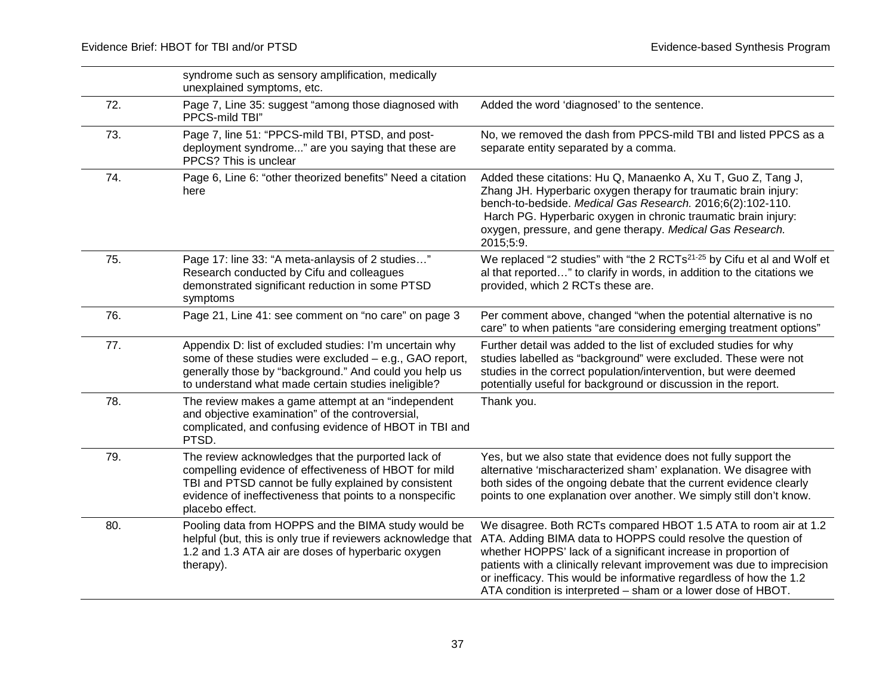| | | |
|---|---|---|
| | syndrome such as sensory amplification, medically unexplained symptoms, etc. | |
| 72. | Page 7, Line 35: suggest "among those diagnosed with PPCS-mild TBI" | Added the word 'diagnosed' to the sentence. |
| 73. | Page 7, line 51: "PPCS-mild TBI, PTSD, and post-deployment syndrome..." are you saying that these are PPCS? This is unclear | No, we removed the dash from PPCS-mild TBI and listed PPCS as a separate entity separated by a comma. |
| 74. | Page 6, Line 6: "other theorized benefits" Need a citation here | Added these citations: Hu Q, Manaenko A, Xu T, Guo Z, Tang J, Zhang JH. Hyperbaric oxygen therapy for traumatic brain injury: bench-to-bedside. *Medical Gas Research.* 2016;6(2):102-110. Harch PG. Hyperbaric oxygen in chronic traumatic brain injury: oxygen, pressure, and gene therapy. *Medical Gas Research.* 2015;5:9. |
| 75. | Page 17: line 33: "A meta-anlaysis of 2 studies…" Research conducted by Cifu and colleagues demonstrated significant reduction in some PTSD symptoms | We replaced "2 studies" with "the 2 RCTs[21-25] by Cifu et al and Wolf et al that reported…" to clarify in words, in addition to the citations we provided, which 2 RCTs these are. |
| 76. | Page 21, Line 41: see comment on "no care" on page 3 | Per comment above, changed "when the potential alternative is no care" to when patients "are considering emerging treatment options" |
| 77. | Appendix D: list of excluded studies: I'm uncertain why some of these studies were excluded – e.g., GAO report, generally those by "background." And could you help us to understand what made certain studies ineligible? | Further detail was added to the list of excluded studies for why studies labelled as "background" were excluded. These were not studies in the correct population/intervention, but were deemed potentially useful for background or discussion in the report. |
| 78. | The review makes a game attempt at an "independent and objective examination" of the controversial, complicated, and confusing evidence of HBOT in TBI and PTSD. | Thank you. |
| 79. | The review acknowledges that the purported lack of compelling evidence of effectiveness of HBOT for mild TBI and PTSD cannot be fully explained by consistent evidence of ineffectiveness that points to a nonspecific placebo effect. | Yes, but we also state that evidence does not fully support the alternative 'mischaracterized sham' explanation. We disagree with both sides of the ongoing debate that the current evidence clearly points to one explanation over another. We simply still don't know. |
| 80. | Pooling data from HOPPS and the BIMA study would be helpful (but, this is only true if reviewers acknowledge that 1.2 and 1.3 ATA air are doses of hyperbaric oxygen therapy). | We disagree. Both RCTs compared HBOT 1.5 ATA to room air at 1.2 ATA. Adding BIMA data to HOPPS could resolve the question of whether HOPPS' lack of a significant increase in proportion of patients with a clinically relevant improvement was due to imprecision or inefficacy. This would be informative regardless of how the 1.2 ATA condition is interpreted – sham or a lower dose of HBOT. |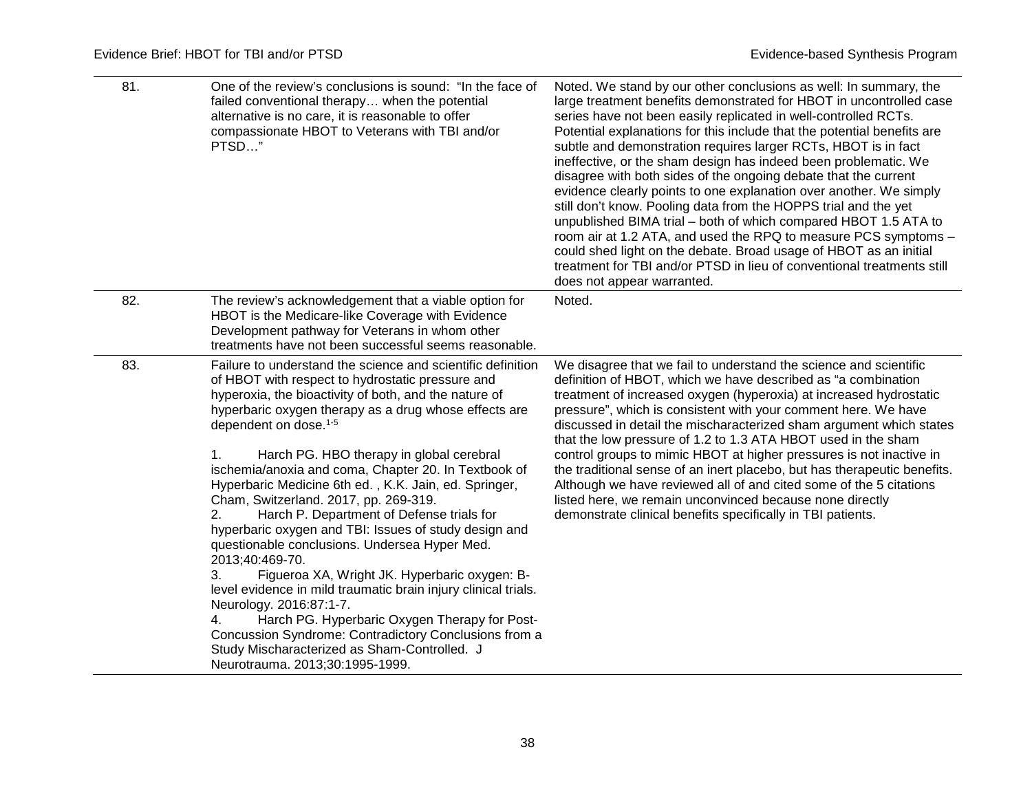| | | |
|---|---|---|
| 81. | One of the review's conclusions is sound: "In the face of failed conventional therapy… when the potential alternative is no care, it is reasonable to offer compassionate HBOT to Veterans with TBI and/or PTSD…" | Noted. We stand by our other conclusions as well: In summary, the large treatment benefits demonstrated for HBOT in uncontrolled case series have not been easily replicated in well-controlled RCTs. Potential explanations for this include that the potential benefits are subtle and demonstration requires larger RCTs, HBOT is in fact ineffective, or the sham design has indeed been problematic. We disagree with both sides of the ongoing debate that the current evidence clearly points to one explanation over another. We simply still don't know. Pooling data from the HOPPS trial and the yet unpublished BIMA trial – both of which compared HBOT 1.5 ATA to room air at 1.2 ATA, and used the RPQ to measure PCS symptoms – could shed light on the debate. Broad usage of HBOT as an initial treatment for TBI and/or PTSD in lieu of conventional treatments still does not appear warranted. |
| 82. | The review's acknowledgement that a viable option for HBOT is the Medicare-like Coverage with Evidence Development pathway for Veterans in whom other treatments have not been successful seems reasonable. | Noted. |
| 83. | Failure to understand the science and scientific definition of HBOT with respect to hydrostatic pressure and hyperoxia, the bioactivity of both, and the nature of hyperbaric oxygen therapy as a drug whose effects are dependent on dose.[1-5]<br><br>1. Harch PG. HBO therapy in global cerebral ischemia/anoxia and coma, Chapter 20. In Textbook of Hyperbaric Medicine 6th ed. , K.K. Jain, ed. Springer, Cham, Switzerland. 2017, pp. 269-319.<br>2. Harch P. Department of Defense trials for hyperbaric oxygen and TBI: Issues of study design and questionable conclusions. Undersea Hyper Med. 2013;40:469-70.<br>3. Figueroa XA, Wright JK. Hyperbaric oxygen: B-level evidence in mild traumatic brain injury clinical trials. Neurology. 2016:87:1-7.<br>4. Harch PG. Hyperbaric Oxygen Therapy for Post-Concussion Syndrome: Contradictory Conclusions from a Study Mischaracterized as Sham-Controlled. J Neurotrauma. 2013;30:1995-1999. | We disagree that we fail to understand the science and scientific definition of HBOT, which we have described as "a combination treatment of increased oxygen (hyperoxia) at increased hydrostatic pressure", which is consistent with your comment here. We have discussed in detail the mischaracterized sham argument which states that the low pressure of 1.2 to 1.3 ATA HBOT used in the sham control groups to mimic HBOT at higher pressures is not inactive in the traditional sense of an inert placebo, but has therapeutic benefits. Although we have reviewed all of and cited some of the 5 citations listed here, we remain unconvinced because none directly demonstrate clinical benefits specifically in TBI patients. |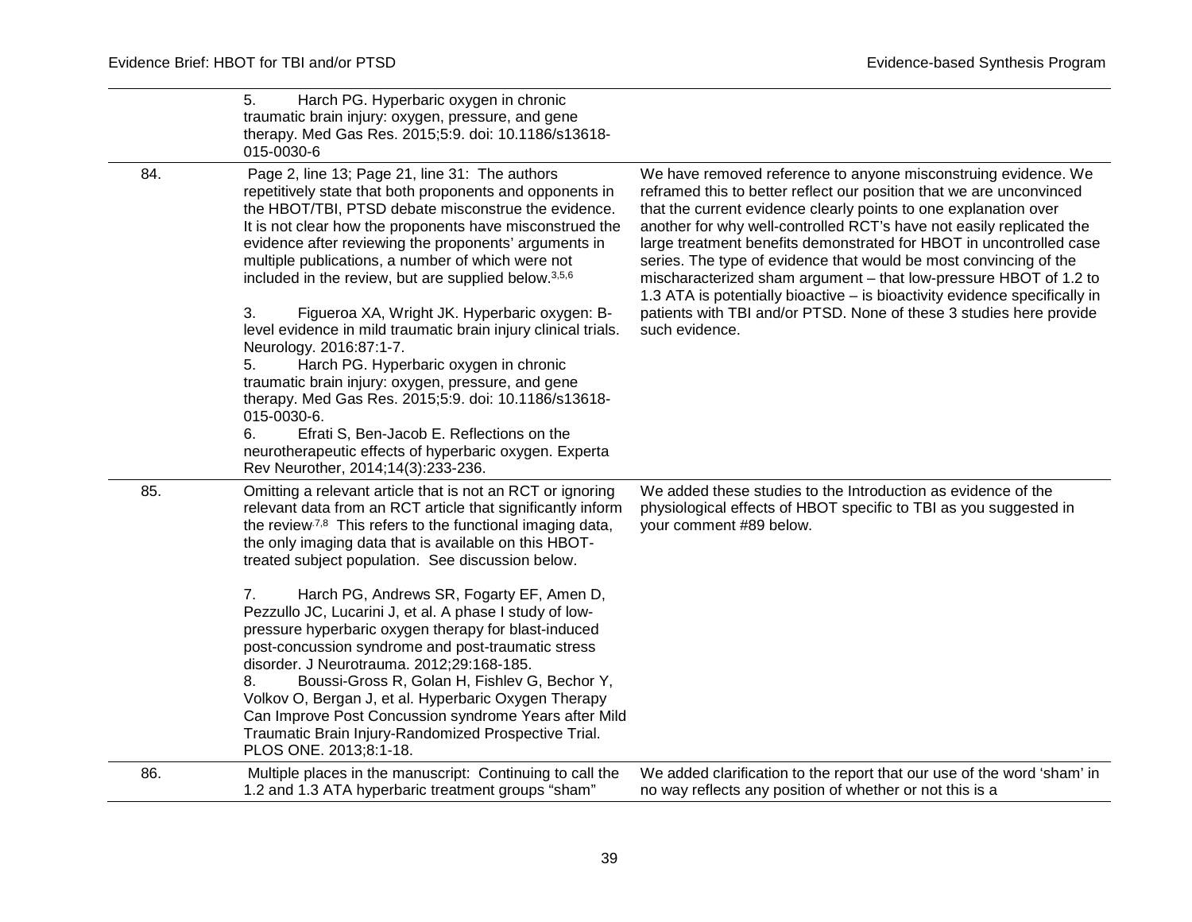| | | |
|---|---|---|
| | 5. Harch PG. Hyperbaric oxygen in chronic traumatic brain injury: oxygen, pressure, and gene therapy. Med Gas Res. 2015;5:9. doi: 10.1186/s13618-015-0030-6 | |
| 84. | Page 2, line 13; Page 21, line 31: The authors repetitively state that both proponents and opponents in the HBOT/TBI, PTSD debate misconstrue the evidence. It is not clear how the proponents have misconstrued the evidence after reviewing the proponents' arguments in multiple publications, a number of which were not included in the review, but are supplied below.[3,5,6]<br><br>3. Figueroa XA, Wright JK. Hyperbaric oxygen: B-level evidence in mild traumatic brain injury clinical trials. Neurology. 2016:87:1-7.<br>5. Harch PG. Hyperbaric oxygen in chronic traumatic brain injury: oxygen, pressure, and gene therapy. Med Gas Res. 2015;5:9. doi: 10.1186/s13618-015-0030-6.<br>6. Efrati S, Ben-Jacob E. Reflections on the neurotherapeutic effects of hyperbaric oxygen. Experta Rev Neurother, 2014;14(3):233-236. | We have removed reference to anyone misconstruing evidence. We reframed this to better reflect our position that we are unconvinced that the current evidence clearly points to one explanation over another for why well-controlled RCT's have not easily replicated the large treatment benefits demonstrated for HBOT in uncontrolled case series. The type of evidence that would be most convincing of the mischaracterized sham argument – that low-pressure HBOT of 1.2 to 1.3 ATA is potentially bioactive – is bioactivity evidence specifically in patients with TBI and/or PTSD. None of these 3 studies here provide such evidence. |
| 85. | Omitting a relevant article that is not an RCT or ignoring relevant data from an RCT article that significantly inform the review.[7,8] This refers to the functional imaging data, the only imaging data that is available on this HBOT-treated subject population. See discussion below.<br><br>7. Harch PG, Andrews SR, Fogarty EF, Amen D, Pezzullo JC, Lucarini J, et al. A phase I study of low-pressure hyperbaric oxygen therapy for blast-induced post-concussion syndrome and post-traumatic stress disorder. J Neurotrauma. 2012;29:168-185.<br>8. Boussi-Gross R, Golan H, Fishlev G, Bechor Y, Volkov O, Bergan J, et al. Hyperbaric Oxygen Therapy Can Improve Post Concussion syndrome Years after Mild Traumatic Brain Injury-Randomized Prospective Trial. PLOS ONE. 2013;8:1-18. | We added these studies to the Introduction as evidence of the physiological effects of HBOT specific to TBI as you suggested in your comment #89 below. |
| 86. | Multiple places in the manuscript: Continuing to call the 1.2 and 1.3 ATA hyperbaric treatment groups "sham" | We added clarification to the report that our use of the word 'sham' in no way reflects any position of whether or not this is a |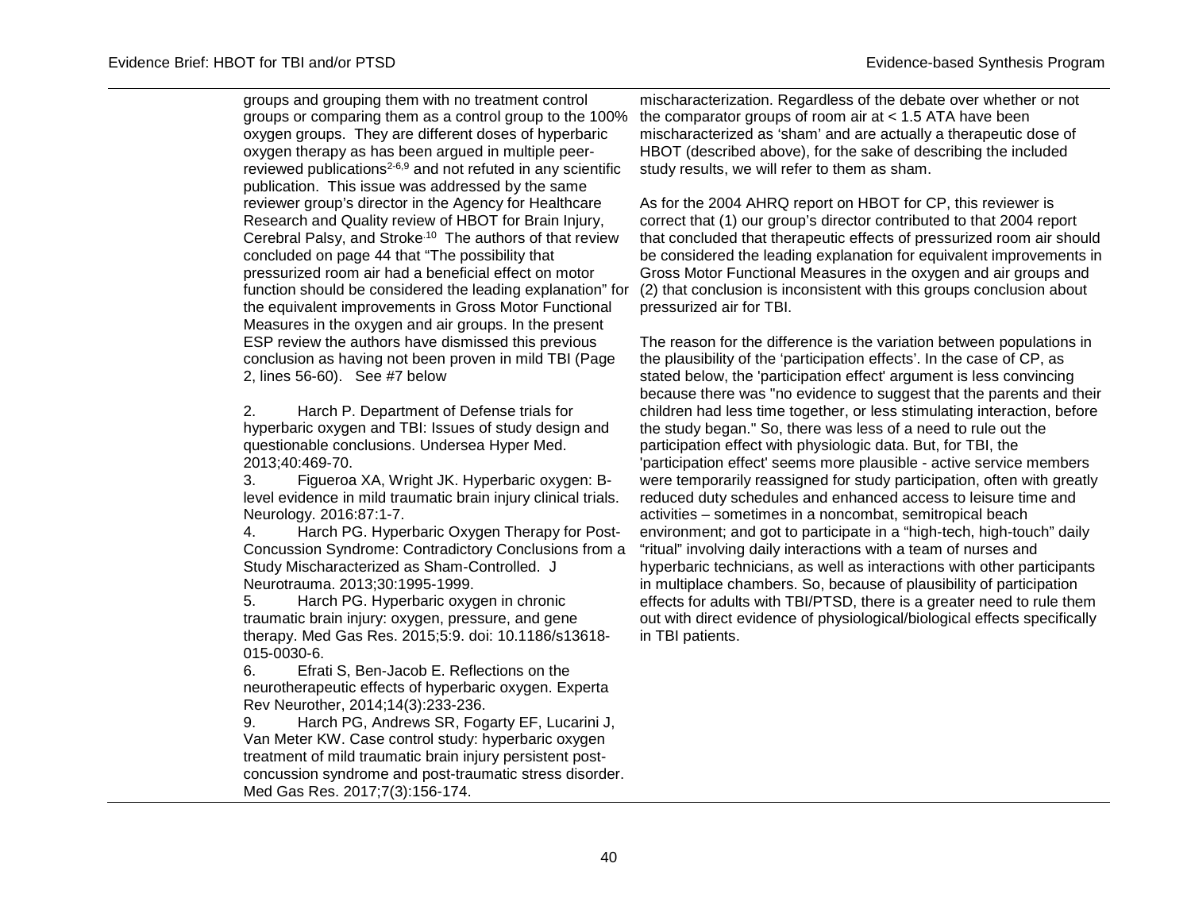groups and grouping them with no treatment control groups or comparing them as a control group to the 100% oxygen groups. They are different doses of hyperbaric oxygen therapy as has been argued in multiple peer-reviewed publications[2-6,9] and not refuted in any scientific publication. This issue was addressed by the same reviewer group's director in the Agency for Healthcare Research and Quality review of HBOT for Brain Injury, Cerebral Palsy, and Stroke.[10] The authors of that review concluded on page 44 that "The possibility that pressurized room air had a beneficial effect on motor function should be considered the leading explanation" for the equivalent improvements in Gross Motor Functional Measures in the oxygen and air groups. In the present ESP review the authors have dismissed this previous conclusion as having not been proven in mild TBI (Page 2, lines 56-60). See #7 below

2. Harch P. Department of Defense trials for hyperbaric oxygen and TBI: Issues of study design and questionable conclusions. Undersea Hyper Med. 2013;40:469-70.
3. Figueroa XA, Wright JK. Hyperbaric oxygen: B-level evidence in mild traumatic brain injury clinical trials. Neurology. 2016:87:1-7.
4. Harch PG. Hyperbaric Oxygen Therapy for Post-Concussion Syndrome: Contradictory Conclusions from a Study Mischaracterized as Sham-Controlled. J Neurotrauma. 2013;30:1995-1999.
5. Harch PG. Hyperbaric oxygen in chronic traumatic brain injury: oxygen, pressure, and gene therapy. Med Gas Res. 2015;5:9. doi: 10.1186/s13618-015-0030-6.
6. Efrati S, Ben-Jacob E. Reflections on the neurotherapeutic effects of hyperbaric oxygen. Experta Rev Neurother, 2014;14(3):233-236.
9. Harch PG, Andrews SR, Fogarty EF, Lucarini J, Van Meter KW. Case control study: hyperbaric oxygen treatment of mild traumatic brain injury persistent post-concussion syndrome and post-traumatic stress disorder. Med Gas Res. 2017;7(3):156-174.

mischaracterization. Regardless of the debate over whether or not the comparator groups of room air at < 1.5 ATA have been mischaracterized as 'sham' and are actually a therapeutic dose of HBOT (described above), for the sake of describing the included study results, we will refer to them as sham.

As for the 2004 AHRQ report on HBOT for CP, this reviewer is correct that (1) our group's director contributed to that 2004 report that concluded that therapeutic effects of pressurized room air should be considered the leading explanation for equivalent improvements in Gross Motor Functional Measures in the oxygen and air groups and (2) that conclusion is inconsistent with this groups conclusion about pressurized air for TBI.

The reason for the difference is the variation between populations in the plausibility of the 'participation effects'. In the case of CP, as stated below, the 'participation effect' argument is less convincing because there was "no evidence to suggest that the parents and their children had less time together, or less stimulating interaction, before the study began." So, there was less of a need to rule out the participation effect with physiologic data. But, for TBI, the 'participation effect' seems more plausible - active service members were temporarily reassigned for study participation, often with greatly reduced duty schedules and enhanced access to leisure time and activities – sometimes in a noncombat, semitropical beach environment; and got to participate in a "high-tech, high-touch" daily "ritual" involving daily interactions with a team of nurses and hyperbaric technicians, as well as interactions with other participants in multiplace chambers. So, because of plausibility of participation effects for adults with TBI/PTSD, there is a greater need to rule them out with direct evidence of physiological/biological effects specifically in TBI patients.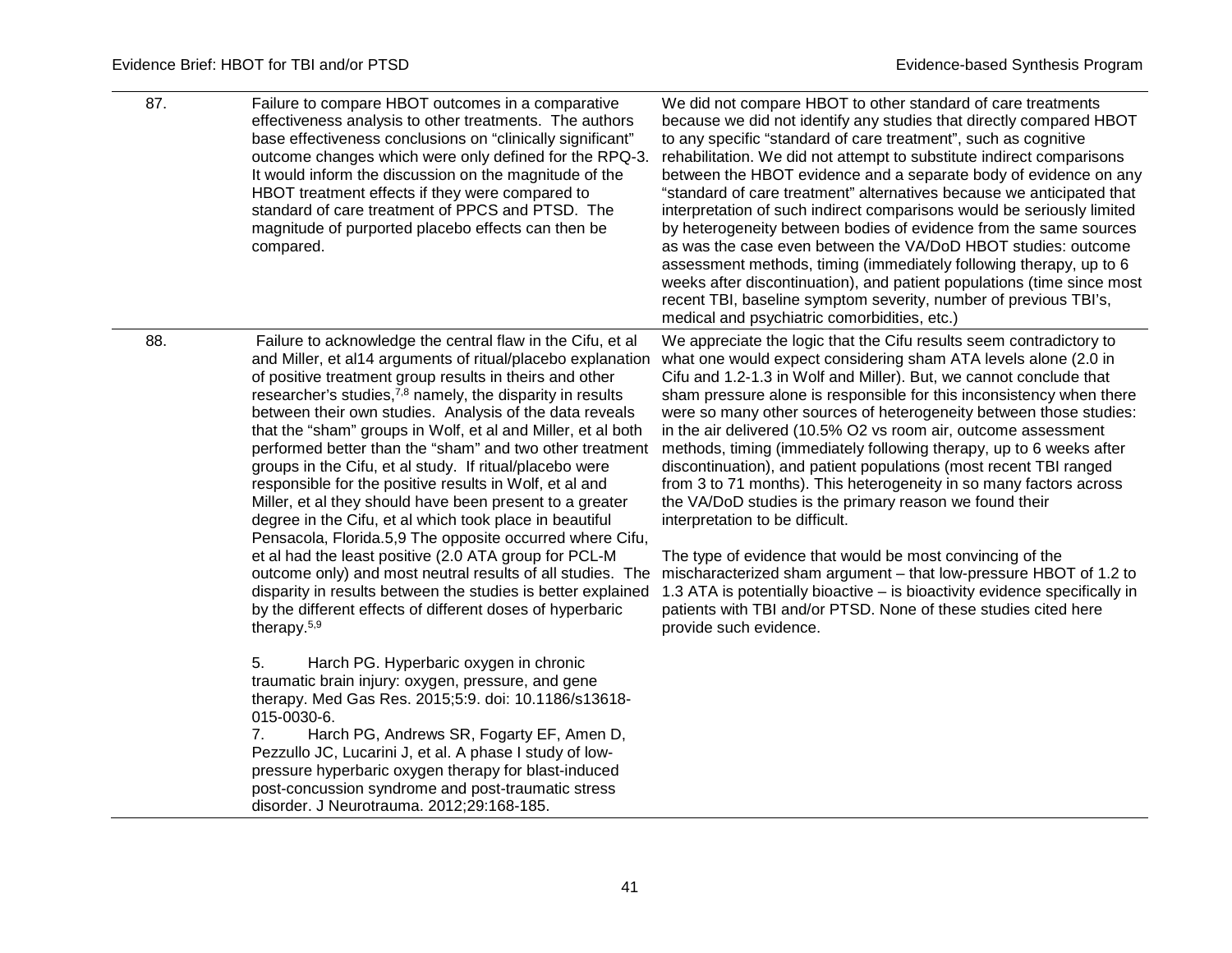| | | |
|---|---|---|
| 87. | Failure to compare HBOT outcomes in a comparative effectiveness analysis to other treatments. The authors base effectiveness conclusions on "clinically significant" outcome changes which were only defined for the RPQ-3. It would inform the discussion on the magnitude of the HBOT treatment effects if they were compared to standard of care treatment of PPCS and PTSD. The magnitude of purported placebo effects can then be compared. | We did not compare HBOT to other standard of care treatments because we did not identify any studies that directly compared HBOT to any specific "standard of care treatment", such as cognitive rehabilitation. We did not attempt to substitute indirect comparisons between the HBOT evidence and a separate body of evidence on any "standard of care treatment" alternatives because we anticipated that interpretation of such indirect comparisons would be seriously limited by heterogeneity between bodies of evidence from the same sources as was the case even between the VA/DoD HBOT studies: outcome assessment methods, timing (immediately following therapy, up to 6 weeks after discontinuation), and patient populations (time since most recent TBI, baseline symptom severity, number of previous TBI's, medical and psychiatric comorbidities, etc.) |
| 88. | Failure to acknowledge the central flaw in the Cifu, et al and Miller, et al14 arguments of ritual/placebo explanation of positive treatment group results in theirs and other researcher's studies,[7,8] namely, the disparity in results between their own studies. Analysis of the data reveals that the "sham" groups in Wolf, et al and Miller, et al both performed better than the "sham" and two other treatment groups in the Cifu, et al study. If ritual/placebo were responsible for the positive results in Wolf, et al and Miller, et al they should have been present to a greater degree in the Cifu, et al which took place in beautiful Pensacola, Florida.5,9 The opposite occurred where Cifu, et al had the least positive (2.0 ATA group for PCL-M outcome only) and most neutral results of all studies. The disparity in results between the studies is better explained by the different effects of different doses of hyperbaric therapy.[5,9]<br><br>5. Harch PG. Hyperbaric oxygen in chronic traumatic brain injury: oxygen, pressure, and gene therapy. Med Gas Res. 2015;5:9. doi: 10.1186/s13618-015-0030-6.<br>7. Harch PG, Andrews SR, Fogarty EF, Amen D, Pezzullo JC, Lucarini J, et al. A phase I study of low-pressure hyperbaric oxygen therapy for blast-induced post-concussion syndrome and post-traumatic stress disorder. J Neurotrauma. 2012;29:168-185. | We appreciate the logic that the Cifu results seem contradictory to what one would expect considering sham ATA levels alone (2.0 in Cifu and 1.2-1.3 in Wolf and Miller). But, we cannot conclude that sham pressure alone is responsible for this inconsistency when there were so many other sources of heterogeneity between those studies: in the air delivered (10.5% O2 vs room air, outcome assessment methods, timing (immediately following therapy, up to 6 weeks after discontinuation), and patient populations (most recent TBI ranged from 3 to 71 months). This heterogeneity in so many factors across the VA/DoD studies is the primary reason we found their interpretation to be difficult.<br><br>The type of evidence that would be most convincing of the mischaracterized sham argument – that low-pressure HBOT of 1.2 to 1.3 ATA is potentially bioactive – is bioactivity evidence specifically in patients with TBI and/or PTSD. None of these studies cited here provide such evidence. |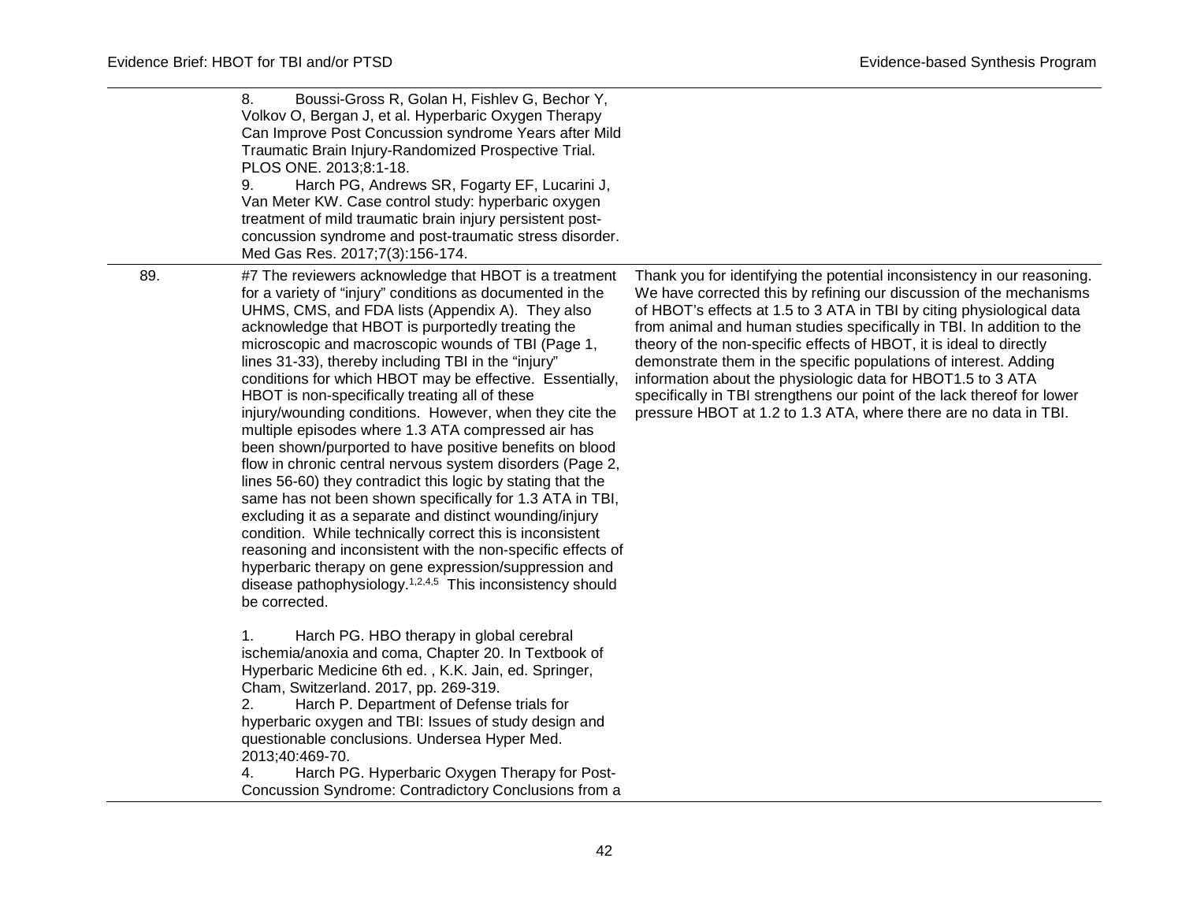| | | |
|---|---|---|
| | 8. Boussi-Gross R, Golan H, Fishlev G, Bechor Y, Volkov O, Bergan J, et al. Hyperbaric Oxygen Therapy Can Improve Post Concussion syndrome Years after Mild Traumatic Brain Injury-Randomized Prospective Trial. PLOS ONE. 2013;8:1-18.<br>9. Harch PG, Andrews SR, Fogarty EF, Lucarini J, Van Meter KW. Case control study: hyperbaric oxygen treatment of mild traumatic brain injury persistent post-concussion syndrome and post-traumatic stress disorder. Med Gas Res. 2017;7(3):156-174. | |
| 89. | #7 The reviewers acknowledge that HBOT is a treatment for a variety of "injury" conditions as documented in the UHMS, CMS, and FDA lists (Appendix A). They also acknowledge that HBOT is purportedly treating the microscopic and macroscopic wounds of TBI (Page 1, lines 31-33), thereby including TBI in the "injury" conditions for which HBOT may be effective. Essentially, HBOT is non-specifically treating all of these injury/wounding conditions. However, when they cite the multiple episodes where 1.3 ATA compressed air has been shown/purported to have positive benefits on blood flow in chronic central nervous system disorders (Page 2, lines 56-60) they contradict this logic by stating that the same has not been shown specifically for 1.3 ATA in TBI, excluding it as a separate and distinct wounding/injury condition. While technically correct this is inconsistent reasoning and inconsistent with the non-specific effects of hyperbaric therapy on gene expression/suppression and disease pathophysiology.[1,2,4,5] This inconsistency should be corrected.<br><br>1. Harch PG. HBO therapy in global cerebral ischemia/anoxia and coma, Chapter 20. In Textbook of Hyperbaric Medicine 6th ed. , K.K. Jain, ed. Springer, Cham, Switzerland. 2017, pp. 269-319.<br>2. Harch P. Department of Defense trials for hyperbaric oxygen and TBI: Issues of study design and questionable conclusions. Undersea Hyper Med. 2013;40:469-70.<br>4. Harch PG. Hyperbaric Oxygen Therapy for Post-Concussion Syndrome: Contradictory Conclusions from a | Thank you for identifying the potential inconsistency in our reasoning. We have corrected this by refining our discussion of the mechanisms of HBOT's effects at 1.5 to 3 ATA in TBI by citing physiological data from animal and human studies specifically in TBI. In addition to the theory of the non-specific effects of HBOT, it is ideal to directly demonstrate them in the specific populations of interest. Adding information about the physiologic data for HBOT1.5 to 3 ATA specifically in TBI strengthens our point of the lack thereof for lower pressure HBOT at 1.2 to 1.3 ATA, where there are no data in TBI. |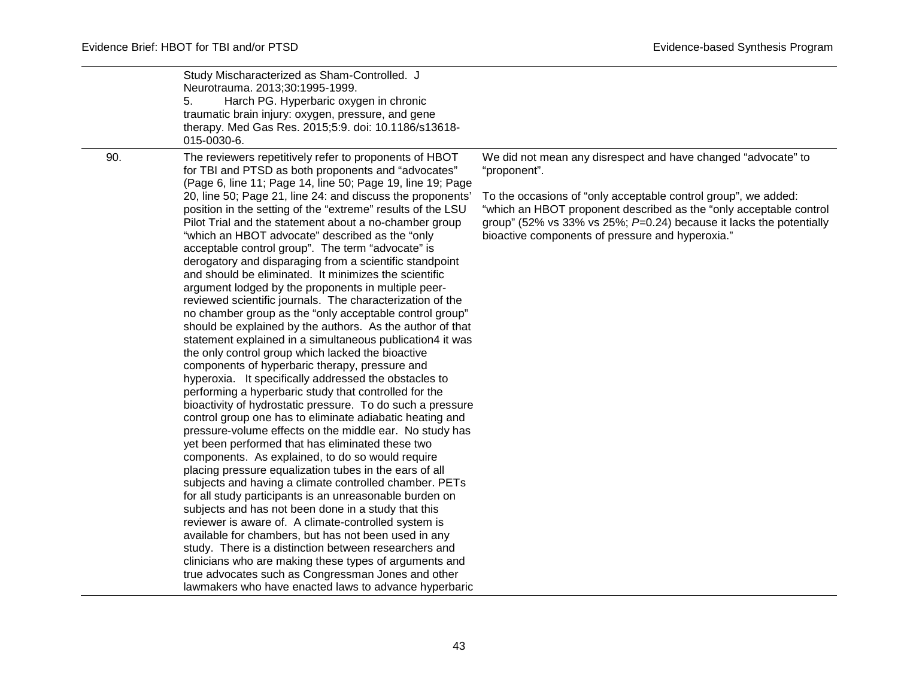| | | |
|---|---|---|
| | Study Mischaracterized as Sham-Controlled. J Neurotrauma. 2013;30:1995-1999.<br>5. Harch PG. Hyperbaric oxygen in chronic traumatic brain injury: oxygen, pressure, and gene therapy. Med Gas Res. 2015;5:9. doi: 10.1186/s13618-015-0030-6. | |
| 90. | The reviewers repetitively refer to proponents of HBOT for TBI and PTSD as both proponents and "advocates" (Page 6, line 11; Page 14, line 50; Page 19, line 19; Page 20, line 50; Page 21, line 24: and discuss the proponents' position in the setting of the "extreme" results of the LSU Pilot Trial and the statement about a no-chamber group "which an HBOT advocate" described as the "only acceptable control group". The term "advocate" is derogatory and disparaging from a scientific standpoint and should be eliminated. It minimizes the scientific argument lodged by the proponents in multiple peer-reviewed scientific journals. The characterization of the no chamber group as the "only acceptable control group" should be explained by the authors. As the author of that statement explained in a simultaneous publication4 it was the only control group which lacked the bioactive components of hyperbaric therapy, pressure and hyperoxia. It specifically addressed the obstacles to performing a hyperbaric study that controlled for the bioactivity of hydrostatic pressure. To do such a pressure control group one has to eliminate adiabatic heating and pressure-volume effects on the middle ear. No study has yet been performed that has eliminated these two components. As explained, to do so would require placing pressure equalization tubes in the ears of all subjects and having a climate controlled chamber. PETs for all study participants is an unreasonable burden on subjects and has not been done in a study that this reviewer is aware of. A climate-controlled system is available for chambers, but has not been used in any study. There is a distinction between researchers and clinicians who are making these types of arguments and true advocates such as Congressman Jones and other lawmakers who have enacted laws to advance hyperbaric | We did not mean any disrespect and have changed "advocate" to "proponent".<br><br>To the occasions of "only acceptable control group", we added: "which an HBOT proponent described as the "only acceptable control group" (52% vs 33% vs 25%; *P*=0.24) because it lacks the potentially bioactive components of pressure and hyperoxia." |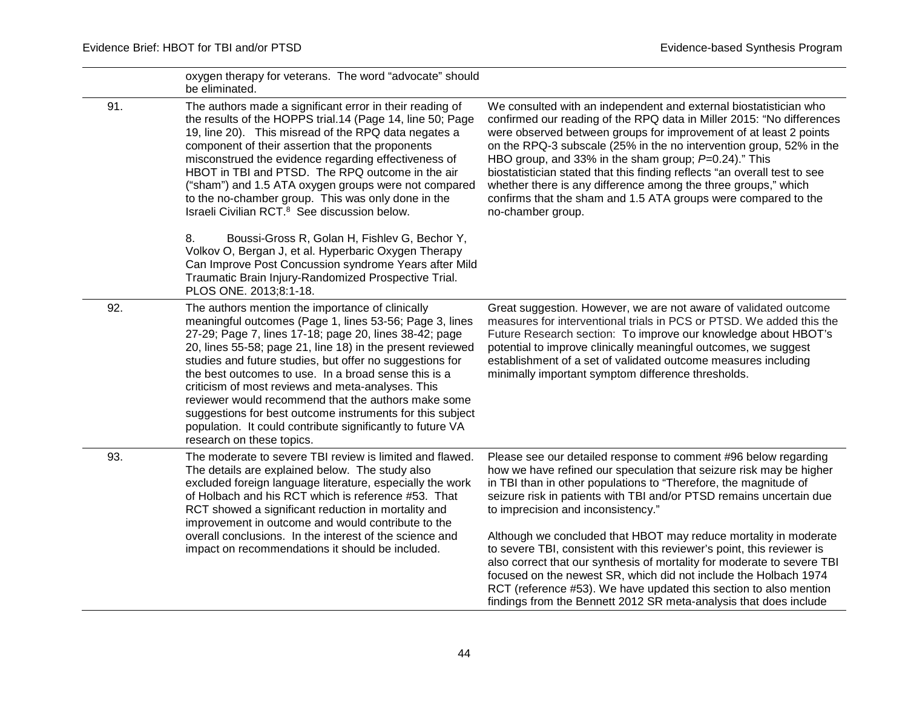|  |  |  |
|---|---|---|
|  | oxygen therapy for veterans. The word "advocate" should be eliminated. |  |
| 91. | The authors made a significant error in their reading of the results of the HOPPS trial.14 (Page 14, line 50; Page 19, line 20). This misread of the RPQ data negates a component of their assertion that the proponents misconstrued the evidence regarding effectiveness of HBOT in TBI and PTSD. The RPQ outcome in the air ("sham") and 1.5 ATA oxygen groups were not compared to the no-chamber group. This was only done in the Israeli Civilian RCT.[8] See discussion below.<br><br>8. Boussi-Gross R, Golan H, Fishlev G, Bechor Y, Volkov O, Bergan J, et al. Hyperbaric Oxygen Therapy Can Improve Post Concussion syndrome Years after Mild Traumatic Brain Injury-Randomized Prospective Trial. PLOS ONE. 2013;8:1-18. | We consulted with an independent and external biostatistician who confirmed our reading of the RPQ data in Miller 2015: "No differences were observed between groups for improvement of at least 2 points on the RPQ-3 subscale (25% in the no intervention group, 52% in the HBO group, and 33% in the sham group; *P*=0.24)." This biostatistician stated that this finding reflects "an overall test to see whether there is any difference among the three groups," which confirms that the sham and 1.5 ATA groups were compared to the no-chamber group. |
| 92. | The authors mention the importance of clinically meaningful outcomes (Page 1, lines 53-56; Page 3, lines 27-29; Page 7, lines 17-18; page 20, lines 38-42; page 20, lines 55-58; page 21, line 18) in the present reviewed studies and future studies, but offer no suggestions for the best outcomes to use. In a broad sense this is a criticism of most reviews and meta-analyses. This reviewer would recommend that the authors make some suggestions for best outcome instruments for this subject population. It could contribute significantly to future VA research on these topics. | Great suggestion. However, we are not aware of validated outcome measures for interventional trials in PCS or PTSD. We added this the Future Research section: To improve our knowledge about HBOT's potential to improve clinically meaningful outcomes, we suggest establishment of a set of validated outcome measures including minimally important symptom difference thresholds. |
| 93. | The moderate to severe TBI review is limited and flawed. The details are explained below. The study also excluded foreign language literature, especially the work of Holbach and his RCT which is reference #53. That RCT showed a significant reduction in mortality and improvement in outcome and would contribute to the overall conclusions. In the interest of the science and impact on recommendations it should be included. | Please see our detailed response to comment #96 below regarding how we have refined our speculation that seizure risk may be higher in TBI than in other populations to "Therefore, the magnitude of seizure risk in patients with TBI and/or PTSD remains uncertain due to imprecision and inconsistency."<br><br>Although we concluded that HBOT may reduce mortality in moderate to severe TBI, consistent with this reviewer's point, this reviewer is also correct that our synthesis of mortality for moderate to severe TBI focused on the newest SR, which did not include the Holbach 1974 RCT (reference #53). We have updated this section to also mention findings from the Bennett 2012 SR meta-analysis that does include |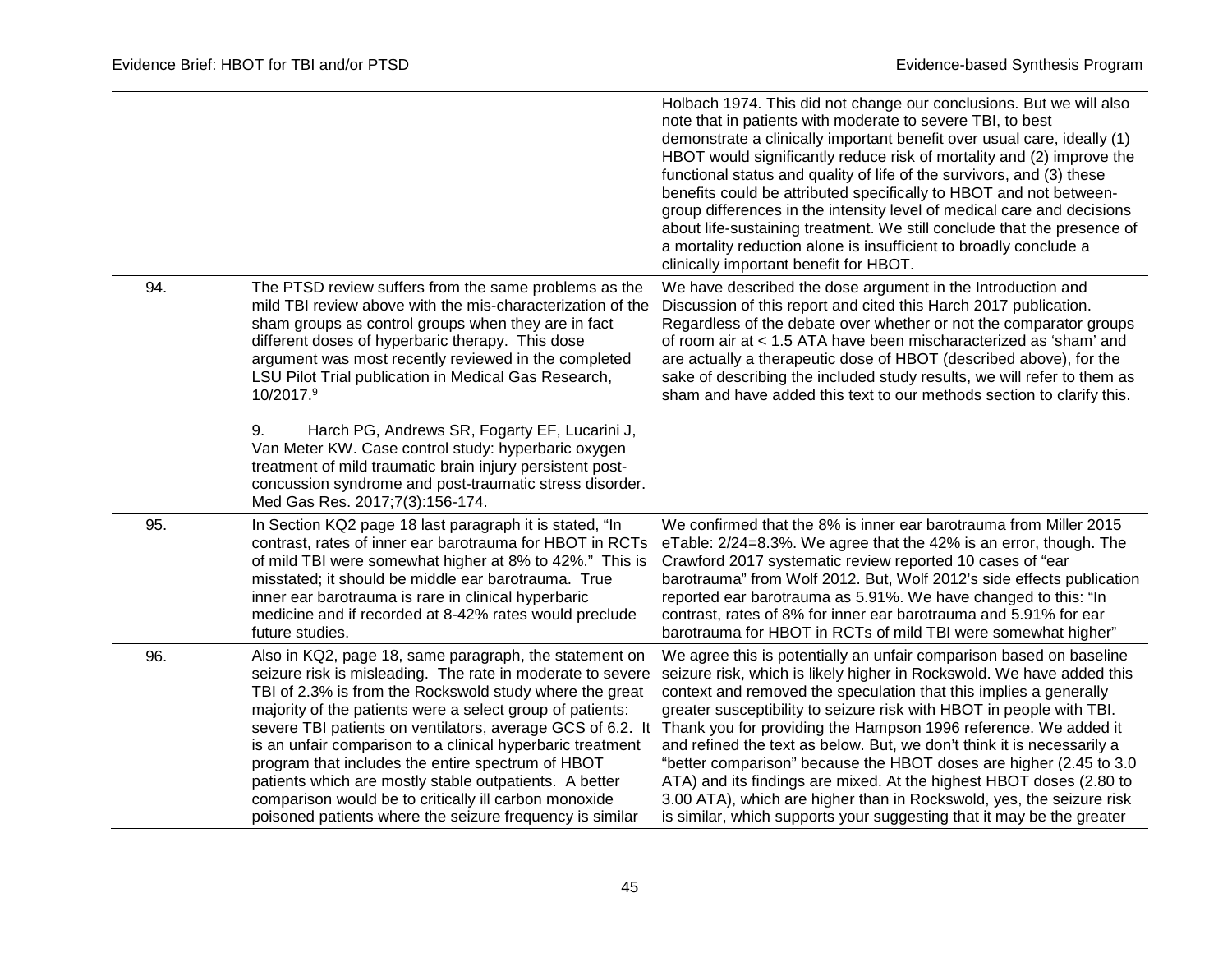| | | |
|---|---|---|
| | | Holbach 1974. This did not change our conclusions. But we will also note that in patients with moderate to severe TBI, to best demonstrate a clinically important benefit over usual care, ideally (1) HBOT would significantly reduce risk of mortality and (2) improve the functional status and quality of life of the survivors, and (3) these benefits could be attributed specifically to HBOT and not between-group differences in the intensity level of medical care and decisions about life-sustaining treatment. We still conclude that the presence of a mortality reduction alone is insufficient to broadly conclude a clinically important benefit for HBOT. |
| 94. | The PTSD review suffers from the same problems as the mild TBI review above with the mis-characterization of the sham groups as control groups when they are in fact different doses of hyperbaric therapy. This dose argument was most recently reviewed in the completed LSU Pilot Trial publication in Medical Gas Research, 10/2017.[9]<br><br>9. Harch PG, Andrews SR, Fogarty EF, Lucarini J, Van Meter KW. Case control study: hyperbaric oxygen treatment of mild traumatic brain injury persistent post-concussion syndrome and post-traumatic stress disorder. Med Gas Res. 2017;7(3):156-174. | We have described the dose argument in the Introduction and Discussion of this report and cited this Harch 2017 publication. Regardless of the debate over whether or not the comparator groups of room air at < 1.5 ATA have been mischaracterized as 'sham' and are actually a therapeutic dose of HBOT (described above), for the sake of describing the included study results, we will refer to them as sham and have added this text to our methods section to clarify this. |
| 95. | In Section KQ2 page 18 last paragraph it is stated, "In contrast, rates of inner ear barotrauma for HBOT in RCTs of mild TBI were somewhat higher at 8% to 42%." This is misstated; it should be middle ear barotrauma. True inner ear barotrauma is rare in clinical hyperbaric medicine and if recorded at 8-42% rates would preclude future studies. | We confirmed that the 8% is inner ear barotrauma from Miller 2015 eTable: 2/24=8.3%. We agree that the 42% is an error, though. The Crawford 2017 systematic review reported 10 cases of "ear barotrauma" from Wolf 2012. But, Wolf 2012's side effects publication reported ear barotrauma as 5.91%. We have changed to this: "In contrast, rates of 8% for inner ear barotrauma and 5.91% for ear barotrauma for HBOT in RCTs of mild TBI were somewhat higher" |
| 96. | Also in KQ2, page 18, same paragraph, the statement on seizure risk is misleading. The rate in moderate to severe TBI of 2.3% is from the Rockswold study where the great majority of the patients were a select group of patients: severe TBI patients on ventilators, average GCS of 6.2. It is an unfair comparison to a clinical hyperbaric treatment program that includes the entire spectrum of HBOT patients which are mostly stable outpatients. A better comparison would be to critically ill carbon monoxide poisoned patients where the seizure frequency is similar | We agree this is potentially an unfair comparison based on baseline seizure risk, which is likely higher in Rockswold. We have added this context and removed the speculation that this implies a generally greater susceptibility to seizure risk with HBOT in people with TBI. Thank you for providing the Hampson 1996 reference. We added it and refined the text as below. But, we don't think it is necessarily a "better comparison" because the HBOT doses are higher (2.45 to 3.0 ATA) and its findings are mixed. At the highest HBOT doses (2.80 to 3.00 ATA), which are higher than in Rockswold, yes, the seizure risk is similar, which supports your suggesting that it may be the greater |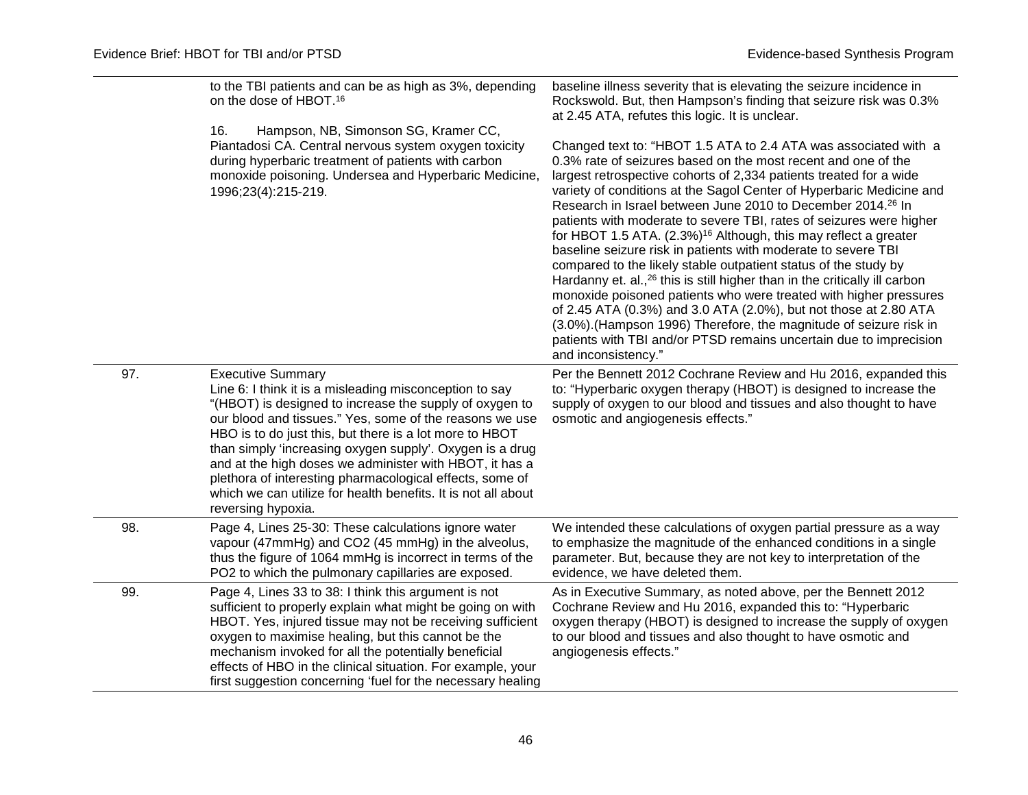| | | |
|---|---|---|
| | to the TBI patients and can be as high as 3%, depending on the dose of HBOT.[16]<br><br>16. Hampson, NB, Simonson SG, Kramer CC, Piantadosi CA. Central nervous system oxygen toxicity during hyperbaric treatment of patients with carbon monoxide poisoning. Undersea and Hyperbaric Medicine, 1996;23(4):215-219. | baseline illness severity that is elevating the seizure incidence in Rockswold. But, then Hampson's finding that seizure risk was 0.3% at 2.45 ATA, refutes this logic. It is unclear.<br><br>Changed text to: "HBOT 1.5 ATA to 2.4 ATA was associated with a 0.3% rate of seizures based on the most recent and one of the largest retrospective cohorts of 2,334 patients treated for a wide variety of conditions at the Sagol Center of Hyperbaric Medicine and Research in Israel between June 2010 to December 2014.[26] In patients with moderate to severe TBI, rates of seizures were higher for HBOT 1.5 ATA. (2.3%)[16] Although, this may reflect a greater baseline seizure risk in patients with moderate to severe TBI compared to the likely stable outpatient status of the study by Hardanny et. al.,[26] this is still higher than in the critically ill carbon monoxide poisoned patients who were treated with higher pressures of 2.45 ATA (0.3%) and 3.0 ATA (2.0%), but not those at 2.80 ATA (3.0%).(Hampson 1996) Therefore, the magnitude of seizure risk in patients with TBI and/or PTSD remains uncertain due to imprecision and inconsistency." |
| 97. | Executive Summary<br>Line 6: I think it is a misleading misconception to say "(HBOT) is designed to increase the supply of oxygen to our blood and tissues." Yes, some of the reasons we use HBO is to do just this, but there is a lot more to HBOT than simply 'increasing oxygen supply'. Oxygen is a drug and at the high doses we administer with HBOT, it has a plethora of interesting pharmacological effects, some of which we can utilize for health benefits. It is not all about reversing hypoxia. | Per the Bennett 2012 Cochrane Review and Hu 2016, expanded this to: "Hyperbaric oxygen therapy (HBOT) is designed to increase the supply of oxygen to our blood and tissues and also thought to have osmotic and angiogenesis effects." |
| 98. | Page 4, Lines 25-30: These calculations ignore water vapour (47mmHg) and CO2 (45 mmHg) in the alveolus, thus the figure of 1064 mmHg is incorrect in terms of the PO2 to which the pulmonary capillaries are exposed. | We intended these calculations of oxygen partial pressure as a way to emphasize the magnitude of the enhanced conditions in a single parameter. But, because they are not key to interpretation of the evidence, we have deleted them. |
| 99. | Page 4, Lines 33 to 38: I think this argument is not sufficient to properly explain what might be going on with HBOT. Yes, injured tissue may not be receiving sufficient oxygen to maximise healing, but this cannot be the mechanism invoked for all the potentially beneficial effects of HBO in the clinical situation. For example, your first suggestion concerning 'fuel for the necessary healing | As in Executive Summary, as noted above, per the Bennett 2012 Cochrane Review and Hu 2016, expanded this to: "Hyperbaric oxygen therapy (HBOT) is designed to increase the supply of oxygen to our blood and tissues and also thought to have osmotic and angiogenesis effects." |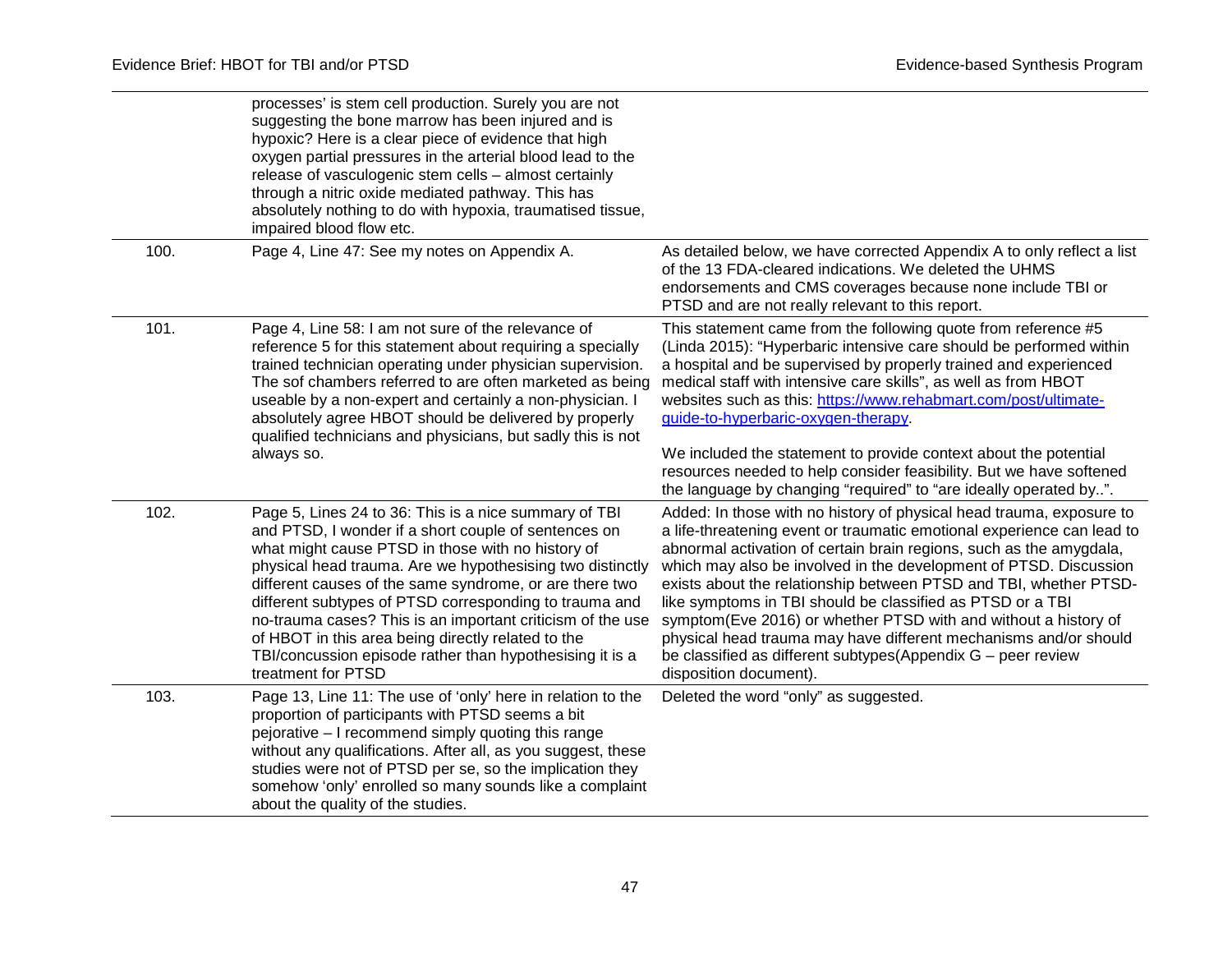| | | |
|---|---|---|
| | processes' is stem cell production. Surely you are not suggesting the bone marrow has been injured and is hypoxic? Here is a clear piece of evidence that high oxygen partial pressures in the arterial blood lead to the release of vasculogenic stem cells – almost certainly through a nitric oxide mediated pathway. This has absolutely nothing to do with hypoxia, traumatised tissue, impaired blood flow etc. | |
| 100. | Page 4, Line 47: See my notes on Appendix A. | As detailed below, we have corrected Appendix A to only reflect a list of the 13 FDA-cleared indications. We deleted the UHMS endorsements and CMS coverages because none include TBI or PTSD and are not really relevant to this report. |
| 101. | Page 4, Line 58: I am not sure of the relevance of reference 5 for this statement about requiring a specially trained technician operating under physician supervision. The sof chambers referred to are often marketed as being useable by a non-expert and certainly a non-physician. I absolutely agree HBOT should be delivered by properly qualified technicians and physicians, but sadly this is not always so. | This statement came from the following quote from reference #5 (Linda 2015): "Hyperbaric intensive care should be performed within a hospital and be supervised by properly trained and experienced medical staff with intensive care skills", as well as from HBOT websites such as this: https://www.rehabmart.com/post/ultimate-guide-to-hyperbaric-oxygen-therapy.<br><br>We included the statement to provide context about the potential resources needed to help consider feasibility. But we have softened the language by changing "required" to "are ideally operated by..". |
| 102. | Page 5, Lines 24 to 36: This is a nice summary of TBI and PTSD, I wonder if a short couple of sentences on what might cause PTSD in those with no history of physical head trauma. Are we hypothesising two distinctly different causes of the same syndrome, or are there two different subtypes of PTSD corresponding to trauma and no-trauma cases? This is an important criticism of the use of HBOT in this area being directly related to the TBI/concussion episode rather than hypothesising it is a treatment for PTSD | Added: In those with no history of physical head trauma, exposure to a life-threatening event or traumatic emotional experience can lead to abnormal activation of certain brain regions, such as the amygdala, which may also be involved in the development of PTSD. Discussion exists about the relationship between PTSD and TBI, whether PTSD-like symptoms in TBI should be classified as PTSD or a TBI symptom(Eve 2016) or whether PTSD with and without a history of physical head trauma may have different mechanisms and/or should be classified as different subtypes(Appendix G – peer review disposition document). |
| 103. | Page 13, Line 11: The use of 'only' here in relation to the proportion of participants with PTSD seems a bit pejorative – I recommend simply quoting this range without any qualifications. After all, as you suggest, these studies were not of PTSD per se, so the implication they somehow 'only' enrolled so many sounds like a complaint about the quality of the studies. | Deleted the word "only" as suggested. |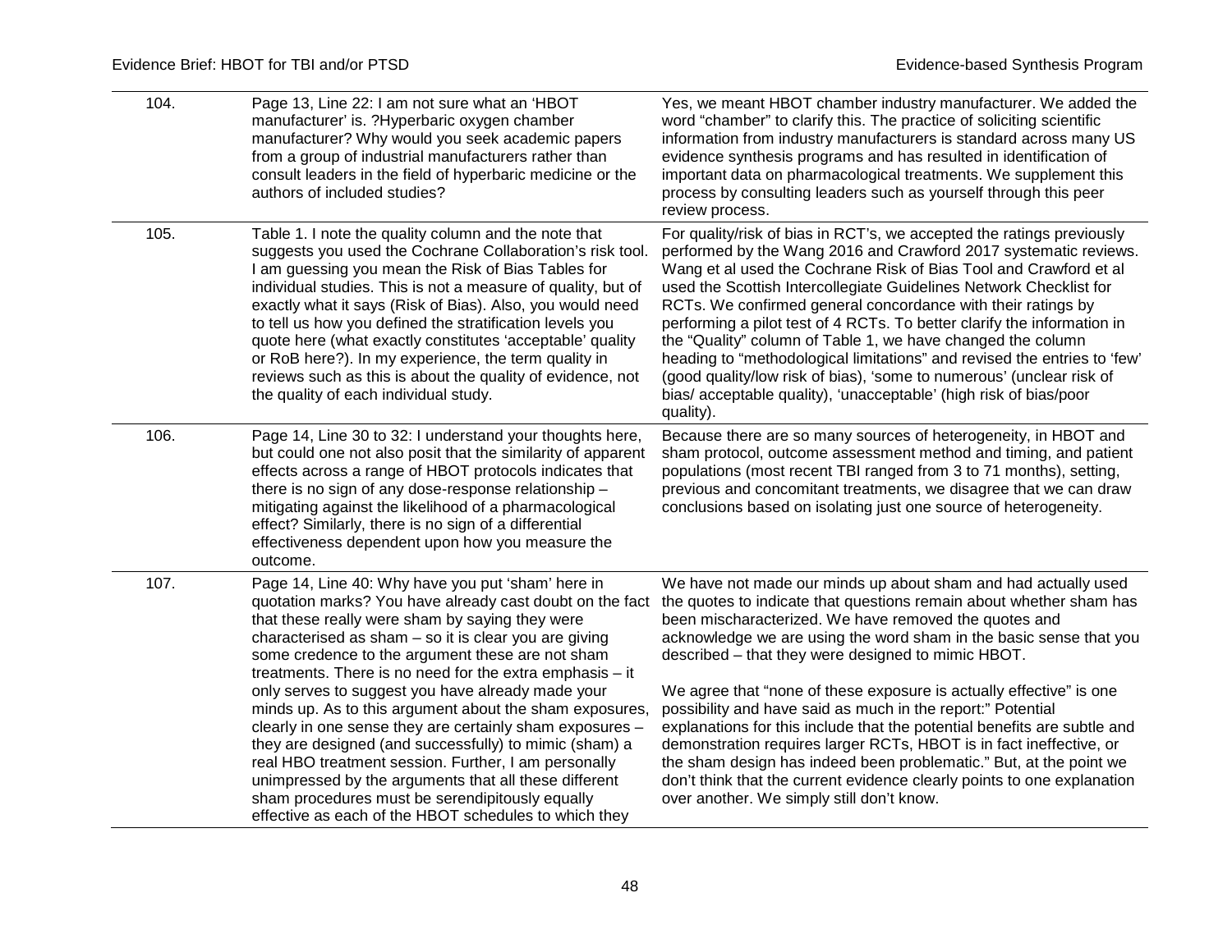| | | |
|---|---|---|
| 104. | Page 13, Line 22: I am not sure what an 'HBOT manufacturer' is. ?Hyperbaric oxygen chamber manufacturer? Why would you seek academic papers from a group of industrial manufacturers rather than consult leaders in the field of hyperbaric medicine or the authors of included studies? | Yes, we meant HBOT chamber industry manufacturer. We added the word "chamber" to clarify this. The practice of soliciting scientific information from industry manufacturers is standard across many US evidence synthesis programs and has resulted in identification of important data on pharmacological treatments. We supplement this process by consulting leaders such as yourself through this peer review process. |
| 105. | Table 1. I note the quality column and the note that suggests you used the Cochrane Collaboration's risk tool. I am guessing you mean the Risk of Bias Tables for individual studies. This is not a measure of quality, but of exactly what it says (Risk of Bias). Also, you would need to tell us how you defined the stratification levels you quote here (what exactly constitutes 'acceptable' quality or RoB here?). In my experience, the term quality in reviews such as this is about the quality of evidence, not the quality of each individual study. | For quality/risk of bias in RCT's, we accepted the ratings previously performed by the Wang 2016 and Crawford 2017 systematic reviews. Wang et al used the Cochrane Risk of Bias Tool and Crawford et al used the Scottish Intercollegiate Guidelines Network Checklist for RCTs. We confirmed general concordance with their ratings by performing a pilot test of 4 RCTs. To better clarify the information in the "Quality" column of Table 1, we have changed the column heading to "methodological limitations" and revised the entries to 'few' (good quality/low risk of bias), 'some to numerous' (unclear risk of bias/ acceptable quality), 'unacceptable' (high risk of bias/poor quality). |
| 106. | Page 14, Line 30 to 32: I understand your thoughts here, but could one not also posit that the similarity of apparent effects across a range of HBOT protocols indicates that there is no sign of any dose-response relationship – mitigating against the likelihood of a pharmacological effect? Similarly, there is no sign of a differential effectiveness dependent upon how you measure the outcome. | Because there are so many sources of heterogeneity, in HBOT and sham protocol, outcome assessment method and timing, and patient populations (most recent TBI ranged from 3 to 71 months), setting, previous and concomitant treatments, we disagree that we can draw conclusions based on isolating just one source of heterogeneity. |
| 107. | Page 14, Line 40: Why have you put 'sham' here in quotation marks? You have already cast doubt on the fact that these really were sham by saying they were characterised as sham – so it is clear you are giving some credence to the argument these are not sham treatments. There is no need for the extra emphasis – it only serves to suggest you have already made your minds up. As to this argument about the sham exposures, clearly in one sense they are certainly sham exposures – they are designed (and successfully) to mimic (sham) a real HBO treatment session. Further, I am personally unimpressed by the arguments that all these different sham procedures must be serendipitously equally effective as each of the HBOT schedules to which they | We have not made our minds up about sham and had actually used the quotes to indicate that questions remain about whether sham has been mischaracterized. We have removed the quotes and acknowledge we are using the word sham in the basic sense that you described – that they were designed to mimic HBOT.<br><br>We agree that "none of these exposure is actually effective" is one possibility and have said as much in the report:" Potential explanations for this include that the potential benefits are subtle and demonstration requires larger RCTs, HBOT is in fact ineffective, or the sham design has indeed been problematic." But, at the point we don't think that the current evidence clearly points to one explanation over another. We simply still don't know. |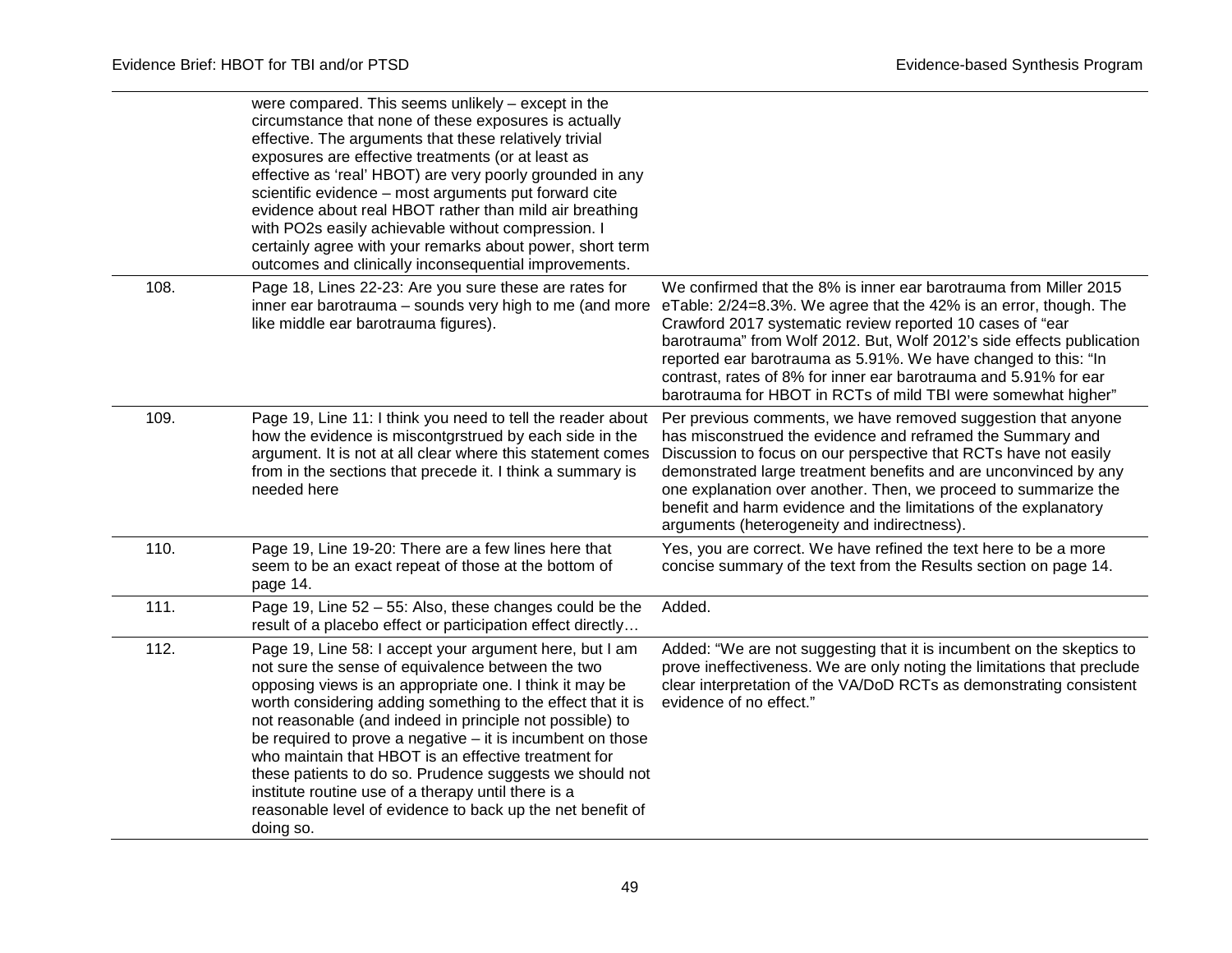| | | |
|---|---|---|
| | were compared. This seems unlikely – except in the circumstance that none of these exposures is actually effective. The arguments that these relatively trivial exposures are effective treatments (or at least as effective as 'real' HBOT) are very poorly grounded in any scientific evidence – most arguments put forward cite evidence about real HBOT rather than mild air breathing with PO2s easily achievable without compression. I certainly agree with your remarks about power, short term outcomes and clinically inconsequential improvements. | |
| 108. | Page 18, Lines 22-23: Are you sure these are rates for inner ear barotrauma – sounds very high to me (and more like middle ear barotrauma figures). | We confirmed that the 8% is inner ear barotrauma from Miller 2015 eTable: 2/24=8.3%. We agree that the 42% is an error, though. The Crawford 2017 systematic review reported 10 cases of "ear barotrauma" from Wolf 2012. But, Wolf 2012's side effects publication reported ear barotrauma as 5.91%. We have changed to this: "In contrast, rates of 8% for inner ear barotrauma and 5.91% for ear barotrauma for HBOT in RCTs of mild TBI were somewhat higher" |
| 109. | Page 19, Line 11: I think you need to tell the reader about how the evidence is miscontgrstrued by each side in the argument. It is not at all clear where this statement comes from in the sections that precede it. I think a summary is needed here | Per previous comments, we have removed suggestion that anyone has misconstrued the evidence and reframed the Summary and Discussion to focus on our perspective that RCTs have not easily demonstrated large treatment benefits and are unconvinced by any one explanation over another. Then, we proceed to summarize the benefit and harm evidence and the limitations of the explanatory arguments (heterogeneity and indirectness). |
| 110. | Page 19, Line 19-20: There are a few lines here that seem to be an exact repeat of those at the bottom of page 14. | Yes, you are correct. We have refined the text here to be a more concise summary of the text from the Results section on page 14. |
| 111. | Page 19, Line 52 – 55: Also, these changes could be the result of a placebo effect or participation effect directly… | Added. |
| 112. | Page 19, Line 58: I accept your argument here, but I am not sure the sense of equivalence between the two opposing views is an appropriate one. I think it may be worth considering adding something to the effect that it is not reasonable (and indeed in principle not possible) to be required to prove a negative – it is incumbent on those who maintain that HBOT is an effective treatment for these patients to do so. Prudence suggests we should not institute routine use of a therapy until there is a reasonable level of evidence to back up the net benefit of doing so. | Added: "We are not suggesting that it is incumbent on the skeptics to prove ineffectiveness. We are only noting the limitations that preclude clear interpretation of the VA/DoD RCTs as demonstrating consistent evidence of no effect." |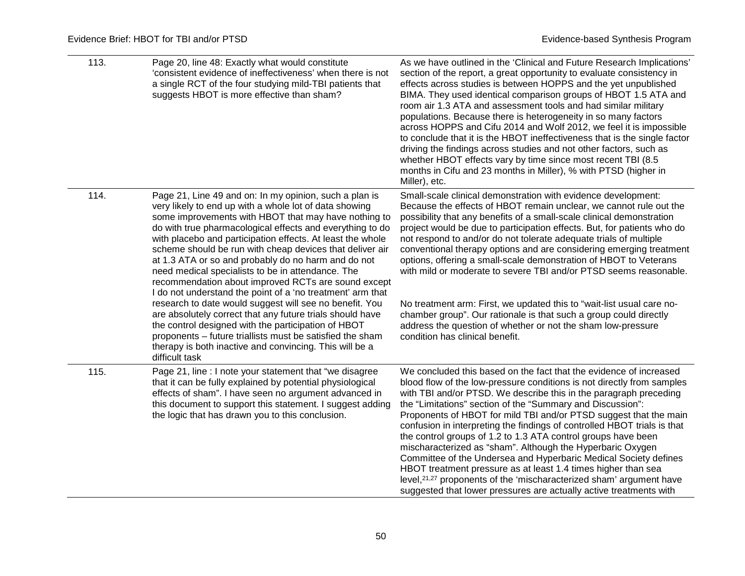| | | |
|---|---|---|
| 113. | Page 20, line 48: Exactly what would constitute 'consistent evidence of ineffectiveness' when there is not a single RCT of the four studying mild-TBI patients that suggests HBOT is more effective than sham? | As we have outlined in the 'Clinical and Future Research Implications' section of the report, a great opportunity to evaluate consistency in effects across studies is between HOPPS and the yet unpublished BIMA. They used identical comparison groups of HBOT 1.5 ATA and room air 1.3 ATA and assessment tools and had similar military populations. Because there is heterogeneity in so many factors across HOPPS and Cifu 2014 and Wolf 2012, we feel it is impossible to conclude that it is the HBOT ineffectiveness that is the single factor driving the findings across studies and not other factors, such as whether HBOT effects vary by time since most recent TBI (8.5 months in Cifu and 23 months in Miller), % with PTSD (higher in Miller), etc. |
| 114. | Page 21, Line 49 and on: In my opinion, such a plan is very likely to end up with a whole lot of data showing some improvements with HBOT that may have nothing to do with true pharmacological effects and everything to do with placebo and participation effects. At least the whole scheme should be run with cheap devices that deliver air at 1.3 ATA or so and probably do no harm and do not need medical specialists to be in attendance. The recommendation about improved RCTs are sound except I do not understand the point of a 'no treatment' arm that research to date would suggest will see no benefit. You are absolutely correct that any future trials should have the control designed with the participation of HBOT proponents – future triallists must be satisfied the sham therapy is both inactive and convincing. This will be a difficult task | Small-scale clinical demonstration with evidence development: Because the effects of HBOT remain unclear, we cannot rule out the possibility that any benefits of a small-scale clinical demonstration project would be due to participation effects. But, for patients who do not respond to and/or do not tolerate adequate trials of multiple conventional therapy options and are considering emerging treatment options, offering a small-scale demonstration of HBOT to Veterans with mild or moderate to severe TBI and/or PTSD seems reasonable.<br><br>No treatment arm: First, we updated this to "wait-list usual care no-chamber group". Our rationale is that such a group could directly address the question of whether or not the sham low-pressure condition has clinical benefit. |
| 115. | Page 21, line : I note your statement that "we disagree that it can be fully explained by potential physiological effects of sham". I have seen no argument advanced in this document to support this statement. I suggest adding the logic that has drawn you to this conclusion. | We concluded this based on the fact that the evidence of increased blood flow of the low-pressure conditions is not directly from samples with TBI and/or PTSD. We describe this in the paragraph preceding the "Limitations" section of the "Summary and Discussion": Proponents of HBOT for mild TBI and/or PTSD suggest that the main confusion in interpreting the findings of controlled HBOT trials is that the control groups of 1.2 to 1.3 ATA control groups have been mischaracterized as "sham". Although the Hyperbaric Oxygen Committee of the Undersea and Hyperbaric Medical Society defines HBOT treatment pressure as at least 1.4 times higher than sea level,[21,27] proponents of the 'mischaracterized sham' argument have suggested that lower pressures are actually active treatments with |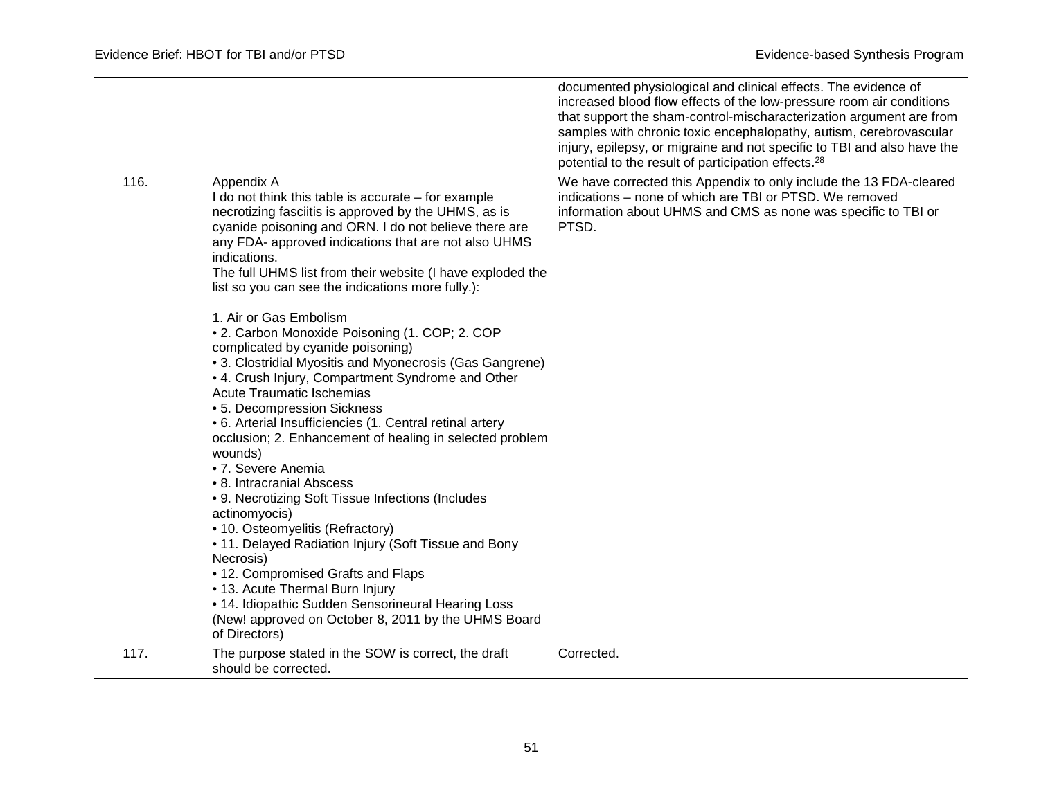| | | |
|---|---|---|
| | | documented physiological and clinical effects. The evidence of increased blood flow effects of the low-pressure room air conditions that support the sham-control-mischaracterization argument are from samples with chronic toxic encephalopathy, autism, cerebrovascular injury, epilepsy, or migraine and not specific to TBI and also have the potential to the result of participation effects.[28] |
| 116. | Appendix A<br>I do not think this table is accurate – for example necrotizing fasciitis is approved by the UHMS, as is cyanide poisoning and ORN. I do not believe there are any FDA- approved indications that are not also UHMS indications.<br>The full UHMS list from their website (I have exploded the list so you can see the indications more fully.):<br><br>1. Air or Gas Embolism<br>• 2. Carbon Monoxide Poisoning (1. COP; 2. COP complicated by cyanide poisoning)<br>• 3. Clostridial Myositis and Myonecrosis (Gas Gangrene)<br>• 4. Crush Injury, Compartment Syndrome and Other Acute Traumatic Ischemias<br>• 5. Decompression Sickness<br>• 6. Arterial Insufficiencies (1. Central retinal artery occlusion; 2. Enhancement of healing in selected problem wounds)<br>• 7. Severe Anemia<br>• 8. Intracranial Abscess<br>• 9. Necrotizing Soft Tissue Infections (Includes actinomyocis)<br>• 10. Osteomyelitis (Refractory)<br>• 11. Delayed Radiation Injury (Soft Tissue and Bony Necrosis)<br>• 12. Compromised Grafts and Flaps<br>• 13. Acute Thermal Burn Injury<br>• 14. Idiopathic Sudden Sensorineural Hearing Loss (New! approved on October 8, 2011 by the UHMS Board of Directors) | We have corrected this Appendix to only include the 13 FDA-cleared indications – none of which are TBI or PTSD. We removed information about UHMS and CMS as none was specific to TBI or PTSD. |
| 117. | The purpose stated in the SOW is correct, the draft should be corrected. | Corrected. |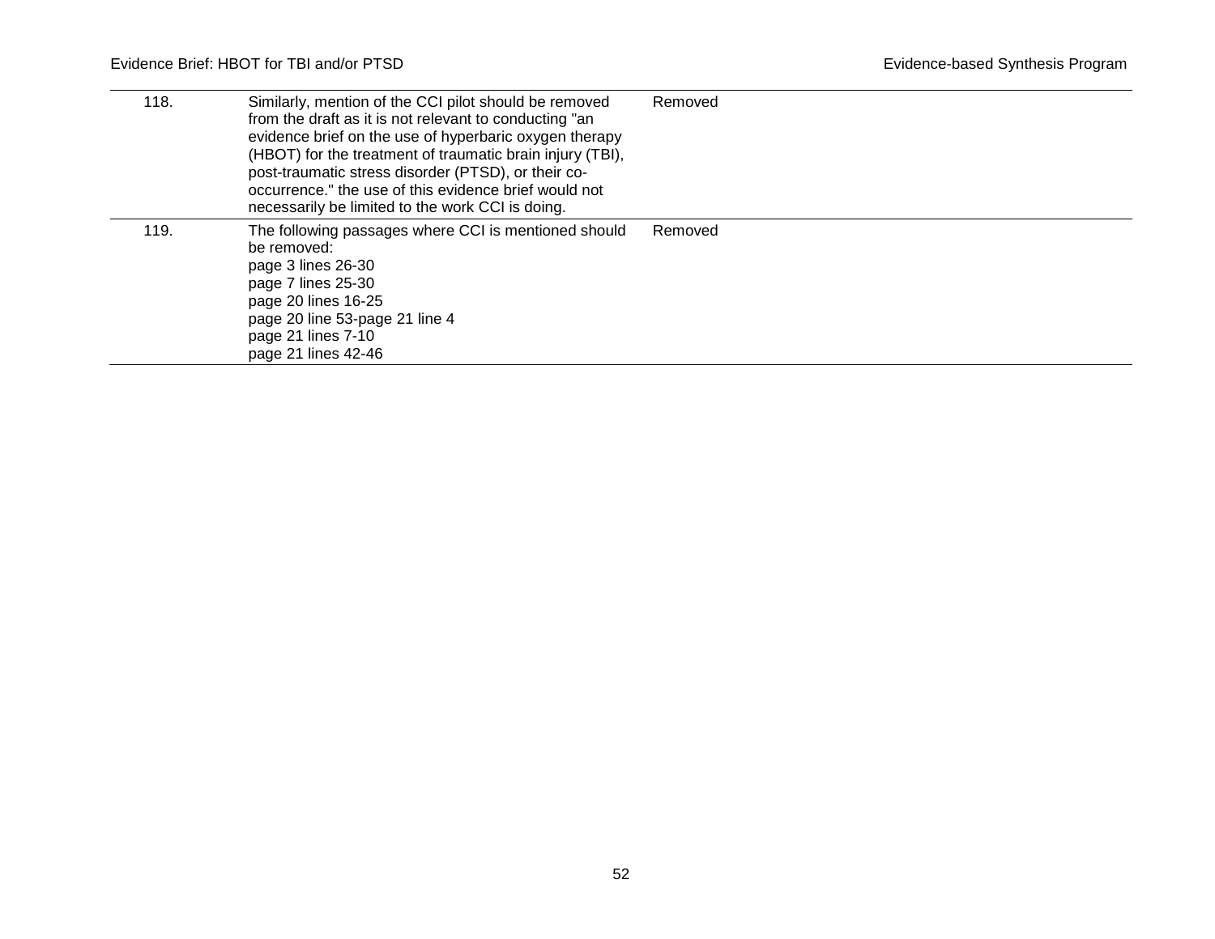| | | | |
|---|---|---|---|
| 118. | Similarly, mention of the CCI pilot should be removed from the draft as it is not relevant to conducting "an evidence brief on the use of hyperbaric oxygen therapy (HBOT) for the treatment of traumatic brain injury (TBI), post-traumatic stress disorder (PTSD), or their co-occurrence." the use of this evidence brief would not necessarily be limited to the work CCI is doing. | Removed | |
| 119. | The following passages where CCI is mentioned should be removed:<br>page 3 lines 26-30<br>page 7 lines 25-30<br>page 20 lines 16-25<br>page 20 line 53-page 21 line 4<br>page 21 lines 7-10<br>page 21 lines 42-46 | Removed | |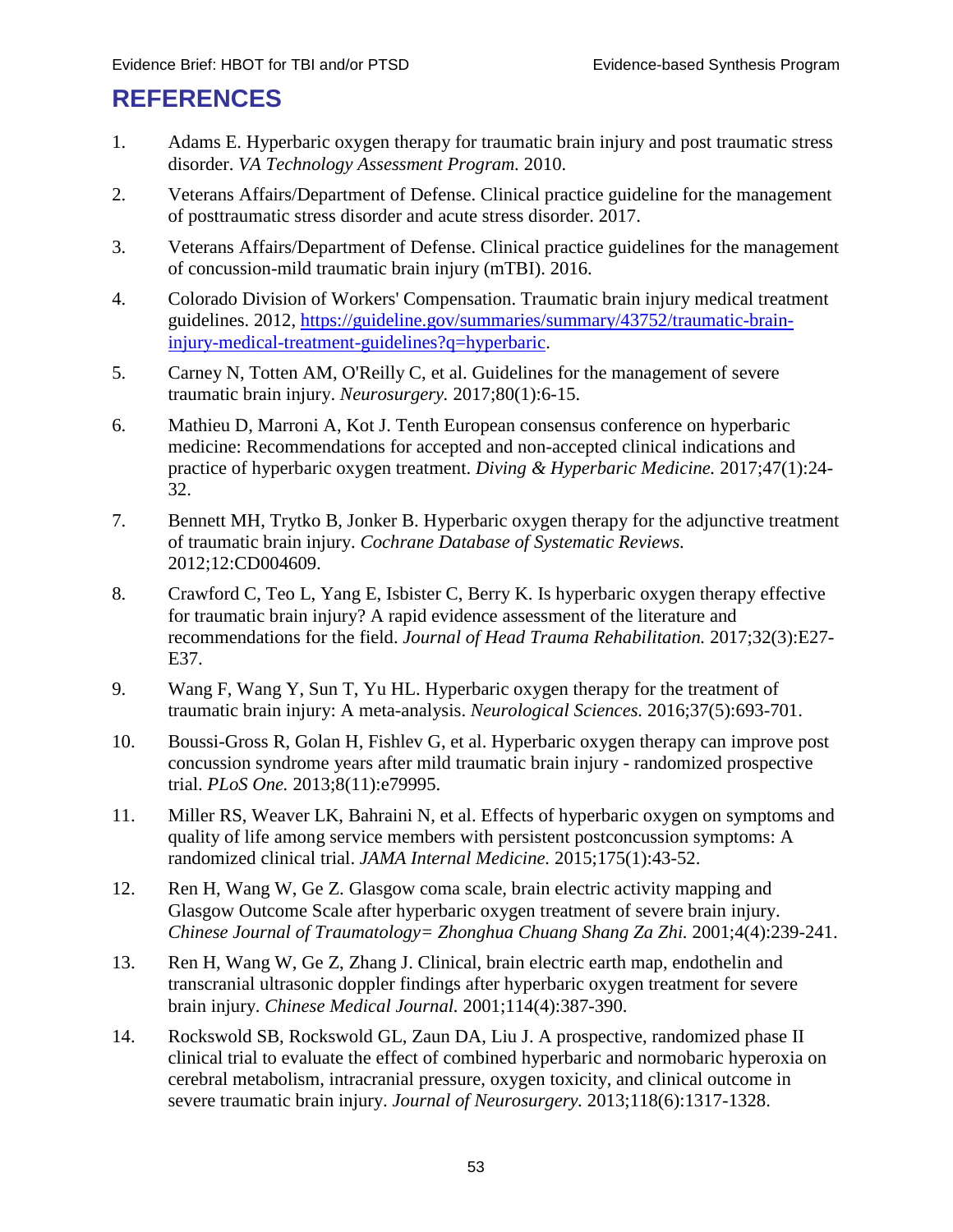# REFERENCES

1. Adams E. Hyperbaric oxygen therapy for traumatic brain injury and post traumatic stress disorder. *VA Technology Assessment Program.* 2010.
2. Veterans Affairs/Department of Defense. Clinical practice guideline for the management of posttraumatic stress disorder and acute stress disorder. 2017.
3. Veterans Affairs/Department of Defense. Clinical practice guidelines for the management of concussion-mild traumatic brain injury (mTBI). 2016.
4. Colorado Division of Workers' Compensation. Traumatic brain injury medical treatment guidelines. 2012, [https://guideline.gov/summaries/summary/43752/traumatic-brain-injury-medical-treatment-guidelines?q=hyperbaric](https://guideline.gov/summaries/summary/43752/traumatic-brain-injury-medical-treatment-guidelines?q=hyperbaric).
5. Carney N, Totten AM, O'Reilly C, et al. Guidelines for the management of severe traumatic brain injury. *Neurosurgery.* 2017;80(1):6-15.
6. Mathieu D, Marroni A, Kot J. Tenth European consensus conference on hyperbaric medicine: Recommendations for accepted and non-accepted clinical indications and practice of hyperbaric oxygen treatment. *Diving & Hyperbaric Medicine.* 2017;47(1):24-32.
7. Bennett MH, Trytko B, Jonker B. Hyperbaric oxygen therapy for the adjunctive treatment of traumatic brain injury. *Cochrane Database of Systematic Reviews.* 2012;12:CD004609.
8. Crawford C, Teo L, Yang E, Isbister C, Berry K. Is hyperbaric oxygen therapy effective for traumatic brain injury? A rapid evidence assessment of the literature and recommendations for the field. *Journal of Head Trauma Rehabilitation.* 2017;32(3):E27-E37.
9. Wang F, Wang Y, Sun T, Yu HL. Hyperbaric oxygen therapy for the treatment of traumatic brain injury: A meta-analysis. *Neurological Sciences.* 2016;37(5):693-701.
10. Boussi-Gross R, Golan H, Fishlev G, et al. Hyperbaric oxygen therapy can improve post concussion syndrome years after mild traumatic brain injury - randomized prospective trial. *PLoS One.* 2013;8(11):e79995.
11. Miller RS, Weaver LK, Bahraini N, et al. Effects of hyperbaric oxygen on symptoms and quality of life among service members with persistent postconcussion symptoms: A randomized clinical trial. *JAMA Internal Medicine.* 2015;175(1):43-52.
12. Ren H, Wang W, Ge Z. Glasgow coma scale, brain electric activity mapping and Glasgow Outcome Scale after hyperbaric oxygen treatment of severe brain injury. *Chinese Journal of Traumatology= Zhonghua Chuang Shang Za Zhi.* 2001;4(4):239-241.
13. Ren H, Wang W, Ge Z, Zhang J. Clinical, brain electric earth map, endothelin and transcranial ultrasonic doppler findings after hyperbaric oxygen treatment for severe brain injury. *Chinese Medical Journal.* 2001;114(4):387-390.
14. Rockswold SB, Rockswold GL, Zaun DA, Liu J. A prospective, randomized phase II clinical trial to evaluate the effect of combined hyperbaric and normobaric hyperoxia on cerebral metabolism, intracranial pressure, oxygen toxicity, and clinical outcome in severe traumatic brain injury. *Journal of Neurosurgery.* 2013;118(6):1317-1328.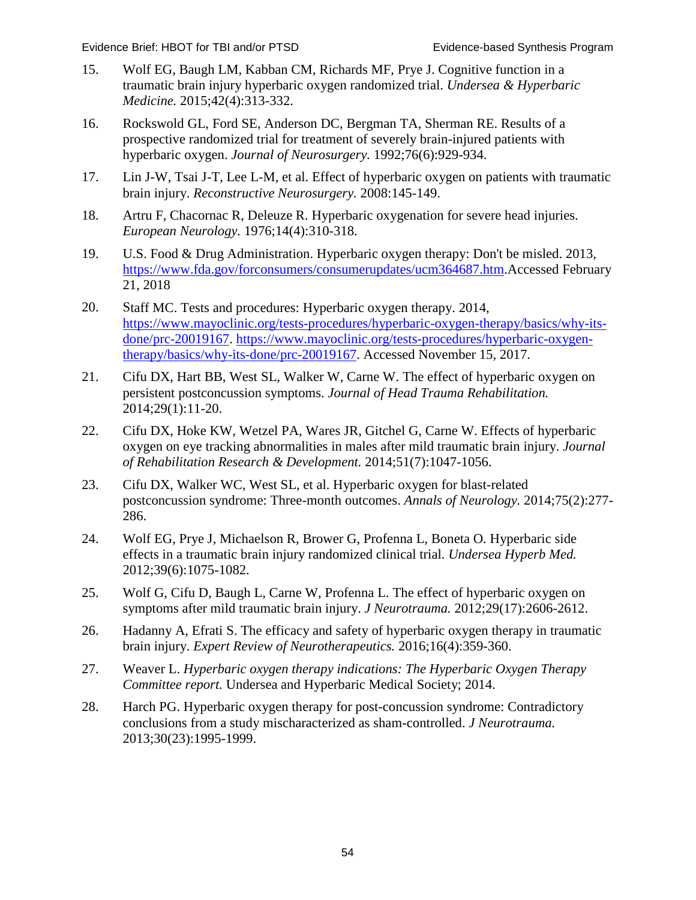15. Wolf EG, Baugh LM, Kabban CM, Richards MF, Prye J. Cognitive function in a traumatic brain injury hyperbaric oxygen randomized trial. *Undersea & Hyperbaric Medicine.* 2015;42(4):313-332.

16. Rockswold GL, Ford SE, Anderson DC, Bergman TA, Sherman RE. Results of a prospective randomized trial for treatment of severely brain-injured patients with hyperbaric oxygen. *Journal of Neurosurgery.* 1992;76(6):929-934.

17. Lin J-W, Tsai J-T, Lee L-M, et al. Effect of hyperbaric oxygen on patients with traumatic brain injury. *Reconstructive Neurosurgery.* 2008:145-149.

18. Artru F, Chacornac R, Deleuze R. Hyperbaric oxygenation for severe head injuries. *European Neurology.* 1976;14(4):310-318.

19. U.S. Food & Drug Administration. Hyperbaric oxygen therapy: Don't be misled. 2013, https://www.fda.gov/forconsumers/consumerupdates/ucm364687.htm.Accessed February 21, 2018

20. Staff MC. Tests and procedures: Hyperbaric oxygen therapy. 2014, https://www.mayoclinic.org/tests-procedures/hyperbaric-oxygen-therapy/basics/why-its-done/prc-20019167. https://www.mayoclinic.org/tests-procedures/hyperbaric-oxygen-therapy/basics/why-its-done/prc-20019167. Accessed November 15, 2017.

21. Cifu DX, Hart BB, West SL, Walker W, Carne W. The effect of hyperbaric oxygen on persistent postconcussion symptoms. *Journal of Head Trauma Rehabilitation.* 2014;29(1):11-20.

22. Cifu DX, Hoke KW, Wetzel PA, Wares JR, Gitchel G, Carne W. Effects of hyperbaric oxygen on eye tracking abnormalities in males after mild traumatic brain injury. *Journal of Rehabilitation Research & Development.* 2014;51(7):1047-1056.

23. Cifu DX, Walker WC, West SL, et al. Hyperbaric oxygen for blast-related postconcussion syndrome: Three-month outcomes. *Annals of Neurology.* 2014;75(2):277-286.

24. Wolf EG, Prye J, Michaelson R, Brower G, Profenna L, Boneta O. Hyperbaric side effects in a traumatic brain injury randomized clinical trial. *Undersea Hyperb Med.* 2012;39(6):1075-1082.

25. Wolf G, Cifu D, Baugh L, Carne W, Profenna L. The effect of hyperbaric oxygen on symptoms after mild traumatic brain injury. *J Neurotrauma.* 2012;29(17):2606-2612.

26. Hadanny A, Efrati S. The efficacy and safety of hyperbaric oxygen therapy in traumatic brain injury. *Expert Review of Neurotherapeutics.* 2016;16(4):359-360.

27. Weaver L. *Hyperbaric oxygen therapy indications: The Hyperbaric Oxygen Therapy Committee report.* Undersea and Hyperbaric Medical Society; 2014.

28. Harch PG. Hyperbaric oxygen therapy for post-concussion syndrome: Contradictory conclusions from a study mischaracterized as sham-controlled. *J Neurotrauma.* 2013;30(23):1995-1999.